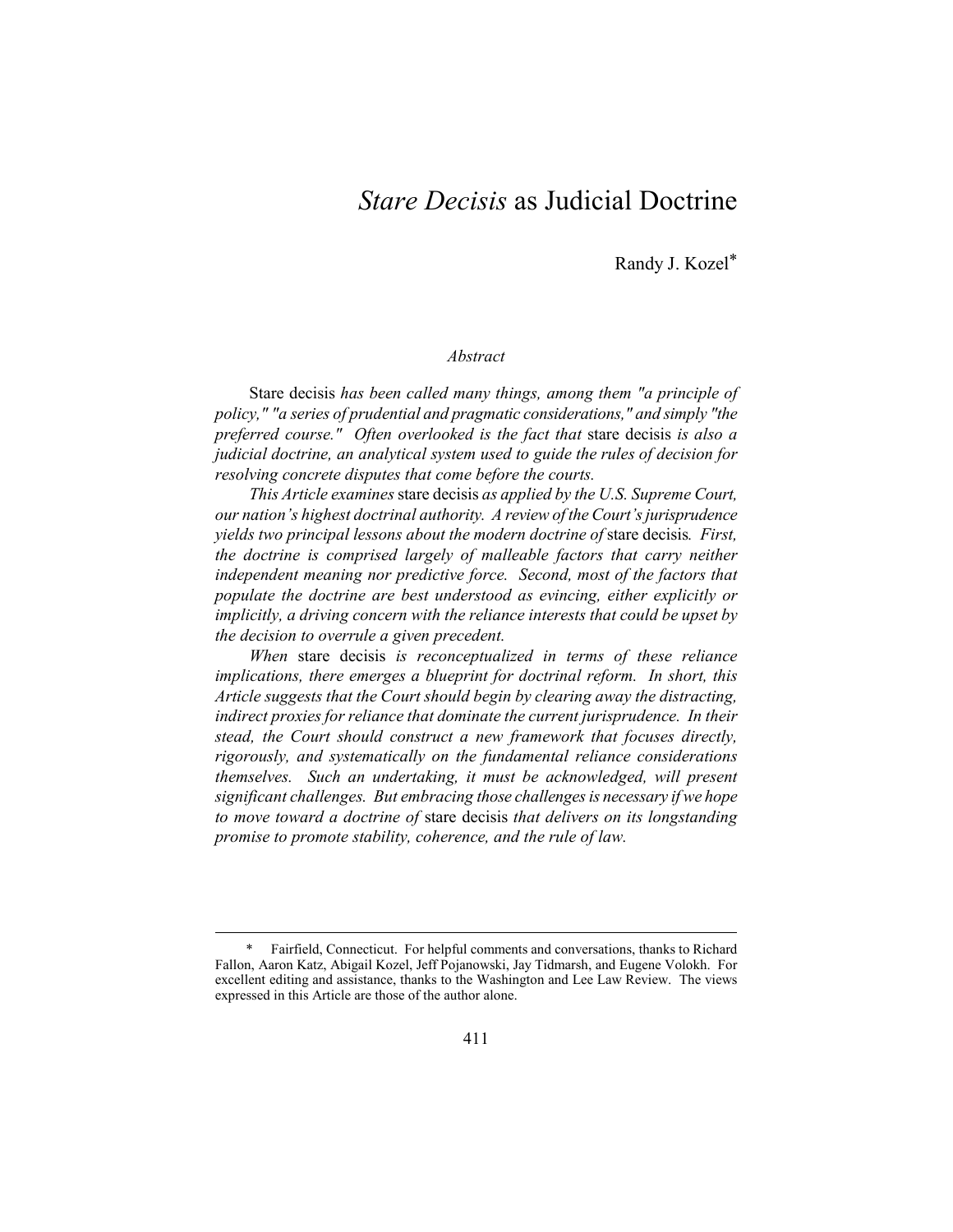# *Stare Decisis* as Judicial Doctrine

Randy J. Kozel*

*Abstract*

Stare decisis *has been called many things, among them "a principle of policy," "a series of prudential and pragmatic considerations," and simply "the preferred course." Often overlooked is the fact that* stare decisis *is also a judicial doctrine, an analytical system used to guide the rules of decision for resolving concrete disputes that come before the courts.*

*This Article examines* stare decisis *as applied by the U.S. Supreme Court, our nation's highest doctrinal authority. A review of the Court's jurisprudence yields two principal lessons about the modern doctrine of* stare decisis*. First, the doctrine is comprised largely of malleable factors that carry neither independent meaning nor predictive force. Second, most of the factors that populate the doctrine are best understood as evincing, either explicitly or implicitly, a driving concern with the reliance interests that could be upset by the decision to overrule a given precedent.*

*When* stare decisis *is reconceptualized in terms of these reliance implications, there emerges a blueprint for doctrinal reform. In short, this Article suggests that the Court should begin by clearing away the distracting, indirect proxies for reliance that dominate the current jurisprudence. In their stead, the Court should construct a new framework that focuses directly, rigorously, and systematically on the fundamental reliance considerations themselves. Such an undertaking, it must be acknowledged, will present significant challenges. But embracing those challenges is necessary if we hope to move toward a doctrine of* stare decisis *that delivers on its longstanding promise to promote stability, coherence, and the rule of law.*

---

\* Fairfield, Connecticut. For helpful comments and conversations, thanks to Richard Fallon, Aaron Katz, Abigail Kozel, Jeff Pojanowski, Jay Tidmarsh, and Eugene Volokh. For excellent editing and assistance, thanks to the Washington and Lee Law Review. The views expressed in this Article are those of the author alone.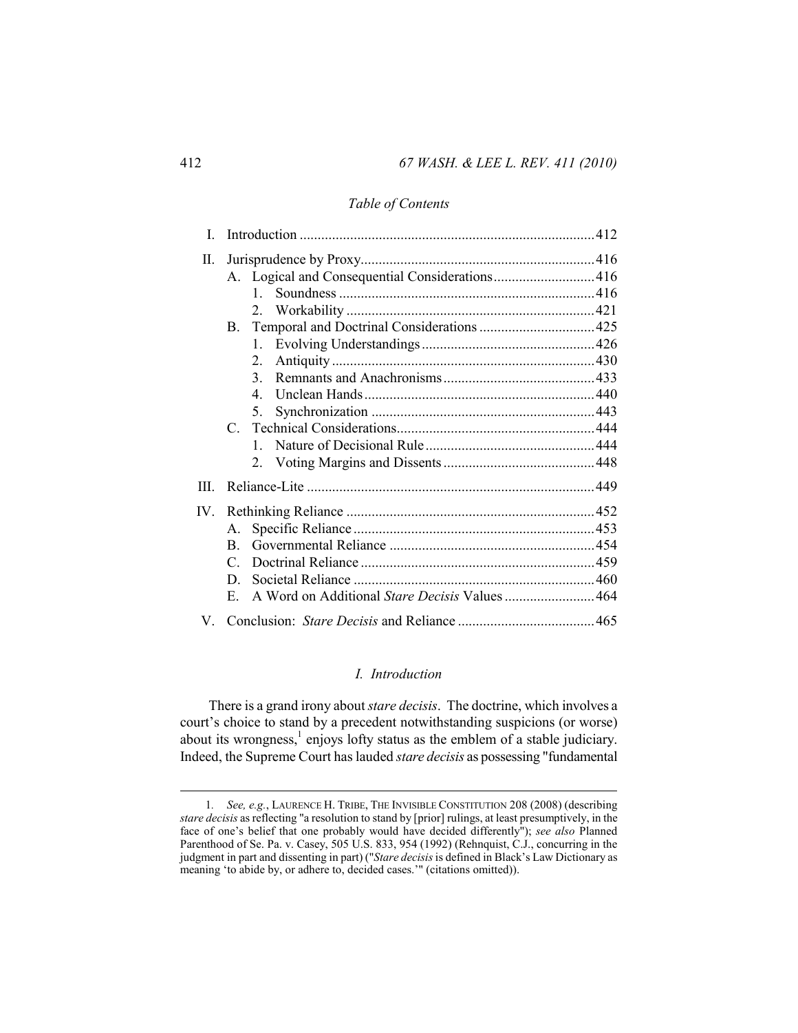*Table of Contents*

| | | |
|---|---|---|
| I. | Introduction | 412 |
| II. | Jurisprudence by Proxy | 416 |
| | A. Logical and Consequential Considerations | 416 |
| | 1. Soundness | 416 |
| | 2. Workability | 421 |
| | B. Temporal and Doctrinal Considerations | 425 |
| | 1. Evolving Understandings | 426 |
| | 2. Antiquity | 430 |
| | 3. Remnants and Anachronisms | 433 |
| | 4. Unclean Hands | 440 |
| | 5. Synchronization | 443 |
| | C. Technical Considerations | 444 |
| | 1. Nature of Decisional Rule | 444 |
| | 2. Voting Margins and Dissents | 448 |
| III. | Reliance-Lite | 449 |
| IV. | Rethinking Reliance | 452 |
| | A. Specific Reliance | 453 |
| | B. Governmental Reliance | 454 |
| | C. Doctrinal Reliance | 459 |
| | D. Societal Reliance | 460 |
| | E. A Word on Additional *Stare Decisis* Values | 464 |
| V. | Conclusion: *Stare Decisis* and Reliance | 465 |

## *I. Introduction*

There is a grand irony about *stare decisis*. The doctrine, which involves a court's choice to stand by a precedent notwithstanding suspicions (or worse) about its wrongness,[1] enjoys lofty status as the emblem of a stable judiciary. Indeed, the Supreme Court has lauded *stare decisis* as possessing "fundamental

---

1. *See, e.g.*, LAURENCE H. TRIBE, THE INVISIBLE CONSTITUTION 208 (2008) (describing *stare decisis* as reflecting "a resolution to stand by [prior] rulings, at least presumptively, in the face of one's belief that one probably would have decided differently"); *see also* Planned Parenthood of Se. Pa. v. Casey, 505 U.S. 833, 954 (1992) (Rehnquist, C.J., concurring in the judgment in part and dissenting in part) ("*Stare decisis* is defined in Black's Law Dictionary as meaning 'to abide by, or adhere to, decided cases.'" (citations omitted)).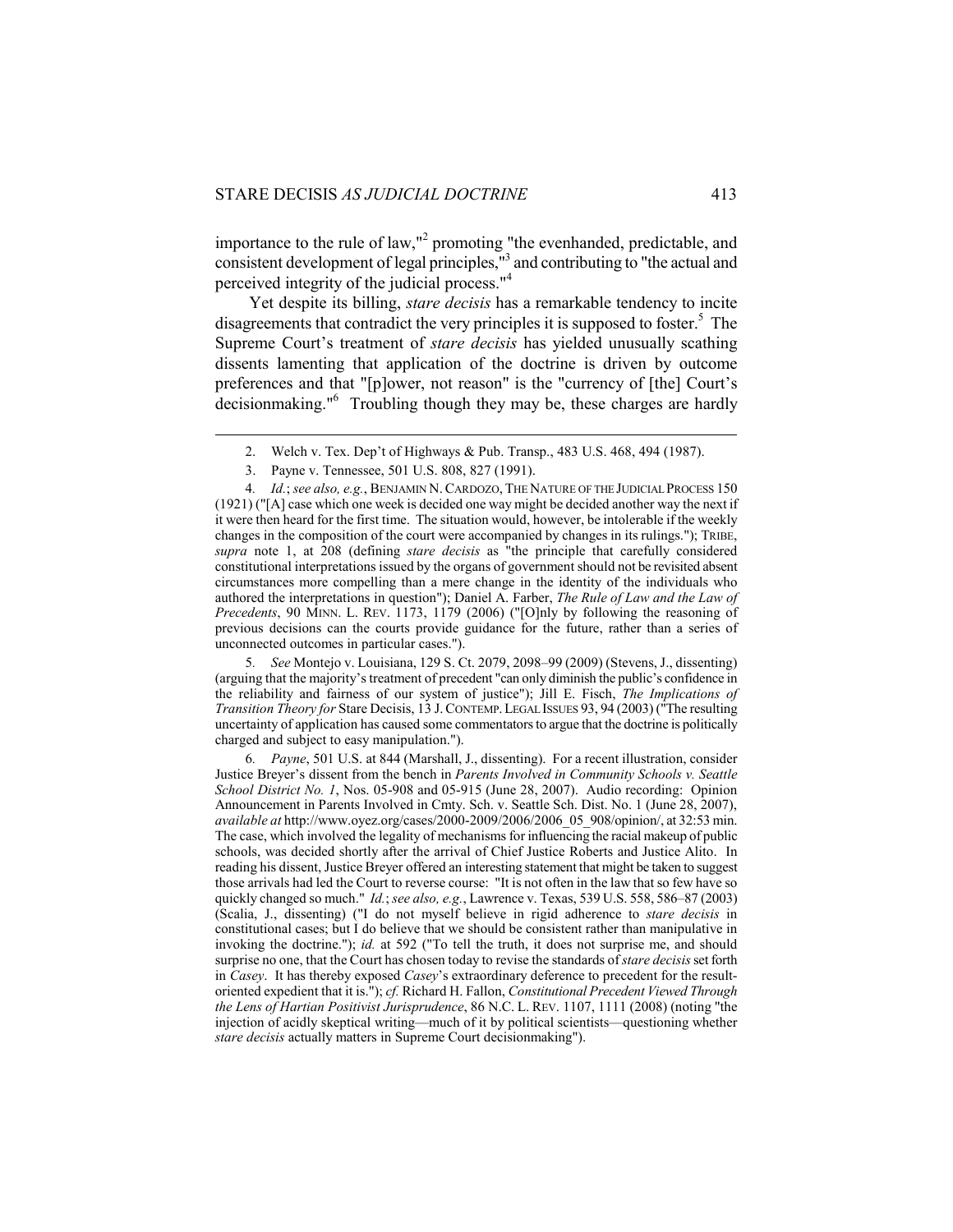importance to the rule of law,"[2] promoting "the evenhanded, predictable, and consistent development of legal principles,"[3] and contributing to "the actual and perceived integrity of the judicial process."[4]

Yet despite its billing, *stare decisis* has a remarkable tendency to incite disagreements that contradict the very principles it is supposed to foster.[5] The Supreme Court's treatment of *stare decisis* has yielded unusually scathing dissents lamenting that application of the doctrine is driven by outcome preferences and that "[p]ower, not reason" is the "currency of [the] Court's decisionmaking."[6] Troubling though they may be, these charges are hardly

---

2. Welch v. Tex. Dep't of Highways & Pub. Transp., 483 U.S. 468, 494 (1987).

3. Payne v. Tennessee, 501 U.S. 808, 827 (1991).

4. *Id.*; *see also, e.g.*, BENJAMIN N. CARDOZO, THE NATURE OF THE JUDICIAL PROCESS 150 (1921) ("[A] case which one week is decided one way might be decided another way the next if it were then heard for the first time. The situation would, however, be intolerable if the weekly changes in the composition of the court were accompanied by changes in its rulings."); TRIBE, *supra* note 1, at 208 (defining *stare decisis* as "the principle that carefully considered constitutional interpretations issued by the organs of government should not be revisited absent circumstances more compelling than a mere change in the identity of the individuals who authored the interpretations in question"); Daniel A. Farber, *The Rule of Law and the Law of Precedents*, 90 MINN. L. REV. 1173, 1179 (2006) ("[O]nly by following the reasoning of previous decisions can the courts provide guidance for the future, rather than a series of unconnected outcomes in particular cases.").

5. *See* Montejo v. Louisiana, 129 S. Ct. 2079, 2098–99 (2009) (Stevens, J., dissenting) (arguing that the majority's treatment of precedent "can only diminish the public's confidence in the reliability and fairness of our system of justice"); Jill E. Fisch, *The Implications of Transition Theory for* Stare Decisis, 13 J. CONTEMP. LEGAL ISSUES 93, 94 (2003) ("The resulting uncertainty of application has caused some commentators to argue that the doctrine is politically charged and subject to easy manipulation.").

6. *Payne*, 501 U.S. at 844 (Marshall, J., dissenting). For a recent illustration, consider Justice Breyer's dissent from the bench in *Parents Involved in Community Schools v. Seattle School District No. 1*, Nos. 05-908 and 05-915 (June 28, 2007). Audio recording: Opinion Announcement in Parents Involved in Cmty. Sch. v. Seattle Sch. Dist. No. 1 (June 28, 2007), *available at* http://www.oyez.org/cases/2000-2009/2006/2006_05_908/opinion/, at 32:53 min. The case, which involved the legality of mechanisms for influencing the racial makeup of public schools, was decided shortly after the arrival of Chief Justice Roberts and Justice Alito. In reading his dissent, Justice Breyer offered an interesting statement that might be taken to suggest those arrivals had led the Court to reverse course: "It is not often in the law that so few have so quickly changed so much." *Id.*; *see also, e.g.*, Lawrence v. Texas, 539 U.S. 558, 586–87 (2003) (Scalia, J., dissenting) ("I do not myself believe in rigid adherence to *stare decisis* in constitutional cases; but I do believe that we should be consistent rather than manipulative in invoking the doctrine."); *id.* at 592 ("To tell the truth, it does not surprise me, and should surprise no one, that the Court has chosen today to revise the standards of *stare decisis* set forth in *Casey*. It has thereby exposed *Casey*'s extraordinary deference to precedent for the result-oriented expedient that it is."); *cf.* Richard H. Fallon, *Constitutional Precedent Viewed Through the Lens of Hartian Positivist Jurisprudence*, 86 N.C. L. REV. 1107, 1111 (2008) (noting "the injection of acidly skeptical writing—much of it by political scientists—questioning whether *stare decisis* actually matters in Supreme Court decisionmaking").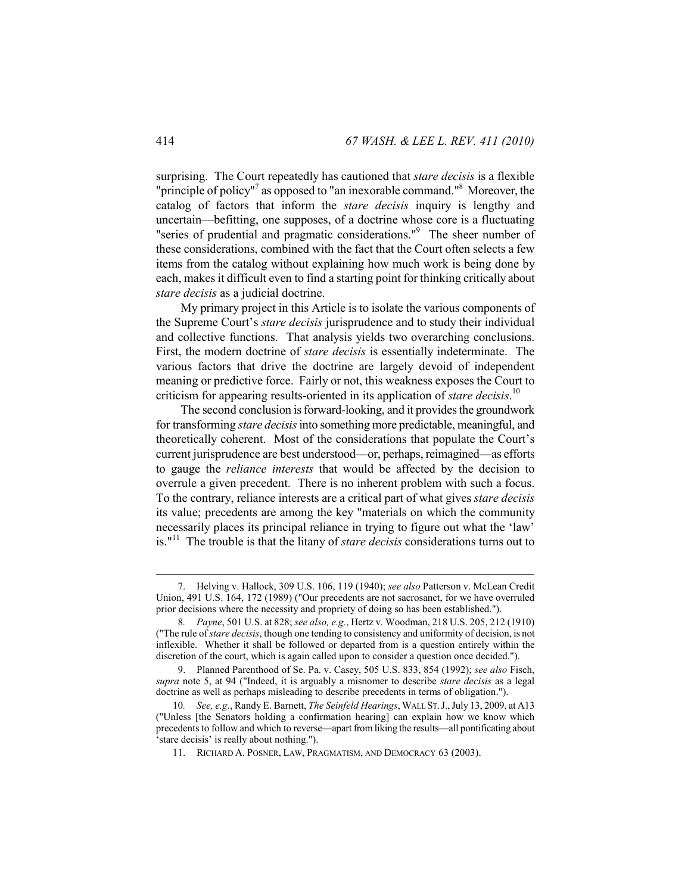surprising. The Court repeatedly has cautioned that *stare decisis* is a flexible "principle of policy"[7] as opposed to "an inexorable command."[8] Moreover, the catalog of factors that inform the *stare decisis* inquiry is lengthy and uncertain—befitting, one supposes, of a doctrine whose core is a fluctuating "series of prudential and pragmatic considerations."[9] The sheer number of these considerations, combined with the fact that the Court often selects a few items from the catalog without explaining how much work is being done by each, makes it difficult even to find a starting point for thinking critically about *stare decisis* as a judicial doctrine.

My primary project in this Article is to isolate the various components of the Supreme Court's *stare decisis* jurisprudence and to study their individual and collective functions. That analysis yields two overarching conclusions. First, the modern doctrine of *stare decisis* is essentially indeterminate. The various factors that drive the doctrine are largely devoid of independent meaning or predictive force. Fairly or not, this weakness exposes the Court to criticism for appearing results-oriented in its application of *stare decisis*.[10]

The second conclusion is forward-looking, and it provides the groundwork for transforming *stare decisis* into something more predictable, meaningful, and theoretically coherent. Most of the considerations that populate the Court's current jurisprudence are best understood—or, perhaps, reimagined—as efforts to gauge the *reliance interests* that would be affected by the decision to overrule a given precedent. There is no inherent problem with such a focus. To the contrary, reliance interests are a critical part of what gives *stare decisis* its value; precedents are among the key "materials on which the community necessarily places its principal reliance in trying to figure out what the 'law' is."[11] The trouble is that the litany of *stare decisis* considerations turns out to

---

7. Helving v. Hallock, 309 U.S. 106, 119 (1940); *see also* Patterson v. McLean Credit Union, 491 U.S. 164, 172 (1989) ("Our precedents are not sacrosanct, for we have overruled prior decisions where the necessity and propriety of doing so has been established.").

8. *Payne*, 501 U.S. at 828; *see also, e.g.*, Hertz v. Woodman, 218 U.S. 205, 212 (1910) ("The rule of *stare decisis*, though one tending to consistency and uniformity of decision, is not inflexible. Whether it shall be followed or departed from is a question entirely within the discretion of the court, which is again called upon to consider a question once decided.").

9. Planned Parenthood of Se. Pa. v. Casey, 505 U.S. 833, 854 (1992); *see also* Fisch, *supra* note 5, at 94 ("Indeed, it is arguably a misnomer to describe *stare decisis* as a legal doctrine as well as perhaps misleading to describe precedents in terms of obligation.").

10. *See, e.g.*, Randy E. Barnett, *The Seinfeld Hearings*, WALL ST. J., July 13, 2009, at A13 ("Unless [the Senators holding a confirmation hearing] can explain how we know which precedents to follow and which to reverse—apart from liking the results—all pontificating about 'stare decisis' is really about nothing.").

11. RICHARD A. POSNER, LAW, PRAGMATISM, AND DEMOCRACY 63 (2003).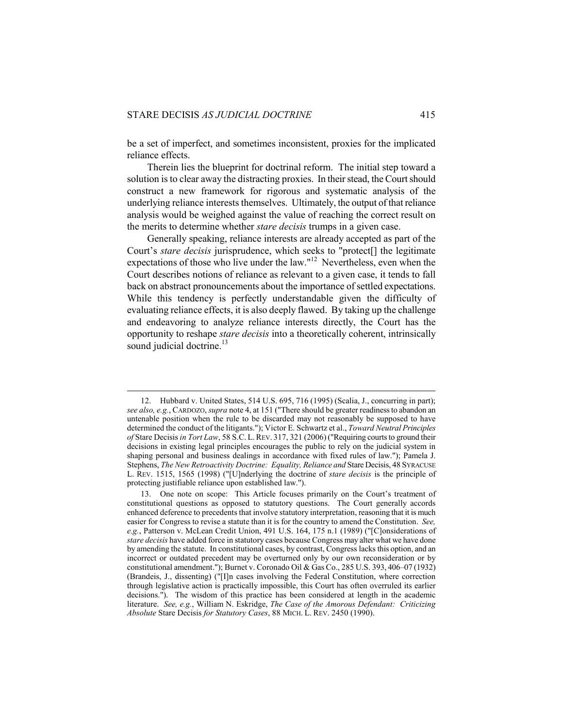be a set of imperfect, and sometimes inconsistent, proxies for the implicated reliance effects.

Therein lies the blueprint for doctrinal reform. The initial step toward a solution is to clear away the distracting proxies. In their stead, the Court should construct a new framework for rigorous and systematic analysis of the underlying reliance interests themselves. Ultimately, the output of that reliance analysis would be weighed against the value of reaching the correct result on the merits to determine whether *stare decisis* trumps in a given case.

Generally speaking, reliance interests are already accepted as part of the Court's *stare decisis* jurisprudence, which seeks to "protect[] the legitimate expectations of those who live under the law."[12] Nevertheless, even when the Court describes notions of reliance as relevant to a given case, it tends to fall back on abstract pronouncements about the importance of settled expectations. While this tendency is perfectly understandable given the difficulty of evaluating reliance effects, it is also deeply flawed. By taking up the challenge and endeavoring to analyze reliance interests directly, the Court has the opportunity to reshape *stare decisis* into a theoretically coherent, intrinsically sound judicial doctrine.[13]

---

12. Hubbard v. United States, 514 U.S. 695, 716 (1995) (Scalia, J., concurring in part); *see also, e.g.*, CARDOZO, *supra* note 4, at 151 ("There should be greater readiness to abandon an untenable position when the rule to be discarded may not reasonably be supposed to have determined the conduct of the litigants."); Victor E. Schwartz et al., *Toward Neutral Principles of* Stare Decisis *in Tort Law*, 58 S.C. L. REV. 317, 321 (2006) ("Requiring courts to ground their decisions in existing legal principles encourages the public to rely on the judicial system in shaping personal and business dealings in accordance with fixed rules of law."); Pamela J. Stephens, *The New Retroactivity Doctrine: Equality, Reliance and* Stare Decisis, 48 SYRACUSE L. REV. 1515, 1565 (1998) ("[U]nderlying the doctrine of *stare decisis* is the principle of protecting justifiable reliance upon established law.").

13. One note on scope: This Article focuses primarily on the Court's treatment of constitutional questions as opposed to statutory questions. The Court generally accords enhanced deference to precedents that involve statutory interpretation, reasoning that it is much easier for Congress to revise a statute than it is for the country to amend the Constitution. *See, e.g.*, Patterson v. McLean Credit Union, 491 U.S. 164, 175 n.1 (1989) ("[C]onsiderations of *stare decisis* have added force in statutory cases because Congress may alter what we have done by amending the statute. In constitutional cases, by contrast, Congress lacks this option, and an incorrect or outdated precedent may be overturned only by our own reconsideration or by constitutional amendment."); Burnet v. Coronado Oil & Gas Co., 285 U.S. 393, 406–07 (1932) (Brandeis, J., dissenting) ("[I]n cases involving the Federal Constitution, where correction through legislative action is practically impossible, this Court has often overruled its earlier decisions."). The wisdom of this practice has been considered at length in the academic literature. *See, e.g.*, William N. Eskridge, *The Case of the Amorous Defendant: Criticizing Absolute* Stare Decisis *for Statutory Cases*, 88 MICH. L. REV. 2450 (1990).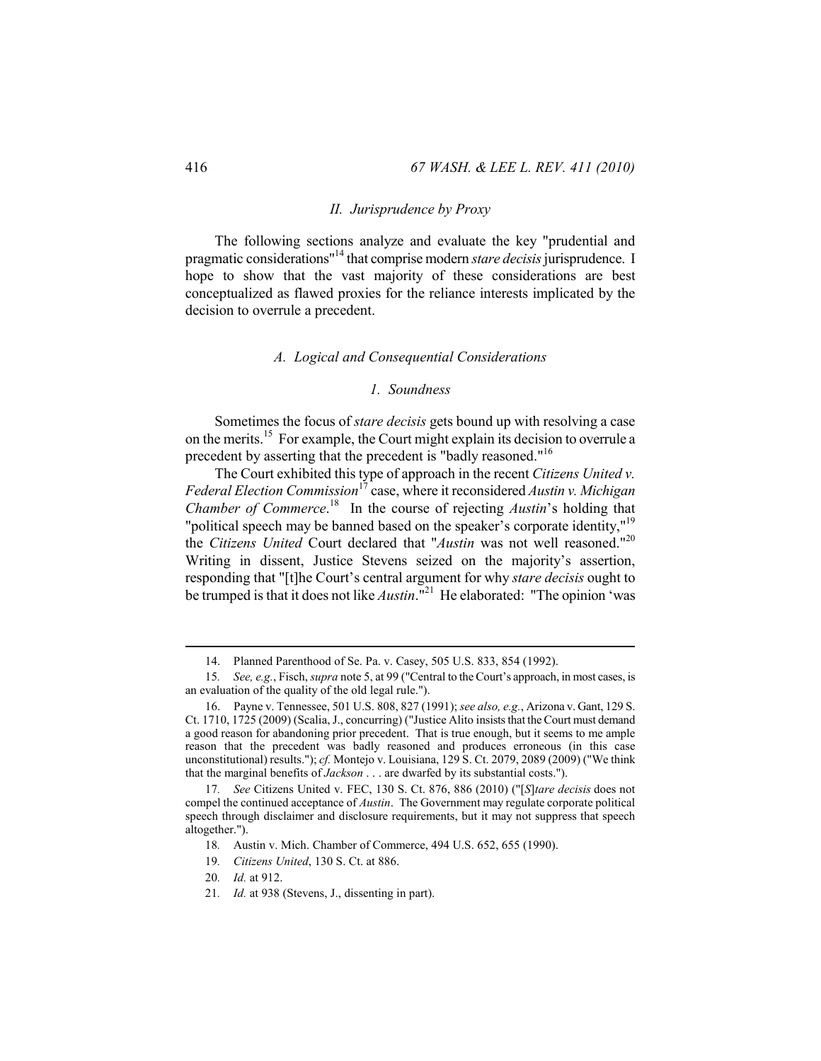## *II. Jurisprudence by Proxy*

The following sections analyze and evaluate the key "prudential and pragmatic considerations"[14] that comprise modern *stare decisis* jurisprudence. I hope to show that the vast majority of these considerations are best conceptualized as flawed proxies for the reliance interests implicated by the decision to overrule a precedent.

### *A. Logical and Consequential Considerations*

#### *1. Soundness*

Sometimes the focus of *stare decisis* gets bound up with resolving a case on the merits.[15] For example, the Court might explain its decision to overrule a precedent by asserting that the precedent is "badly reasoned."[16]

The Court exhibited this type of approach in the recent *Citizens United v. Federal Election Commission*[17] case, where it reconsidered *Austin v. Michigan Chamber of Commerce*.[18] In the course of rejecting *Austin*'s holding that "political speech may be banned based on the speaker's corporate identity,"[19] the *Citizens United* Court declared that "*Austin* was not well reasoned."[20] Writing in dissent, Justice Stevens seized on the majority's assertion, responding that "[t]he Court's central argument for why *stare decisis* ought to be trumped is that it does not like *Austin*."[21] He elaborated: "The opinion 'was

---

14. Planned Parenthood of Se. Pa. v. Casey, 505 U.S. 833, 854 (1992).

15. *See, e.g.*, Fisch, *supra* note 5, at 99 ("Central to the Court's approach, in most cases, is an evaluation of the quality of the old legal rule.").

16. Payne v. Tennessee, 501 U.S. 808, 827 (1991); *see also, e.g.*, Arizona v. Gant, 129 S. Ct. 1710, 1725 (2009) (Scalia, J., concurring) ("Justice Alito insists that the Court must demand a good reason for abandoning prior precedent. That is true enough, but it seems to me ample reason that the precedent was badly reasoned and produces erroneous (in this case unconstitutional) results."); *cf.* Montejo v. Louisiana, 129 S. Ct. 2079, 2089 (2009) ("We think that the marginal benefits of *Jackson* . . . are dwarfed by its substantial costs.").

17. *See* Citizens United v. FEC, 130 S. Ct. 876, 886 (2010) ("[*S*]*tare decisis* does not compel the continued acceptance of *Austin*. The Government may regulate corporate political speech through disclaimer and disclosure requirements, but it may not suppress that speech altogether.").

18. Austin v. Mich. Chamber of Commerce, 494 U.S. 652, 655 (1990).

19. *Citizens United*, 130 S. Ct. at 886.

20. *Id.* at 912.

21. *Id.* at 938 (Stevens, J., dissenting in part).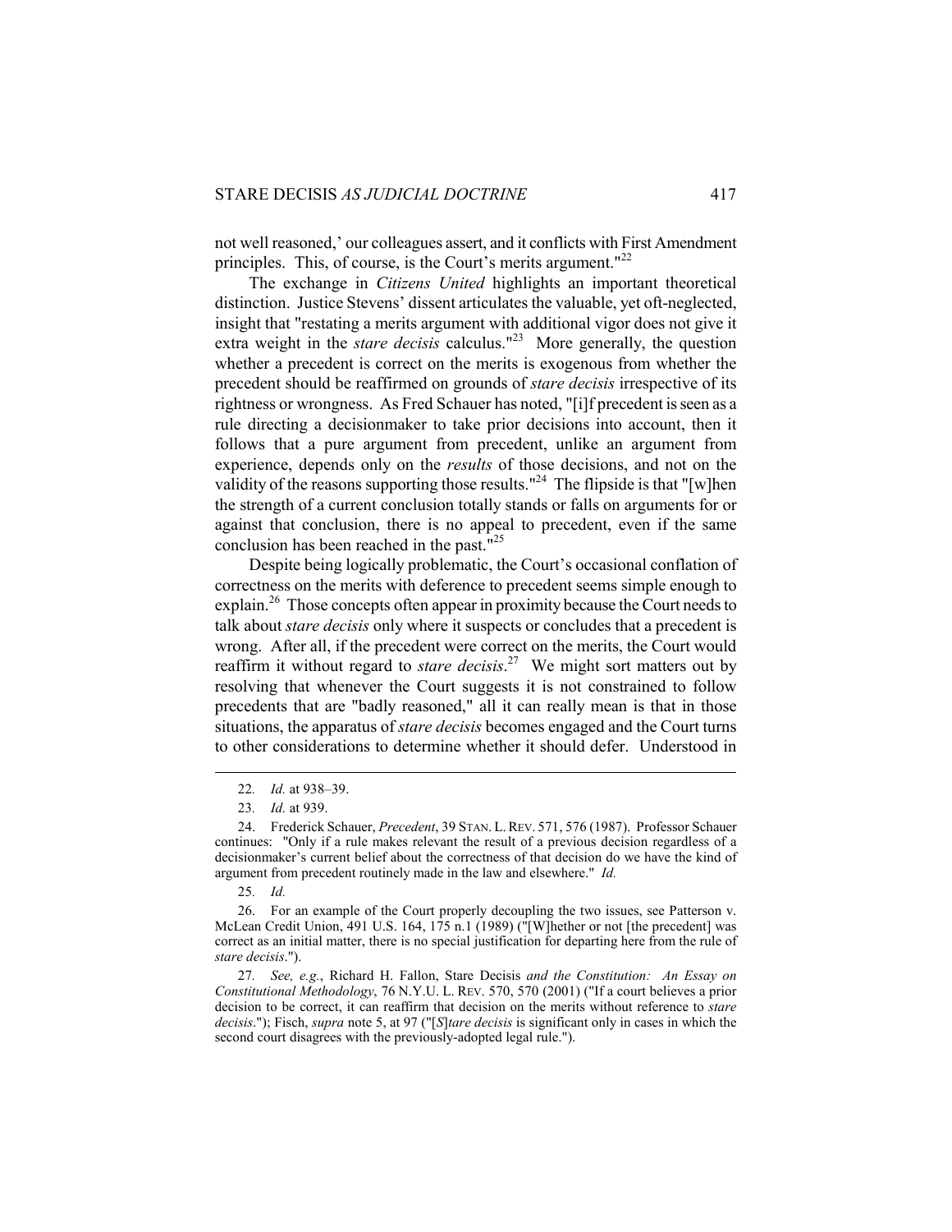not well reasoned,' our colleagues assert, and it conflicts with First Amendment principles. This, of course, is the Court's merits argument."[22]

The exchange in *Citizens United* highlights an important theoretical distinction. Justice Stevens' dissent articulates the valuable, yet oft-neglected, insight that "restating a merits argument with additional vigor does not give it extra weight in the *stare decisis* calculus."[23] More generally, the question whether a precedent is correct on the merits is exogenous from whether the precedent should be reaffirmed on grounds of *stare decisis* irrespective of its rightness or wrongness. As Fred Schauer has noted, "[i]f precedent is seen as a rule directing a decisionmaker to take prior decisions into account, then it follows that a pure argument from precedent, unlike an argument from experience, depends only on the *results* of those decisions, and not on the validity of the reasons supporting those results."[24] The flipside is that "[w]hen the strength of a current conclusion totally stands or falls on arguments for or against that conclusion, there is no appeal to precedent, even if the same conclusion has been reached in the past."[25]

Despite being logically problematic, the Court's occasional conflation of correctness on the merits with deference to precedent seems simple enough to explain.[26] Those concepts often appear in proximity because the Court needs to talk about *stare decisis* only where it suspects or concludes that a precedent is wrong. After all, if the precedent were correct on the merits, the Court would reaffirm it without regard to *stare decisis*.[27] We might sort matters out by resolving that whenever the Court suggests it is not constrained to follow precedents that are "badly reasoned," all it can really mean is that in those situations, the apparatus of *stare decisis* becomes engaged and the Court turns to other considerations to determine whether it should defer. Understood in

---

22. *Id.* at 938–39.

23. *Id.* at 939.

24. Frederick Schauer, *Precedent*, 39 STAN. L. REV. 571, 576 (1987). Professor Schauer continues: "Only if a rule makes relevant the result of a previous decision regardless of a decisionmaker's current belief about the correctness of that decision do we have the kind of argument from precedent routinely made in the law and elsewhere." *Id.*

25. *Id.*

26. For an example of the Court properly decoupling the two issues, see Patterson v. McLean Credit Union, 491 U.S. 164, 175 n.1 (1989) ("[W]hether or not [the precedent] was correct as an initial matter, there is no special justification for departing here from the rule of *stare decisis*.").

27. *See, e.g.*, Richard H. Fallon, Stare Decisis *and the Constitution: An Essay on Constitutional Methodology*, 76 N.Y.U. L. REV. 570, 570 (2001) ("If a court believes a prior decision to be correct, it can reaffirm that decision on the merits without reference to *stare decisis*."); Fisch, *supra* note 5, at 97 ("[*S*]*tare decisis* is significant only in cases in which the second court disagrees with the previously-adopted legal rule.").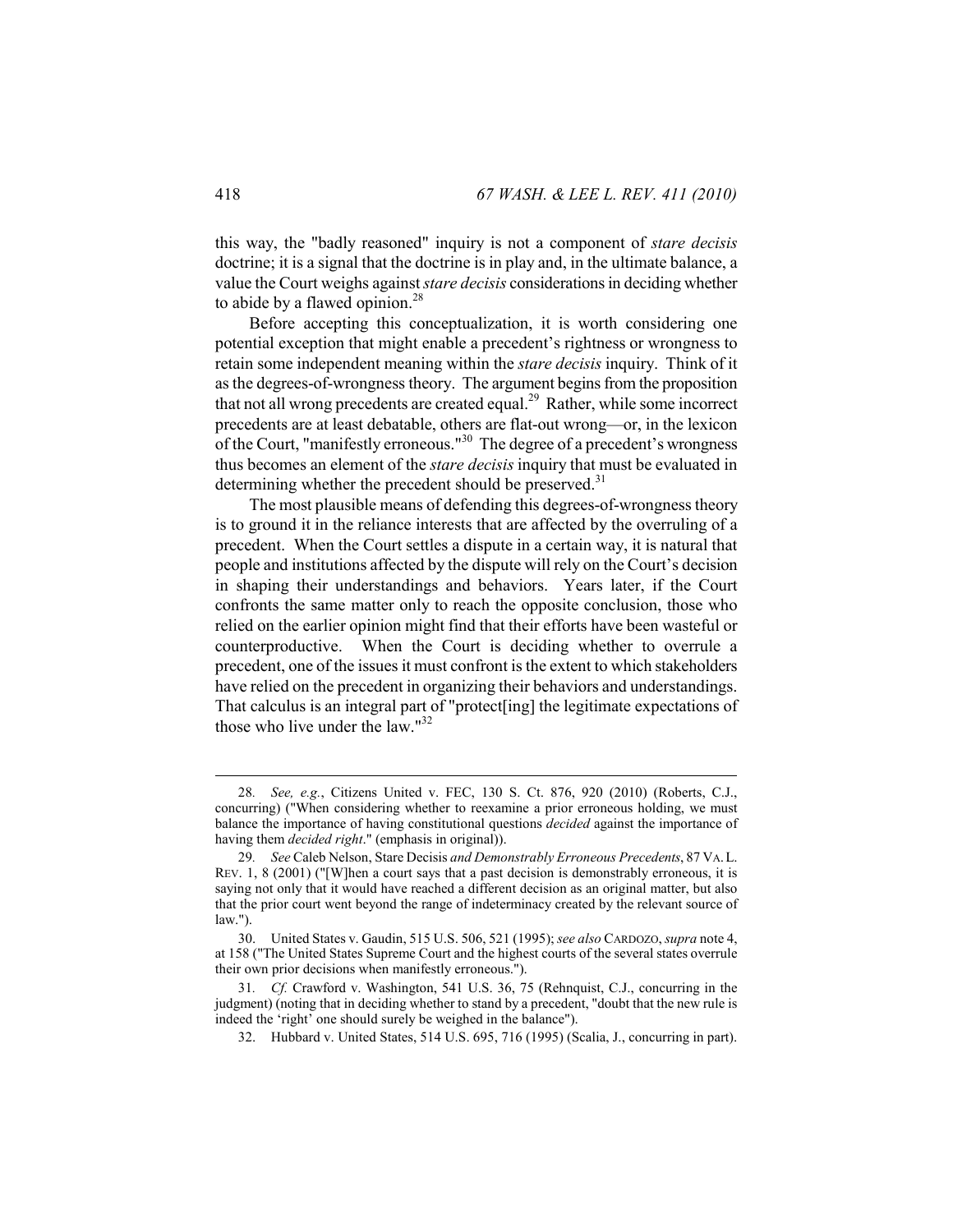this way, the "badly reasoned" inquiry is not a component of *stare decisis* doctrine; it is a signal that the doctrine is in play and, in the ultimate balance, a value the Court weighs against *stare decisis* considerations in deciding whether to abide by a flawed opinion.[28]

Before accepting this conceptualization, it is worth considering one potential exception that might enable a precedent's rightness or wrongness to retain some independent meaning within the *stare decisis* inquiry. Think of it as the degrees-of-wrongness theory. The argument begins from the proposition that not all wrong precedents are created equal.[29] Rather, while some incorrect precedents are at least debatable, others are flat-out wrong—or, in the lexicon of the Court, "manifestly erroneous."[30] The degree of a precedent's wrongness thus becomes an element of the *stare decisis* inquiry that must be evaluated in determining whether the precedent should be preserved.[31]

The most plausible means of defending this degrees-of-wrongness theory is to ground it in the reliance interests that are affected by the overruling of a precedent. When the Court settles a dispute in a certain way, it is natural that people and institutions affected by the dispute will rely on the Court's decision in shaping their understandings and behaviors. Years later, if the Court confronts the same matter only to reach the opposite conclusion, those who relied on the earlier opinion might find that their efforts have been wasteful or counterproductive. When the Court is deciding whether to overrule a precedent, one of the issues it must confront is the extent to which stakeholders have relied on the precedent in organizing their behaviors and understandings. That calculus is an integral part of "protect[ing] the legitimate expectations of those who live under the law."[32]

---

28. *See, e.g.*, Citizens United v. FEC, 130 S. Ct. 876, 920 (2010) (Roberts, C.J., concurring) ("When considering whether to reexamine a prior erroneous holding, we must balance the importance of having constitutional questions *decided* against the importance of having them *decided right*." (emphasis in original)).

29. *See* Caleb Nelson, Stare Decisis *and Demonstrably Erroneous Precedents*, 87 VA. L. REV. 1, 8 (2001) ("[W]hen a court says that a past decision is demonstrably erroneous, it is saying not only that it would have reached a different decision as an original matter, but also that the prior court went beyond the range of indeterminacy created by the relevant source of law.").

30. United States v. Gaudin, 515 U.S. 506, 521 (1995); *see also* CARDOZO, *supra* note 4, at 158 ("The United States Supreme Court and the highest courts of the several states overrule their own prior decisions when manifestly erroneous.").

31. *Cf.* Crawford v. Washington, 541 U.S. 36, 75 (Rehnquist, C.J., concurring in the judgment) (noting that in deciding whether to stand by a precedent, "doubt that the new rule is indeed the 'right' one should surely be weighed in the balance").

32. Hubbard v. United States, 514 U.S. 695, 716 (1995) (Scalia, J., concurring in part).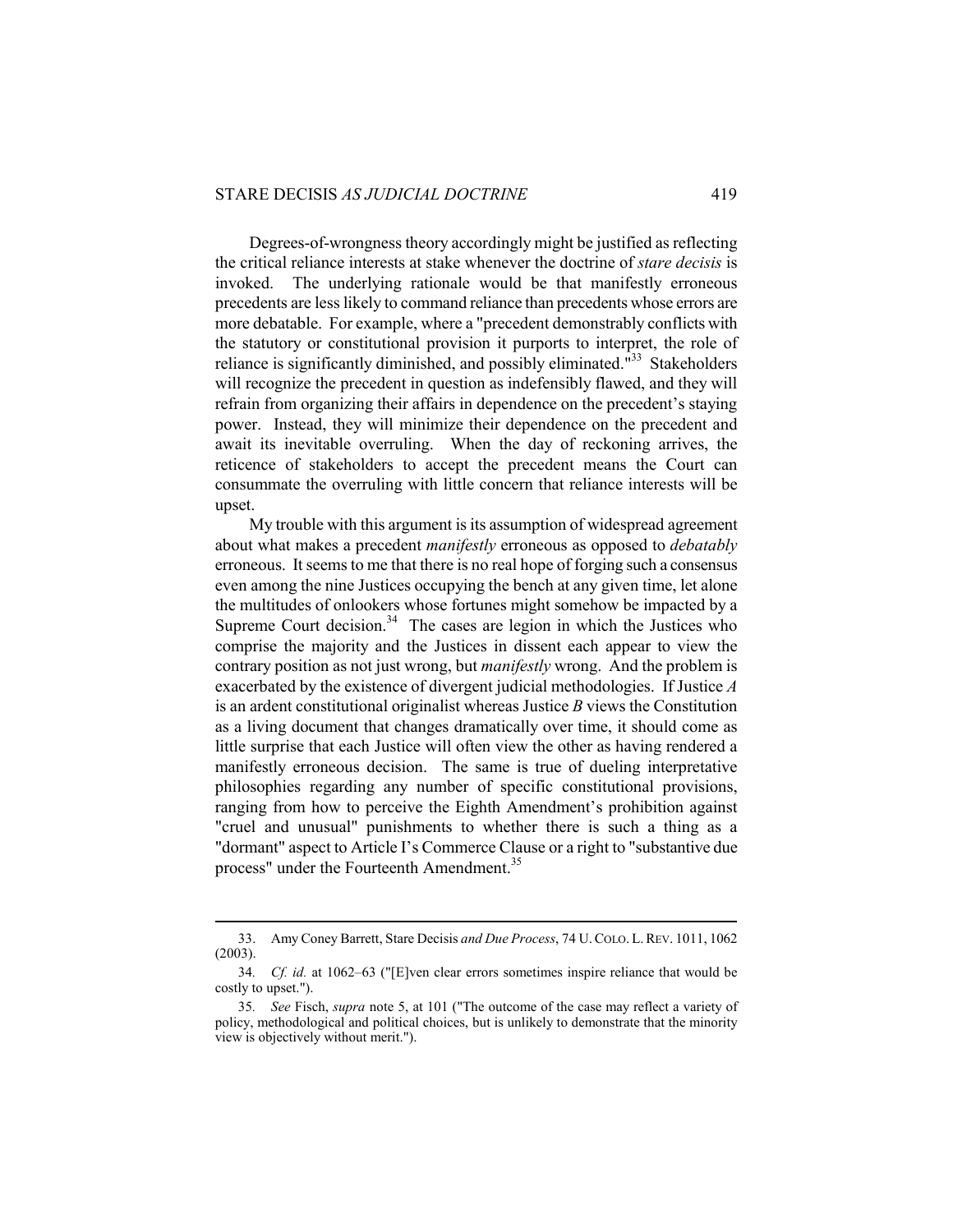Degrees-of-wrongness theory accordingly might be justified as reflecting the critical reliance interests at stake whenever the doctrine of *stare decisis* is invoked. The underlying rationale would be that manifestly erroneous precedents are less likely to command reliance than precedents whose errors are more debatable. For example, where a "precedent demonstrably conflicts with the statutory or constitutional provision it purports to interpret, the role of reliance is significantly diminished, and possibly eliminated."[33] Stakeholders will recognize the precedent in question as indefensibly flawed, and they will refrain from organizing their affairs in dependence on the precedent's staying power. Instead, they will minimize their dependence on the precedent and await its inevitable overruling. When the day of reckoning arrives, the reticence of stakeholders to accept the precedent means the Court can consummate the overruling with little concern that reliance interests will be upset.

My trouble with this argument is its assumption of widespread agreement about what makes a precedent *manifestly* erroneous as opposed to *debatably* erroneous. It seems to me that there is no real hope of forging such a consensus even among the nine Justices occupying the bench at any given time, let alone the multitudes of onlookers whose fortunes might somehow be impacted by a Supreme Court decision.[34] The cases are legion in which the Justices who comprise the majority and the Justices in dissent each appear to view the contrary position as not just wrong, but *manifestly* wrong. And the problem is exacerbated by the existence of divergent judicial methodologies. If Justice *A* is an ardent constitutional originalist whereas Justice *B* views the Constitution as a living document that changes dramatically over time, it should come as little surprise that each Justice will often view the other as having rendered a manifestly erroneous decision. The same is true of dueling interpretative philosophies regarding any number of specific constitutional provisions, ranging from how to perceive the Eighth Amendment's prohibition against "cruel and unusual" punishments to whether there is such a thing as a "dormant" aspect to Article I's Commerce Clause or a right to "substantive due process" under the Fourteenth Amendment.[35]

---

33. Amy Coney Barrett, Stare Decisis *and Due Process*, 74 U. COLO. L. REV. 1011, 1062 (2003).

34. *Cf. id.* at 1062–63 ("[E]ven clear errors sometimes inspire reliance that would be costly to upset.").

35. *See* Fisch, *supra* note 5, at 101 ("The outcome of the case may reflect a variety of policy, methodological and political choices, but is unlikely to demonstrate that the minority view is objectively without merit.").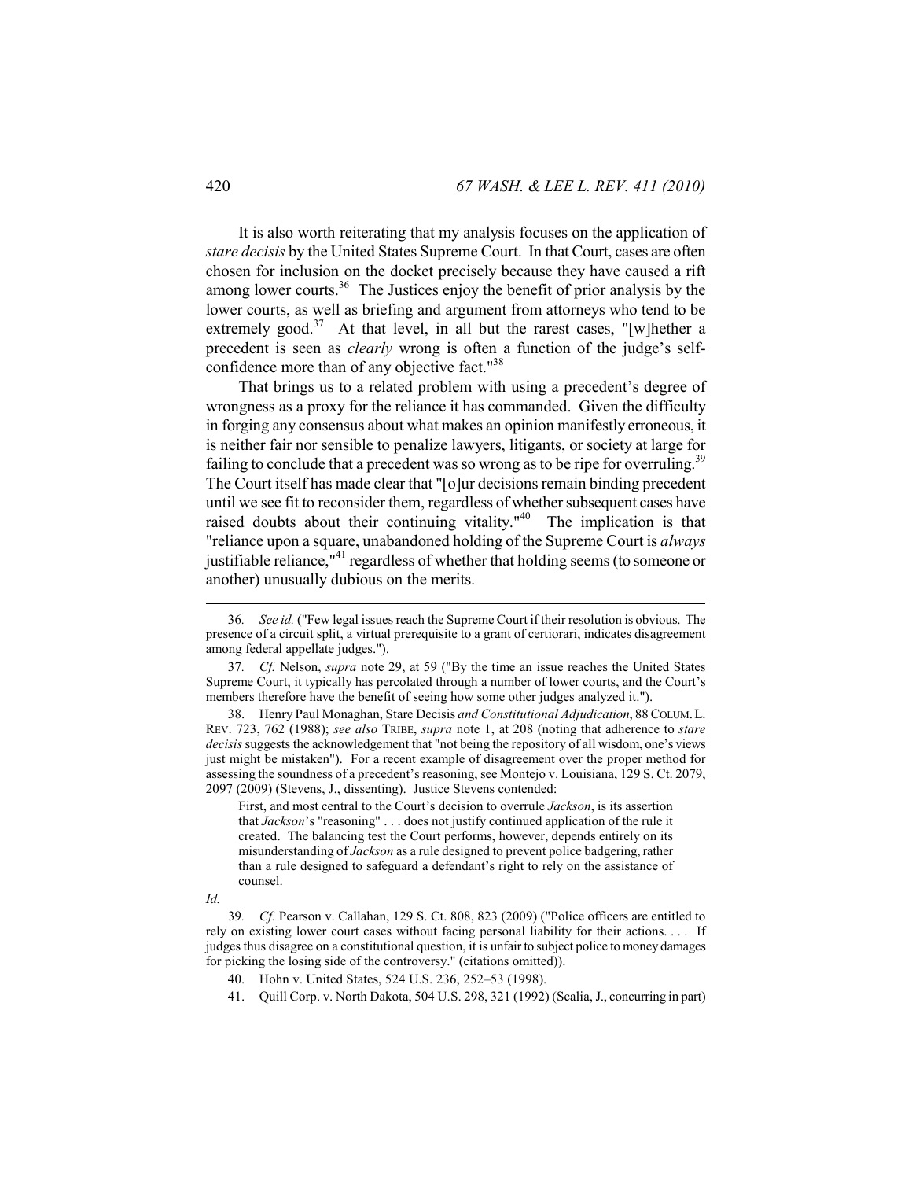It is also worth reiterating that my analysis focuses on the application of *stare decisis* by the United States Supreme Court. In that Court, cases are often chosen for inclusion on the docket precisely because they have caused a rift among lower courts.[36] The Justices enjoy the benefit of prior analysis by the lower courts, as well as briefing and argument from attorneys who tend to be extremely good.[37] At that level, in all but the rarest cases, "[w]hether a precedent is seen as *clearly* wrong is often a function of the judge's self-confidence more than of any objective fact."[38]

That brings us to a related problem with using a precedent's degree of wrongness as a proxy for the reliance it has commanded. Given the difficulty in forging any consensus about what makes an opinion manifestly erroneous, it is neither fair nor sensible to penalize lawyers, litigants, or society at large for failing to conclude that a precedent was so wrong as to be ripe for overruling.[39] The Court itself has made clear that "[o]ur decisions remain binding precedent until we see fit to reconsider them, regardless of whether subsequent cases have raised doubts about their continuing vitality."[40] The implication is that "reliance upon a square, unabandoned holding of the Supreme Court is *always* justifiable reliance,"[41] regardless of whether that holding seems (to someone or another) unusually dubious on the merits.

---

36. *See id.* ("Few legal issues reach the Supreme Court if their resolution is obvious. The presence of a circuit split, a virtual prerequisite to a grant of certiorari, indicates disagreement among federal appellate judges.").

37. *Cf.* Nelson, *supra* note 29, at 59 ("By the time an issue reaches the United States Supreme Court, it typically has percolated through a number of lower courts, and the Court's members therefore have the benefit of seeing how some other judges analyzed it.").

38. Henry Paul Monaghan, Stare Decisis *and Constitutional Adjudication*, 88 COLUM. L. REV. 723, 762 (1988); *see also* TRIBE, *supra* note 1, at 208 (noting that adherence to *stare decisis* suggests the acknowledgement that "not being the repository of all wisdom, one's views just might be mistaken"). For a recent example of disagreement over the proper method for assessing the soundness of a precedent's reasoning, see Montejo v. Louisiana, 129 S. Ct. 2079, 2097 (2009) (Stevens, J., dissenting). Justice Stevens contended:

> First, and most central to the Court's decision to overrule *Jackson*, is its assertion that *Jackson*'s "reasoning" . . . does not justify continued application of the rule it created. The balancing test the Court performs, however, depends entirely on its misunderstanding of *Jackson* as a rule designed to prevent police badgering, rather than a rule designed to safeguard a defendant's right to rely on the assistance of counsel.

*Id.*

39. *Cf.* Pearson v. Callahan, 129 S. Ct. 808, 823 (2009) ("Police officers are entitled to rely on existing lower court cases without facing personal liability for their actions. . . . If judges thus disagree on a constitutional question, it is unfair to subject police to money damages for picking the losing side of the controversy." (citations omitted)).

40. Hohn v. United States, 524 U.S. 236, 252–53 (1998).

41. Quill Corp. v. North Dakota, 504 U.S. 298, 321 (1992) (Scalia, J., concurring in part)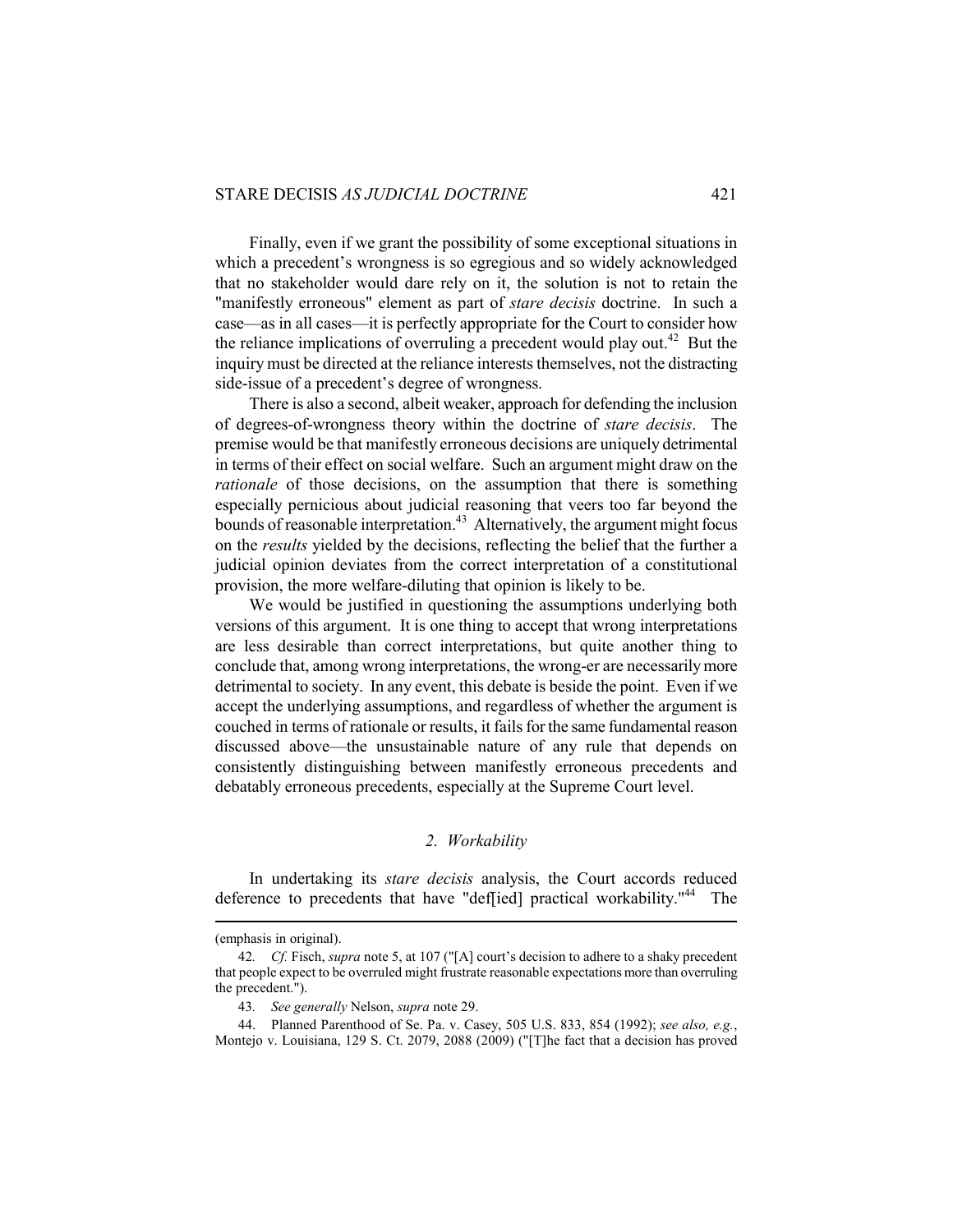Finally, even if we grant the possibility of some exceptional situations in which a precedent's wrongness is so egregious and so widely acknowledged that no stakeholder would dare rely on it, the solution is not to retain the "manifestly erroneous" element as part of *stare decisis* doctrine. In such a case—as in all cases—it is perfectly appropriate for the Court to consider how the reliance implications of overruling a precedent would play out.[42] But the inquiry must be directed at the reliance interests themselves, not the distracting side-issue of a precedent's degree of wrongness.

There is also a second, albeit weaker, approach for defending the inclusion of degrees-of-wrongness theory within the doctrine of *stare decisis*. The premise would be that manifestly erroneous decisions are uniquely detrimental in terms of their effect on social welfare. Such an argument might draw on the *rationale* of those decisions, on the assumption that there is something especially pernicious about judicial reasoning that veers too far beyond the bounds of reasonable interpretation.[43] Alternatively, the argument might focus on the *results* yielded by the decisions, reflecting the belief that the further a judicial opinion deviates from the correct interpretation of a constitutional provision, the more welfare-diluting that opinion is likely to be.

We would be justified in questioning the assumptions underlying both versions of this argument. It is one thing to accept that wrong interpretations are less desirable than correct interpretations, but quite another thing to conclude that, among wrong interpretations, the wrong-er are necessarily more detrimental to society. In any event, this debate is beside the point. Even if we accept the underlying assumptions, and regardless of whether the argument is couched in terms of rationale or results, it fails for the same fundamental reason discussed above—the unsustainable nature of any rule that depends on consistently distinguishing between manifestly erroneous precedents and debatably erroneous precedents, especially at the Supreme Court level.

### *2. Workability*

In undertaking its *stare decisis* analysis, the Court accords reduced deference to precedents that have "def[ied] practical workability."[44] The

---

(emphasis in original).

42. *Cf.* Fisch, *supra* note 5, at 107 ("[A] court's decision to adhere to a shaky precedent that people expect to be overruled might frustrate reasonable expectations more than overruling the precedent.").

43. *See generally* Nelson, *supra* note 29.

44. Planned Parenthood of Se. Pa. v. Casey, 505 U.S. 833, 854 (1992); *see also, e.g.*, Montejo v. Louisiana, 129 S. Ct. 2079, 2088 (2009) ("[T]he fact that a decision has proved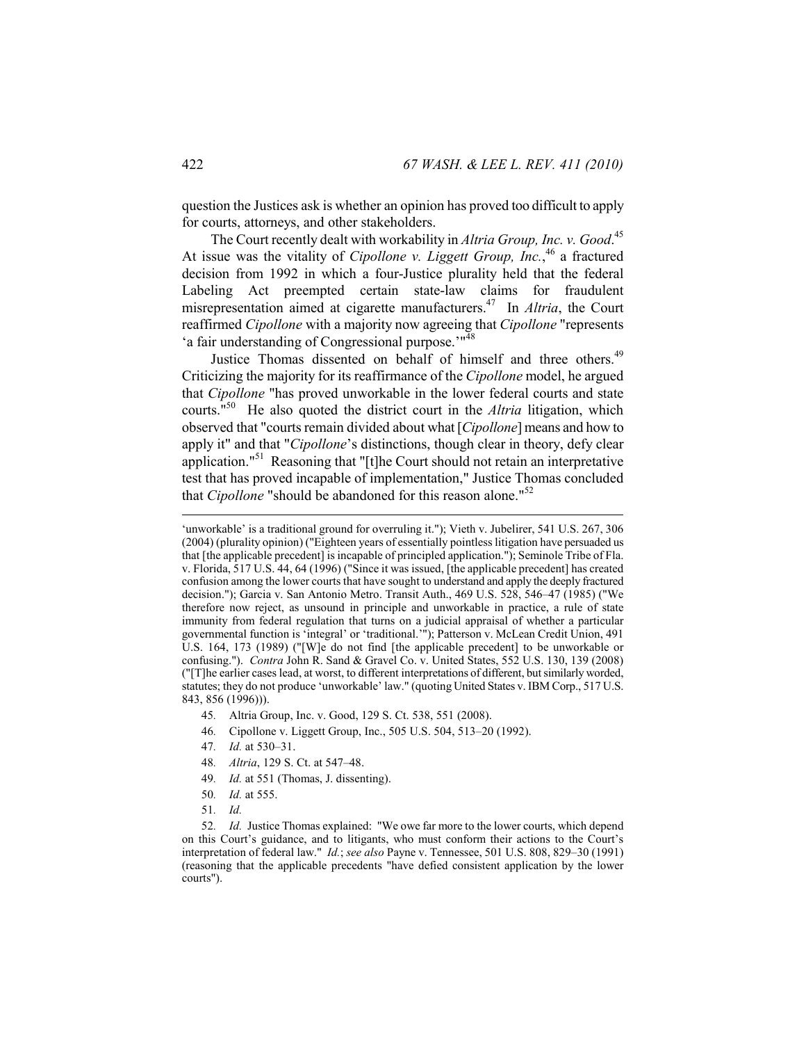question the Justices ask is whether an opinion has proved too difficult to apply for courts, attorneys, and other stakeholders.

The Court recently dealt with workability in *Altria Group, Inc. v. Good*.[45] At issue was the vitality of *Cipollone v. Liggett Group, Inc.*,[46] a fractured decision from 1992 in which a four-Justice plurality held that the federal Labeling Act preempted certain state-law claims for fraudulent misrepresentation aimed at cigarette manufacturers.[47] In *Altria*, the Court reaffirmed *Cipollone* with a majority now agreeing that *Cipollone* "represents 'a fair understanding of Congressional purpose.'"[48]

Justice Thomas dissented on behalf of himself and three others.[49] Criticizing the majority for its reaffirmance of the *Cipollone* model, he argued that *Cipollone* "has proved unworkable in the lower federal courts and state courts."[50] He also quoted the district court in the *Altria* litigation, which observed that "courts remain divided about what [*Cipollone*] means and how to apply it" and that "*Cipollone*'s distinctions, though clear in theory, defy clear application."[51] Reasoning that "[t]he Court should not retain an interpretative test that has proved incapable of implementation," Justice Thomas concluded that *Cipollone* "should be abandoned for this reason alone."[52]

---

'unworkable' is a traditional ground for overruling it."); Vieth v. Jubelirer, 541 U.S. 267, 306 (2004) (plurality opinion) ("Eighteen years of essentially pointless litigation have persuaded us that [the applicable precedent] is incapable of principled application."); Seminole Tribe of Fla. v. Florida, 517 U.S. 44, 64 (1996) ("Since it was issued, [the applicable precedent] has created confusion among the lower courts that have sought to understand and apply the deeply fractured decision."); Garcia v. San Antonio Metro. Transit Auth., 469 U.S. 528, 546–47 (1985) ("We therefore now reject, as unsound in principle and unworkable in practice, a rule of state immunity from federal regulation that turns on a judicial appraisal of whether a particular governmental function is 'integral' or 'traditional.'"); Patterson v. McLean Credit Union, 491 U.S. 164, 173 (1989) ("[W]e do not find [the applicable precedent] to be unworkable or confusing."). *Contra* John R. Sand & Gravel Co. v. United States, 552 U.S. 130, 139 (2008) ("[T]he earlier cases lead, at worst, to different interpretations of different, but similarly worded, statutes; they do not produce 'unworkable' law." (quoting United States v. IBM Corp., 517 U.S. 843, 856 (1996))).

45. Altria Group, Inc. v. Good, 129 S. Ct. 538, 551 (2008).

46. Cipollone v. Liggett Group, Inc., 505 U.S. 504, 513–20 (1992).

47. *Id.* at 530–31.

48. *Altria*, 129 S. Ct. at 547–48.

49. *Id.* at 551 (Thomas, J. dissenting).

50. *Id.* at 555.

51. *Id.*

52. *Id.* Justice Thomas explained: "We owe far more to the lower courts, which depend on this Court's guidance, and to litigants, who must conform their actions to the Court's interpretation of federal law." *Id.*; *see also* Payne v. Tennessee, 501 U.S. 808, 829–30 (1991) (reasoning that the applicable precedents "have defied consistent application by the lower courts").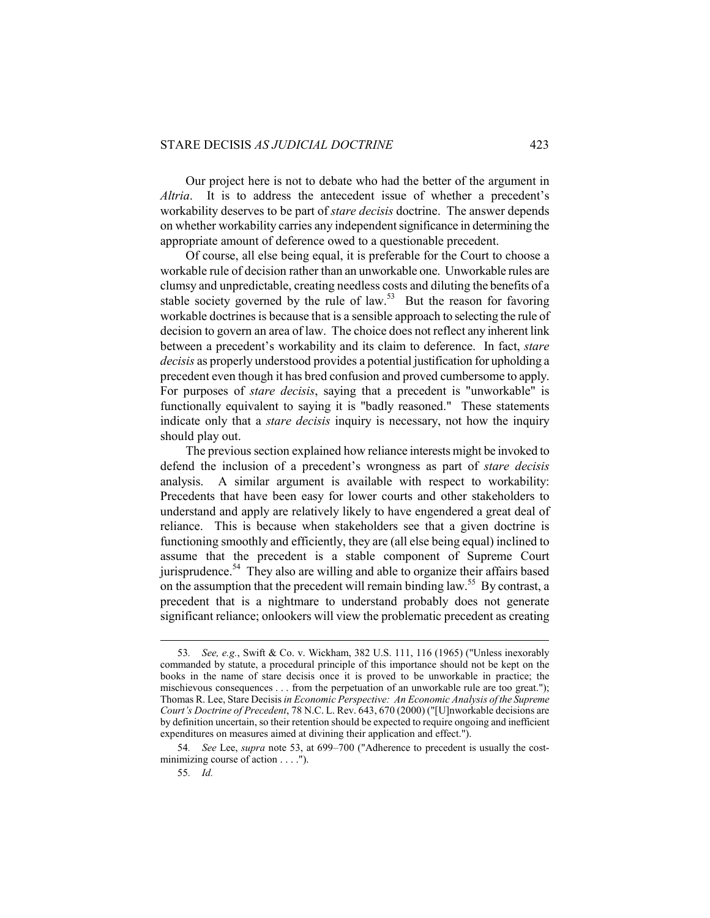Our project here is not to debate who had the better of the argument in *Altria*. It is to address the antecedent issue of whether a precedent's workability deserves to be part of *stare decisis* doctrine. The answer depends on whether workability carries any independent significance in determining the appropriate amount of deference owed to a questionable precedent.

Of course, all else being equal, it is preferable for the Court to choose a workable rule of decision rather than an unworkable one. Unworkable rules are clumsy and unpredictable, creating needless costs and diluting the benefits of a stable society governed by the rule of law.[53] But the reason for favoring workable doctrines is because that is a sensible approach to selecting the rule of decision to govern an area of law. The choice does not reflect any inherent link between a precedent's workability and its claim to deference. In fact, *stare decisis* as properly understood provides a potential justification for upholding a precedent even though it has bred confusion and proved cumbersome to apply. For purposes of *stare decisis*, saying that a precedent is "unworkable" is functionally equivalent to saying it is "badly reasoned." These statements indicate only that a *stare decisis* inquiry is necessary, not how the inquiry should play out.

The previous section explained how reliance interests might be invoked to defend the inclusion of a precedent's wrongness as part of *stare decisis* analysis. A similar argument is available with respect to workability: Precedents that have been easy for lower courts and other stakeholders to understand and apply are relatively likely to have engendered a great deal of reliance. This is because when stakeholders see that a given doctrine is functioning smoothly and efficiently, they are (all else being equal) inclined to assume that the precedent is a stable component of Supreme Court jurisprudence.[54] They also are willing and able to organize their affairs based on the assumption that the precedent will remain binding law.[55] By contrast, a precedent that is a nightmare to understand probably does not generate significant reliance; onlookers will view the problematic precedent as creating

---

53. *See, e.g.*, Swift & Co. v. Wickham, 382 U.S. 111, 116 (1965) ("Unless inexorably commanded by statute, a procedural principle of this importance should not be kept on the books in the name of stare decisis once it is proved to be unworkable in practice; the mischievous consequences . . . from the perpetuation of an unworkable rule are too great."); Thomas R. Lee, Stare Decisis *in Economic Perspective: An Economic Analysis of the Supreme Court's Doctrine of Precedent*, 78 N.C. L. Rev. 643, 670 (2000) ("[U]nworkable decisions are by definition uncertain, so their retention should be expected to require ongoing and inefficient expenditures on measures aimed at divining their application and effect.").

54. *See* Lee, *supra* note 53, at 699–700 ("Adherence to precedent is usually the cost-minimizing course of action . . . .").

55. *Id.*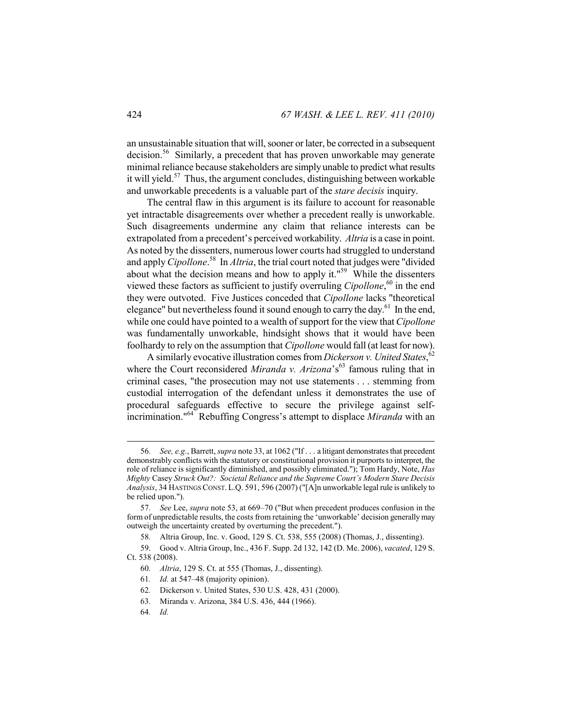an unsustainable situation that will, sooner or later, be corrected in a subsequent decision.[56] Similarly, a precedent that has proven unworkable may generate minimal reliance because stakeholders are simply unable to predict what results it will yield.[57] Thus, the argument concludes, distinguishing between workable and unworkable precedents is a valuable part of the *stare decisis* inquiry.

The central flaw in this argument is its failure to account for reasonable yet intractable disagreements over whether a precedent really is unworkable. Such disagreements undermine any claim that reliance interests can be extrapolated from a precedent's perceived workability. *Altria* is a case in point. As noted by the dissenters, numerous lower courts had struggled to understand and apply *Cipollone*.[58] In *Altria*, the trial court noted that judges were "divided about what the decision means and how to apply it."[59] While the dissenters viewed these factors as sufficient to justify overruling *Cipollone*,[60] in the end they were outvoted. Five Justices conceded that *Cipollone* lacks "theoretical elegance" but nevertheless found it sound enough to carry the day.[61] In the end, while one could have pointed to a wealth of support for the view that *Cipollone* was fundamentally unworkable, hindsight shows that it would have been foolhardy to rely on the assumption that *Cipollone* would fall (at least for now).

A similarly evocative illustration comes from *Dickerson v. United States*,[62] where the Court reconsidered *Miranda v. Arizona*'s[63] famous ruling that in criminal cases, "the prosecution may not use statements . . . stemming from custodial interrogation of the defendant unless it demonstrates the use of procedural safeguards effective to secure the privilege against self-incrimination."[64] Rebuffing Congress's attempt to displace *Miranda* with an

---

56. *See, e.g.*, Barrett, *supra* note 33, at 1062 ("If . . . a litigant demonstrates that precedent demonstrably conflicts with the statutory or constitutional provision it purports to interpret, the role of reliance is significantly diminished, and possibly eliminated."); Tom Hardy, Note, *Has Mighty* Casey *Struck Out?: Societal Reliance and the Supreme Court's Modern Stare Decisis Analysis*, 34 HASTINGS CONST. L.Q. 591, 596 (2007) ("[A]n unworkable legal rule is unlikely to be relied upon.").

57. *See* Lee, *supra* note 53, at 669–70 ("But when precedent produces confusion in the form of unpredictable results, the costs from retaining the 'unworkable' decision generally may outweigh the uncertainty created by overturning the precedent.").

58. Altria Group, Inc. v. Good, 129 S. Ct. 538, 555 (2008) (Thomas, J., dissenting).

59. Good v. Altria Group, Inc., 436 F. Supp. 2d 132, 142 (D. Me. 2006), *vacated*, 129 S. Ct. 538 (2008).

60. *Altria*, 129 S. Ct. at 555 (Thomas, J., dissenting).

61. *Id.* at 547–48 (majority opinion).

62. Dickerson v. United States, 530 U.S. 428, 431 (2000).

63. Miranda v. Arizona, 384 U.S. 436, 444 (1966).

64. *Id.*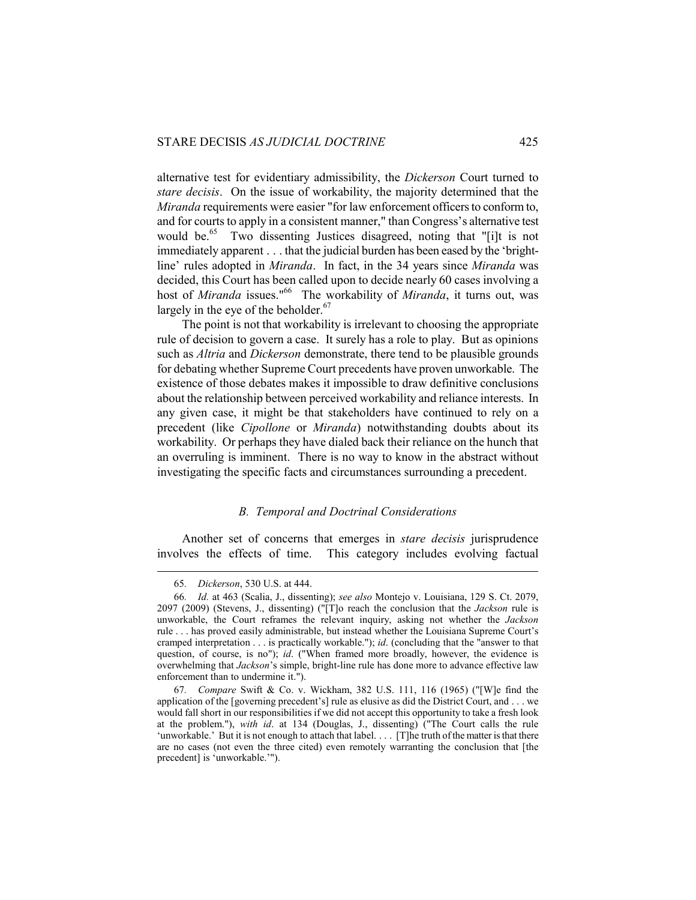alternative test for evidentiary admissibility, the *Dickerson* Court turned to *stare decisis*. On the issue of workability, the majority determined that the *Miranda* requirements were easier "for law enforcement officers to conform to, and for courts to apply in a consistent manner," than Congress's alternative test would be.[65] Two dissenting Justices disagreed, noting that "[i]t is not immediately apparent . . . that the judicial burden has been eased by the 'bright-line' rules adopted in *Miranda*. In fact, in the 34 years since *Miranda* was decided, this Court has been called upon to decide nearly 60 cases involving a host of *Miranda* issues."[66] The workability of *Miranda*, it turns out, was largely in the eye of the beholder.[67]

The point is not that workability is irrelevant to choosing the appropriate rule of decision to govern a case. It surely has a role to play. But as opinions such as *Altria* and *Dickerson* demonstrate, there tend to be plausible grounds for debating whether Supreme Court precedents have proven unworkable. The existence of those debates makes it impossible to draw definitive conclusions about the relationship between perceived workability and reliance interests. In any given case, it might be that stakeholders have continued to rely on a precedent (like *Cipollone* or *Miranda*) notwithstanding doubts about its workability. Or perhaps they have dialed back their reliance on the hunch that an overruling is imminent. There is no way to know in the abstract without investigating the specific facts and circumstances surrounding a precedent.

### *B. Temporal and Doctrinal Considerations*

Another set of concerns that emerges in *stare decisis* jurisprudence involves the effects of time. This category includes evolving factual

---

65. *Dickerson*, 530 U.S. at 444.

66. *Id.* at 463 (Scalia, J., dissenting); *see also* Montejo v. Louisiana, 129 S. Ct. 2079, 2097 (2009) (Stevens, J., dissenting) ("[T]o reach the conclusion that the *Jackson* rule is unworkable, the Court reframes the relevant inquiry, asking not whether the *Jackson* rule . . . has proved easily administrable, but instead whether the Louisiana Supreme Court's cramped interpretation . . . is practically workable."); *id*. (concluding that the "answer to that question, of course, is no"); *id*. ("When framed more broadly, however, the evidence is overwhelming that *Jackson*'s simple, bright-line rule has done more to advance effective law enforcement than to undermine it.").

67. *Compare* Swift & Co. v. Wickham, 382 U.S. 111, 116 (1965) ("[W]e find the application of the [governing precedent's] rule as elusive as did the District Court, and . . . we would fall short in our responsibilities if we did not accept this opportunity to take a fresh look at the problem."), *with id*. at 134 (Douglas, J., dissenting) ("The Court calls the rule 'unworkable.' But it is not enough to attach that label. . . . [T]he truth of the matter is that there are no cases (not even the three cited) even remotely warranting the conclusion that [the precedent] is 'unworkable.'").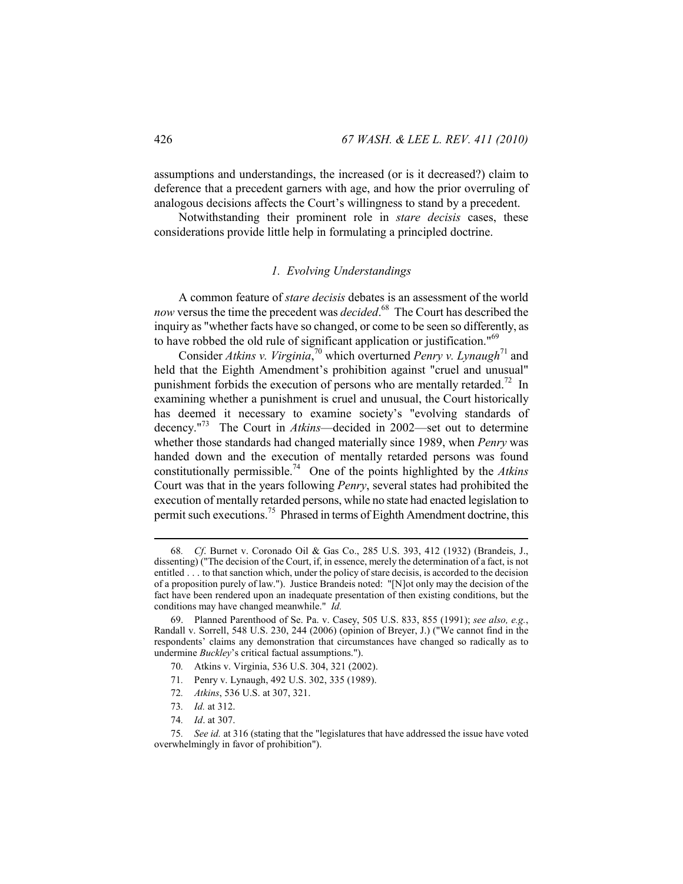assumptions and understandings, the increased (or is it decreased?) claim to deference that a precedent garners with age, and how the prior overruling of analogous decisions affects the Court's willingness to stand by a precedent.

Notwithstanding their prominent role in *stare decisis* cases, these considerations provide little help in formulating a principled doctrine.

### *1. Evolving Understandings*

A common feature of *stare decisis* debates is an assessment of the world *now* versus the time the precedent was *decided*.[68] The Court has described the inquiry as "whether facts have so changed, or come to be seen so differently, as to have robbed the old rule of significant application or justification."[69]

Consider *Atkins v. Virginia*,[70] which overturned *Penry v. Lynaugh*[71] and held that the Eighth Amendment's prohibition against "cruel and unusual" punishment forbids the execution of persons who are mentally retarded.[72] In examining whether a punishment is cruel and unusual, the Court historically has deemed it necessary to examine society's "evolving standards of decency."[73] The Court in *Atkins*—decided in 2002—set out to determine whether those standards had changed materially since 1989, when *Penry* was handed down and the execution of mentally retarded persons was found constitutionally permissible.[74] One of the points highlighted by the *Atkins* Court was that in the years following *Penry*, several states had prohibited the execution of mentally retarded persons, while no state had enacted legislation to permit such executions.[75] Phrased in terms of Eighth Amendment doctrine, this

---

68. *Cf*. Burnet v. Coronado Oil & Gas Co., 285 U.S. 393, 412 (1932) (Brandeis, J., dissenting) ("The decision of the Court, if, in essence, merely the determination of a fact, is not entitled . . . to that sanction which, under the policy of stare decisis, is accorded to the decision of a proposition purely of law."). Justice Brandeis noted: "[N]ot only may the decision of the fact have been rendered upon an inadequate presentation of then existing conditions, but the conditions may have changed meanwhile." *Id.*

69. Planned Parenthood of Se. Pa. v. Casey, 505 U.S. 833, 855 (1991); *see also, e.g.*, Randall v. Sorrell, 548 U.S. 230, 244 (2006) (opinion of Breyer, J.) ("We cannot find in the respondents' claims any demonstration that circumstances have changed so radically as to undermine *Buckley*'s critical factual assumptions.").

70. Atkins v. Virginia, 536 U.S. 304, 321 (2002).

71. Penry v. Lynaugh, 492 U.S. 302, 335 (1989).

72. *Atkins*, 536 U.S. at 307, 321.

73. *Id.* at 312.

74. *Id*. at 307.

75. *See id.* at 316 (stating that the "legislatures that have addressed the issue have voted overwhelmingly in favor of prohibition").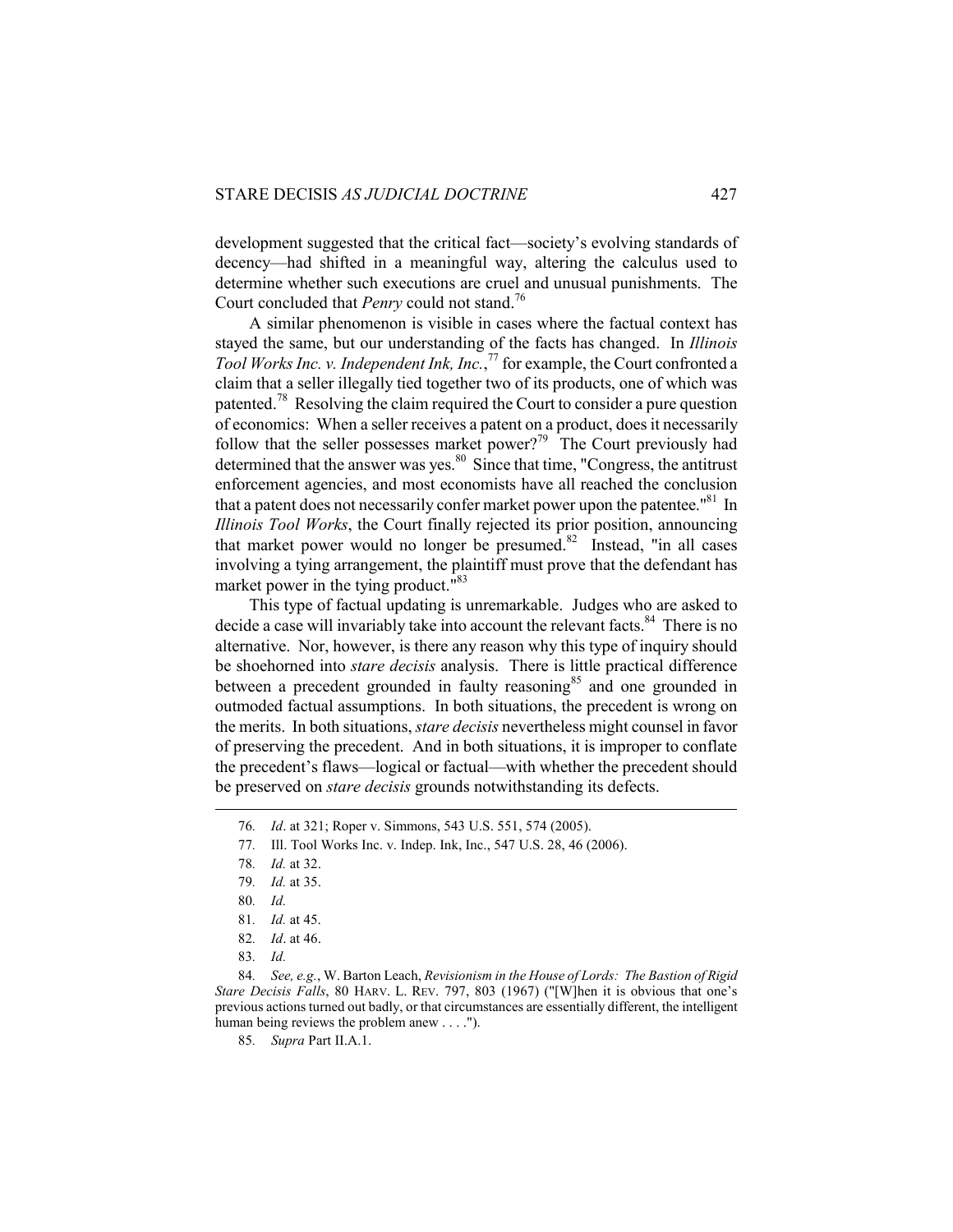development suggested that the critical fact—society's evolving standards of decency—had shifted in a meaningful way, altering the calculus used to determine whether such executions are cruel and unusual punishments. The Court concluded that *Penry* could not stand.[76]

A similar phenomenon is visible in cases where the factual context has stayed the same, but our understanding of the facts has changed. In *Illinois Tool Works Inc. v. Independent Ink, Inc.*,[77] for example, the Court confronted a claim that a seller illegally tied together two of its products, one of which was patented.[78] Resolving the claim required the Court to consider a pure question of economics: When a seller receives a patent on a product, does it necessarily follow that the seller possesses market power?[79] The Court previously had determined that the answer was yes.[80] Since that time, "Congress, the antitrust enforcement agencies, and most economists have all reached the conclusion that a patent does not necessarily confer market power upon the patentee."[81] In *Illinois Tool Works*, the Court finally rejected its prior position, announcing that market power would no longer be presumed.[82] Instead, "in all cases involving a tying arrangement, the plaintiff must prove that the defendant has market power in the tying product."[83]

This type of factual updating is unremarkable. Judges who are asked to decide a case will invariably take into account the relevant facts.[84] There is no alternative. Nor, however, is there any reason why this type of inquiry should be shoehorned into *stare decisis* analysis. There is little practical difference between a precedent grounded in faulty reasoning[85] and one grounded in outmoded factual assumptions. In both situations, the precedent is wrong on the merits. In both situations, *stare decisis* nevertheless might counsel in favor of preserving the precedent. And in both situations, it is improper to conflate the precedent's flaws—logical or factual—with whether the precedent should be preserved on *stare decisis* grounds notwithstanding its defects.

---

76. *Id*. at 321; Roper v. Simmons, 543 U.S. 551, 574 (2005).

77. Ill. Tool Works Inc. v. Indep. Ink, Inc., 547 U.S. 28, 46 (2006).

78. *Id.* at 32.

79. *Id.* at 35.

80. *Id.*

81. *Id.* at 45.

82. *Id*. at 46.

83. *Id.*

84. *See, e.g.*, W. Barton Leach, *Revisionism in the House of Lords: The Bastion of Rigid Stare Decisis Falls*, 80 HARV. L. REV. 797, 803 (1967) ("[W]hen it is obvious that one's previous actions turned out badly, or that circumstances are essentially different, the intelligent human being reviews the problem anew . . . .").

85. *Supra* Part II.A.1.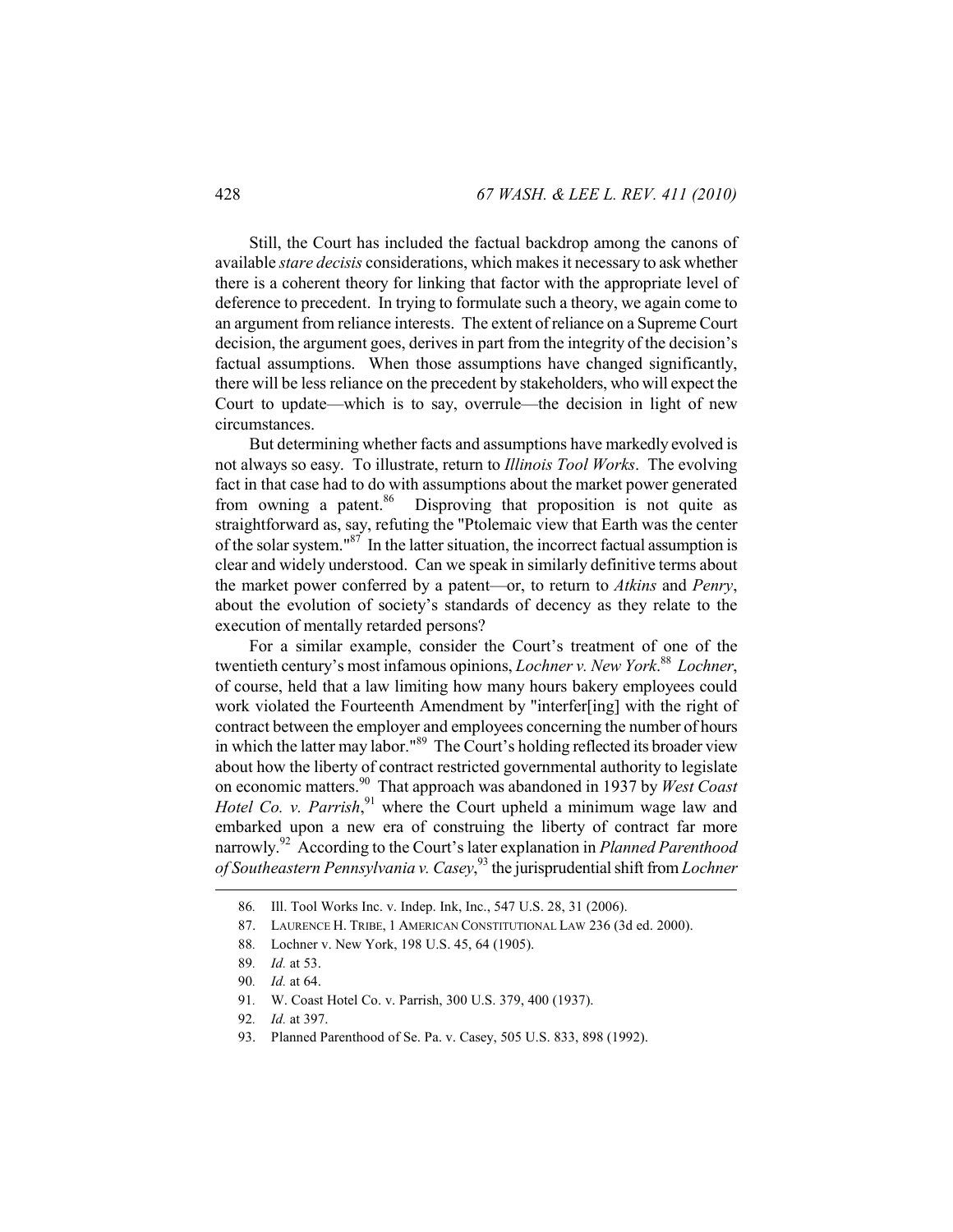Still, the Court has included the factual backdrop among the canons of available *stare decisis* considerations, which makes it necessary to ask whether there is a coherent theory for linking that factor with the appropriate level of deference to precedent. In trying to formulate such a theory, we again come to an argument from reliance interests. The extent of reliance on a Supreme Court decision, the argument goes, derives in part from the integrity of the decision's factual assumptions. When those assumptions have changed significantly, there will be less reliance on the precedent by stakeholders, who will expect the Court to update—which is to say, overrule—the decision in light of new circumstances.

But determining whether facts and assumptions have markedly evolved is not always so easy. To illustrate, return to *Illinois Tool Works*. The evolving fact in that case had to do with assumptions about the market power generated from owning a patent.[86] Disproving that proposition is not quite as straightforward as, say, refuting the "Ptolemaic view that Earth was the center of the solar system."[87] In the latter situation, the incorrect factual assumption is clear and widely understood. Can we speak in similarly definitive terms about the market power conferred by a patent—or, to return to *Atkins* and *Penry*, about the evolution of society's standards of decency as they relate to the execution of mentally retarded persons?

For a similar example, consider the Court's treatment of one of the twentieth century's most infamous opinions, *Lochner v. New York*.[88] *Lochner*, of course, held that a law limiting how many hours bakery employees could work violated the Fourteenth Amendment by "interfer[ing] with the right of contract between the employer and employees concerning the number of hours in which the latter may labor."[89] The Court's holding reflected its broader view about how the liberty of contract restricted governmental authority to legislate on economic matters.[90] That approach was abandoned in 1937 by *West Coast Hotel Co. v. Parrish*,[91] where the Court upheld a minimum wage law and embarked upon a new era of construing the liberty of contract far more narrowly.[92] According to the Court's later explanation in *Planned Parenthood of Southeastern Pennsylvania v. Casey*,[93] the jurisprudential shift from *Lochner*

---

86. Ill. Tool Works Inc. v. Indep. Ink, Inc., 547 U.S. 28, 31 (2006).

87. LAURENCE H. TRIBE, 1 AMERICAN CONSTITUTIONAL LAW 236 (3d ed. 2000).

88. Lochner v. New York, 198 U.S. 45, 64 (1905).

89. *Id.* at 53.

90. *Id.* at 64.

91. W. Coast Hotel Co. v. Parrish, 300 U.S. 379, 400 (1937).

92. *Id.* at 397.

93. Planned Parenthood of Se. Pa. v. Casey, 505 U.S. 833, 898 (1992).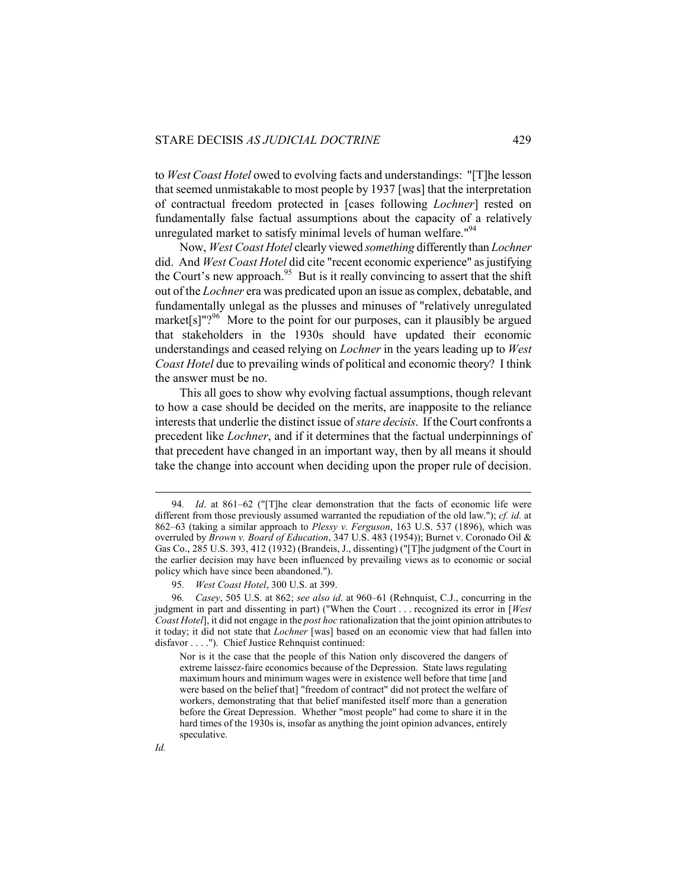to *West Coast Hotel* owed to evolving facts and understandings: "[T]he lesson that seemed unmistakable to most people by 1937 [was] that the interpretation of contractual freedom protected in [cases following *Lochner*] rested on fundamentally false factual assumptions about the capacity of a relatively unregulated market to satisfy minimal levels of human welfare."[94]

Now, *West Coast Hotel* clearly viewed *something* differently than *Lochner* did. And *West Coast Hotel* did cite "recent economic experience" as justifying the Court's new approach.[95] But is it really convincing to assert that the shift out of the *Lochner* era was predicated upon an issue as complex, debatable, and fundamentally unlegal as the plusses and minuses of "relatively unregulated market[s]"?[96] More to the point for our purposes, can it plausibly be argued that stakeholders in the 1930s should have updated their economic understandings and ceased relying on *Lochner* in the years leading up to *West Coast Hotel* due to prevailing winds of political and economic theory? I think the answer must be no.

This all goes to show why evolving factual assumptions, though relevant to how a case should be decided on the merits, are inapposite to the reliance interests that underlie the distinct issue of *stare decisis*. If the Court confronts a precedent like *Lochner*, and if it determines that the factual underpinnings of that precedent have changed in an important way, then by all means it should take the change into account when deciding upon the proper rule of decision.

---

94. *Id*. at 861–62 ("[T]he clear demonstration that the facts of economic life were different from those previously assumed warranted the repudiation of the old law."); *cf. id.* at 862–63 (taking a similar approach to *Plessy v. Ferguson*, 163 U.S. 537 (1896), which was overruled by *Brown v. Board of Education*, 347 U.S. 483 (1954)); Burnet v. Coronado Oil & Gas Co., 285 U.S. 393, 412 (1932) (Brandeis, J., dissenting) ("[T]he judgment of the Court in the earlier decision may have been influenced by prevailing views as to economic or social policy which have since been abandoned.").

95. *West Coast Hotel*, 300 U.S. at 399.

96. *Casey*, 505 U.S. at 862; *see also id*. at 960–61 (Rehnquist, C.J., concurring in the judgment in part and dissenting in part) ("When the Court . . . recognized its error in [*West Coast Hotel*], it did not engage in the *post hoc* rationalization that the joint opinion attributes to it today; it did not state that *Lochner* [was] based on an economic view that had fallen into disfavor . . . ."). Chief Justice Rehnquist continued:

> Nor is it the case that the people of this Nation only discovered the dangers of extreme laissez-faire economics because of the Depression. State laws regulating maximum hours and minimum wages were in existence well before that time [and were based on the belief that] "freedom of contract" did not protect the welfare of workers, demonstrating that that belief manifested itself more than a generation before the Great Depression. Whether "most people" had come to share it in the hard times of the 1930s is, insofar as anything the joint opinion advances, entirely speculative.

*Id.*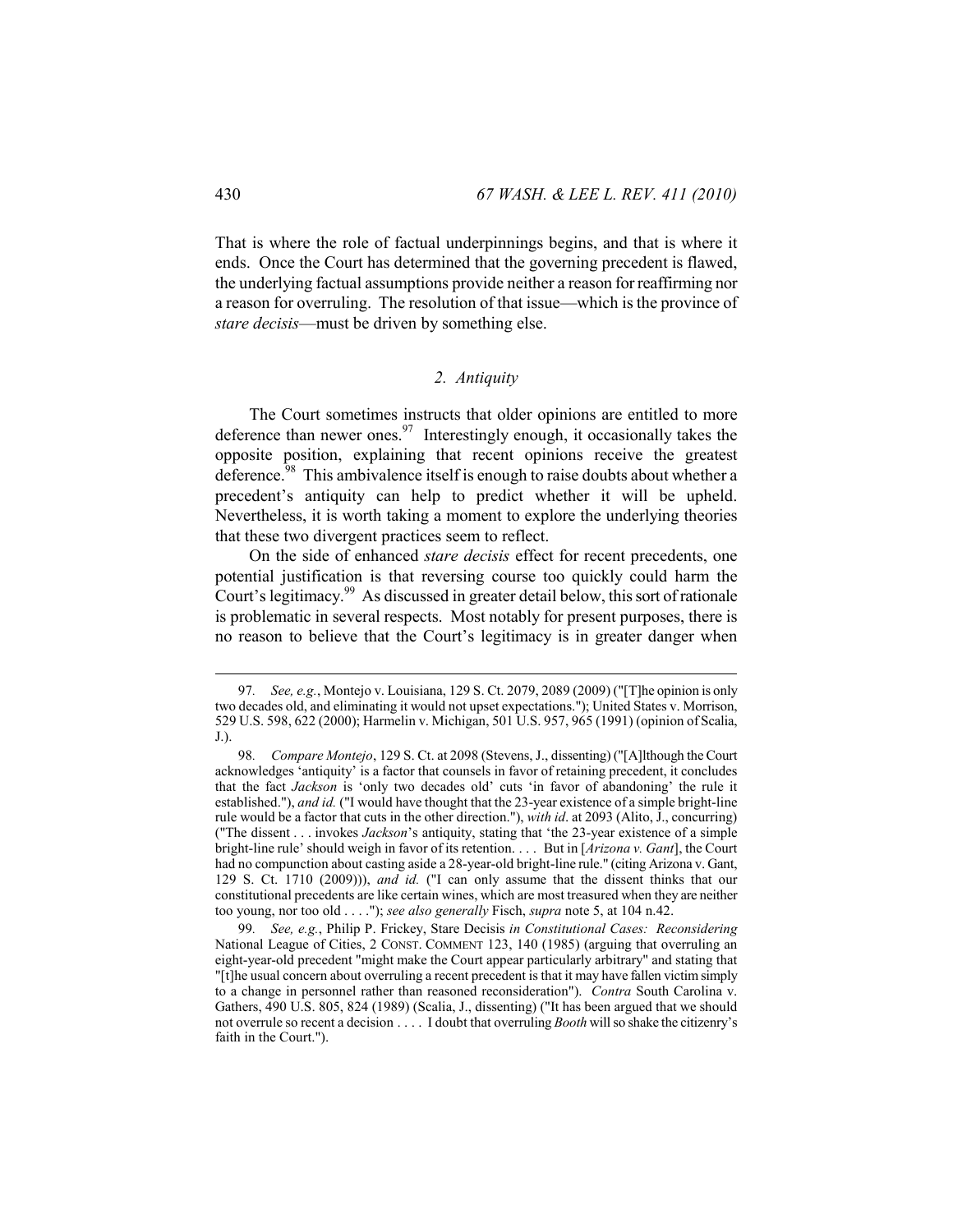That is where the role of factual underpinnings begins, and that is where it ends. Once the Court has determined that the governing precedent is flawed, the underlying factual assumptions provide neither a reason for reaffirming nor a reason for overruling. The resolution of that issue—which is the province of *stare decisis*—must be driven by something else.

### *2. Antiquity*

The Court sometimes instructs that older opinions are entitled to more deference than newer ones.[97] Interestingly enough, it occasionally takes the opposite position, explaining that recent opinions receive the greatest deference.[98] This ambivalence itself is enough to raise doubts about whether a precedent's antiquity can help to predict whether it will be upheld. Nevertheless, it is worth taking a moment to explore the underlying theories that these two divergent practices seem to reflect.

On the side of enhanced *stare decisis* effect for recent precedents, one potential justification is that reversing course too quickly could harm the Court's legitimacy.[99] As discussed in greater detail below, this sort of rationale is problematic in several respects. Most notably for present purposes, there is no reason to believe that the Court's legitimacy is in greater danger when

---

97. *See, e.g.*, Montejo v. Louisiana, 129 S. Ct. 2079, 2089 (2009) ("[T]he opinion is only two decades old, and eliminating it would not upset expectations."); United States v. Morrison, 529 U.S. 598, 622 (2000); Harmelin v. Michigan, 501 U.S. 957, 965 (1991) (opinion of Scalia, J.).

98. *Compare Montejo*, 129 S. Ct. at 2098 (Stevens, J., dissenting) ("[A]lthough the Court acknowledges 'antiquity' is a factor that counsels in favor of retaining precedent, it concludes that the fact *Jackson* is 'only two decades old' cuts 'in favor of abandoning' the rule it established."), *and id.* ("I would have thought that the 23-year existence of a simple bright-line rule would be a factor that cuts in the other direction."), *with id*. at 2093 (Alito, J., concurring) ("The dissent . . . invokes *Jackson*'s antiquity, stating that 'the 23-year existence of a simple bright-line rule' should weigh in favor of its retention. . . . But in [*Arizona v. Gant*], the Court had no compunction about casting aside a 28-year-old bright-line rule." (citing Arizona v. Gant, 129 S. Ct. 1710 (2009))), *and id.* ("I can only assume that the dissent thinks that our constitutional precedents are like certain wines, which are most treasured when they are neither too young, nor too old . . . ."); *see also generally* Fisch, *supra* note 5, at 104 n.42.

99. *See, e.g.*, Philip P. Frickey, Stare Decisis *in Constitutional Cases: Reconsidering* National League of Cities, 2 CONST. COMMENT 123, 140 (1985) (arguing that overruling an eight-year-old precedent "might make the Court appear particularly arbitrary" and stating that "[t]he usual concern about overruling a recent precedent is that it may have fallen victim simply to a change in personnel rather than reasoned reconsideration"). *Contra* South Carolina v. Gathers, 490 U.S. 805, 824 (1989) (Scalia, J., dissenting) ("It has been argued that we should not overrule so recent a decision . . . . I doubt that overruling *Booth* will so shake the citizenry's faith in the Court.").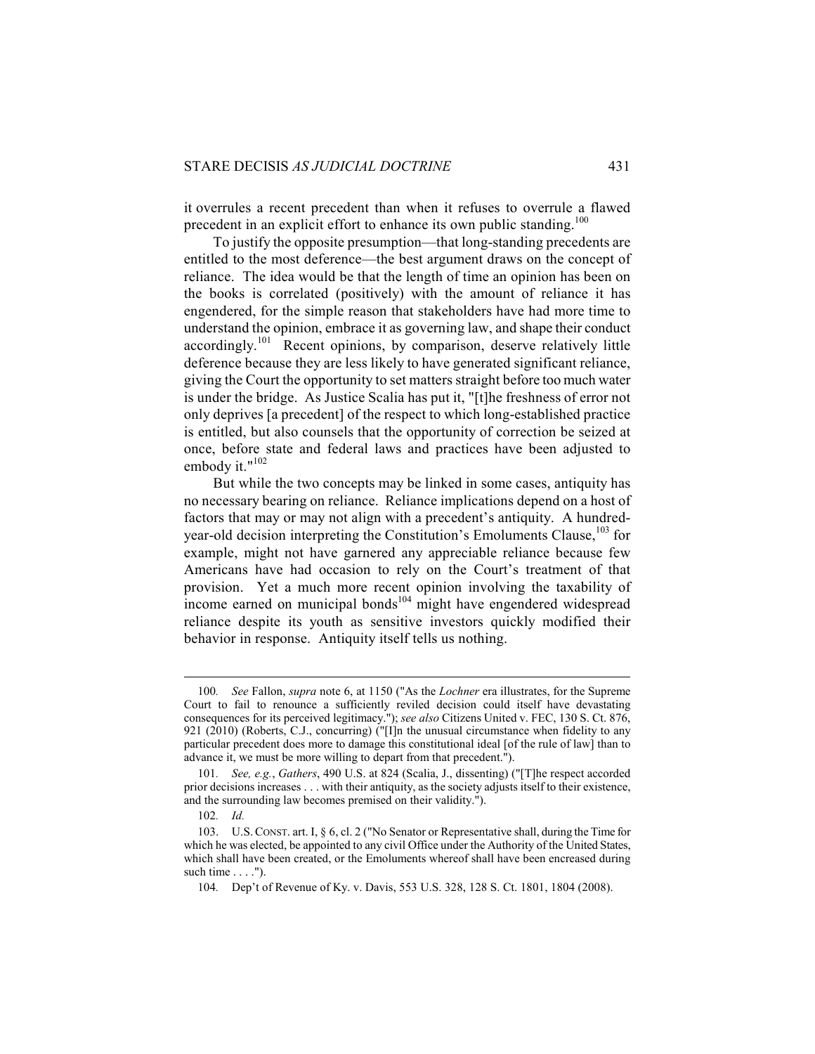it overrules a recent precedent than when it refuses to overrule a flawed precedent in an explicit effort to enhance its own public standing.[100]

To justify the opposite presumption—that long-standing precedents are entitled to the most deference—the best argument draws on the concept of reliance. The idea would be that the length of time an opinion has been on the books is correlated (positively) with the amount of reliance it has engendered, for the simple reason that stakeholders have had more time to understand the opinion, embrace it as governing law, and shape their conduct accordingly.[101] Recent opinions, by comparison, deserve relatively little deference because they are less likely to have generated significant reliance, giving the Court the opportunity to set matters straight before too much water is under the bridge. As Justice Scalia has put it, "[t]he freshness of error not only deprives [a precedent] of the respect to which long-established practice is entitled, but also counsels that the opportunity of correction be seized at once, before state and federal laws and practices have been adjusted to embody it."[102]

But while the two concepts may be linked in some cases, antiquity has no necessary bearing on reliance. Reliance implications depend on a host of factors that may or may not align with a precedent's antiquity. A hundred-year-old decision interpreting the Constitution's Emoluments Clause,[103] for example, might not have garnered any appreciable reliance because few Americans have had occasion to rely on the Court's treatment of that provision. Yet a much more recent opinion involving the taxability of income earned on municipal bonds[104] might have engendered widespread reliance despite its youth as sensitive investors quickly modified their behavior in response. Antiquity itself tells us nothing.

---

100. *See* Fallon, *supra* note 6, at 1150 ("As the *Lochner* era illustrates, for the Supreme Court to fail to renounce a sufficiently reviled decision could itself have devastating consequences for its perceived legitimacy."); *see also* Citizens United v. FEC, 130 S. Ct. 876, 921 (2010) (Roberts, C.J., concurring) ("[I]n the unusual circumstance when fidelity to any particular precedent does more to damage this constitutional ideal [of the rule of law] than to advance it, we must be more willing to depart from that precedent.").

101. *See, e.g.*, *Gathers*, 490 U.S. at 824 (Scalia, J., dissenting) ("[T]he respect accorded prior decisions increases . . . with their antiquity, as the society adjusts itself to their existence, and the surrounding law becomes premised on their validity.").

102. *Id.*

103. U.S. CONST. art. I, § 6, cl. 2 ("No Senator or Representative shall, during the Time for which he was elected, be appointed to any civil Office under the Authority of the United States, which shall have been created, or the Emoluments whereof shall have been encreased during such time . . . .").

104. Dep't of Revenue of Ky. v. Davis, 553 U.S. 328, 128 S. Ct. 1801, 1804 (2008).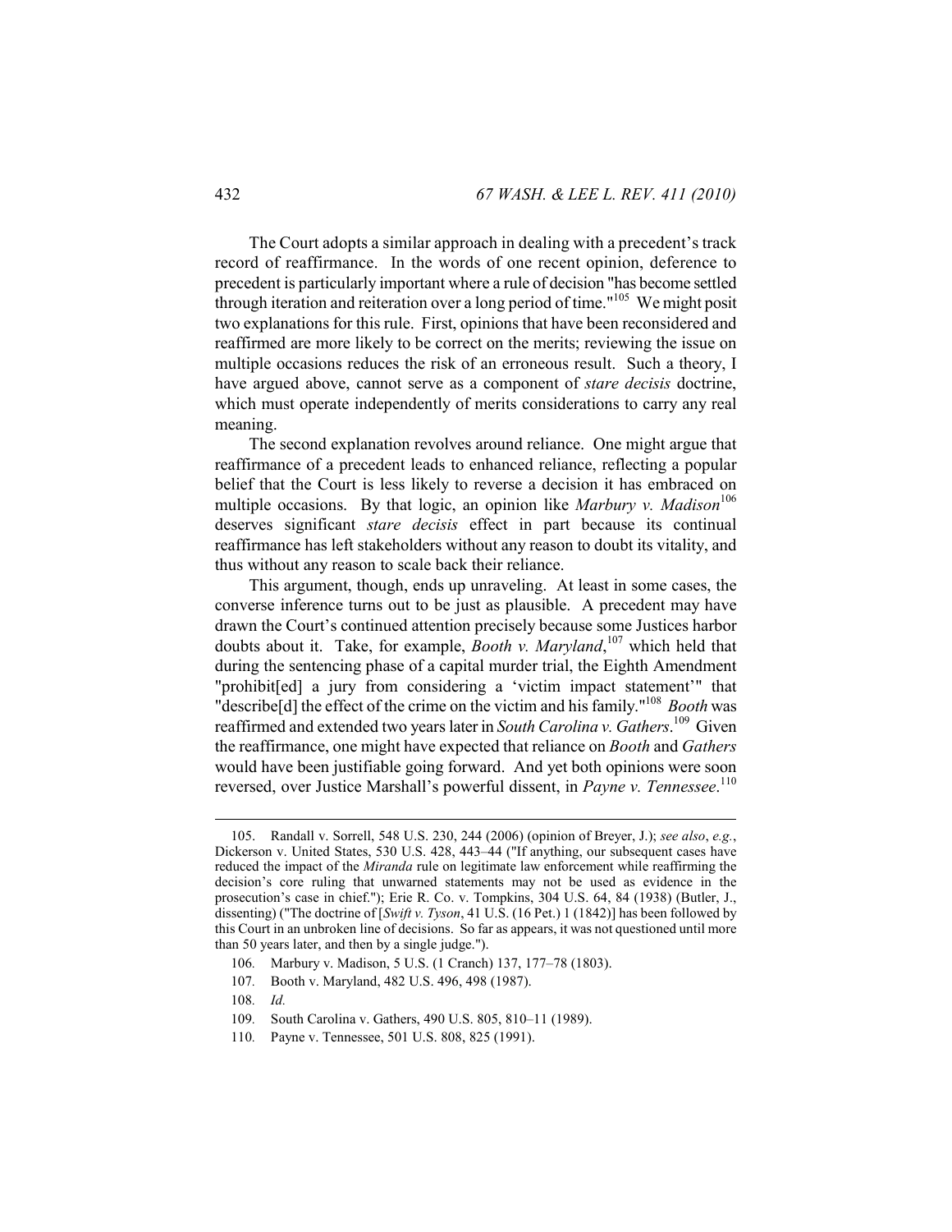The Court adopts a similar approach in dealing with a precedent's track record of reaffirmance. In the words of one recent opinion, deference to precedent is particularly important where a rule of decision "has become settled through iteration and reiteration over a long period of time."[105] We might posit two explanations for this rule. First, opinions that have been reconsidered and reaffirmed are more likely to be correct on the merits; reviewing the issue on multiple occasions reduces the risk of an erroneous result. Such a theory, I have argued above, cannot serve as a component of *stare decisis* doctrine, which must operate independently of merits considerations to carry any real meaning.

The second explanation revolves around reliance. One might argue that reaffirmance of a precedent leads to enhanced reliance, reflecting a popular belief that the Court is less likely to reverse a decision it has embraced on multiple occasions. By that logic, an opinion like *Marbury v. Madison*[106] deserves significant *stare decisis* effect in part because its continual reaffirmance has left stakeholders without any reason to doubt its vitality, and thus without any reason to scale back their reliance.

This argument, though, ends up unraveling. At least in some cases, the converse inference turns out to be just as plausible. A precedent may have drawn the Court's continued attention precisely because some Justices harbor doubts about it. Take, for example, *Booth v. Maryland*,[107] which held that during the sentencing phase of a capital murder trial, the Eighth Amendment "prohibit[ed] a jury from considering a 'victim impact statement'" that "describe[d] the effect of the crime on the victim and his family."[108] *Booth* was reaffirmed and extended two years later in *South Carolina v. Gathers*.[109] Given the reaffirmance, one might have expected that reliance on *Booth* and *Gathers* would have been justifiable going forward. And yet both opinions were soon reversed, over Justice Marshall's powerful dissent, in *Payne v. Tennessee*.[110]

---

105. Randall v. Sorrell, 548 U.S. 230, 244 (2006) (opinion of Breyer, J.); *see also*, *e.g.*, Dickerson v. United States, 530 U.S. 428, 443–44 ("If anything, our subsequent cases have reduced the impact of the *Miranda* rule on legitimate law enforcement while reaffirming the decision's core ruling that unwarned statements may not be used as evidence in the prosecution's case in chief."); Erie R. Co. v. Tompkins, 304 U.S. 64, 84 (1938) (Butler, J., dissenting) ("The doctrine of [*Swift v. Tyson*, 41 U.S. (16 Pet.) 1 (1842)] has been followed by this Court in an unbroken line of decisions. So far as appears, it was not questioned until more than 50 years later, and then by a single judge.").

106. Marbury v. Madison, 5 U.S. (1 Cranch) 137, 177–78 (1803).

107. Booth v. Maryland, 482 U.S. 496, 498 (1987).

108. *Id.*

109. South Carolina v. Gathers, 490 U.S. 805, 810–11 (1989).

110. Payne v. Tennessee, 501 U.S. 808, 825 (1991).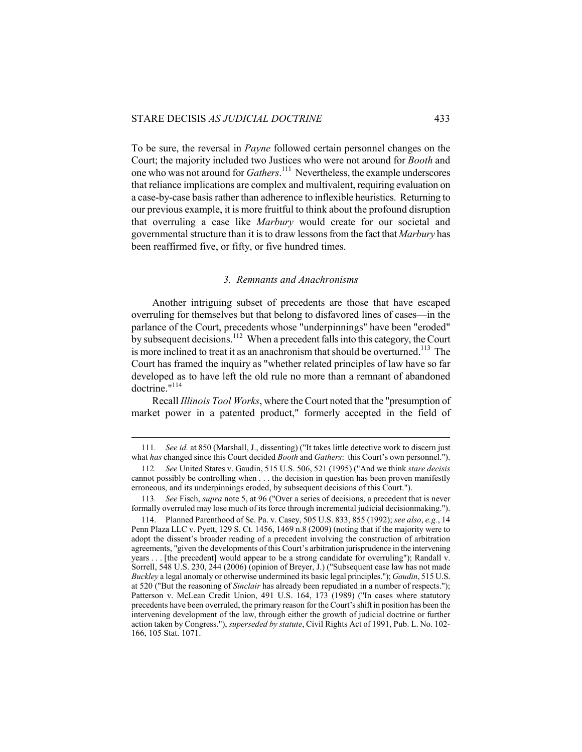To be sure, the reversal in *Payne* followed certain personnel changes on the Court; the majority included two Justices who were not around for *Booth* and one who was not around for *Gathers*.[111] Nevertheless, the example underscores that reliance implications are complex and multivalent, requiring evaluation on a case-by-case basis rather than adherence to inflexible heuristics. Returning to our previous example, it is more fruitful to think about the profound disruption that overruling a case like *Marbury* would create for our societal and governmental structure than it is to draw lessons from the fact that *Marbury* has been reaffirmed five, or fifty, or five hundred times.

### *3. Remnants and Anachronisms*

Another intriguing subset of precedents are those that have escaped overruling for themselves but that belong to disfavored lines of cases—in the parlance of the Court, precedents whose "underpinnings" have been "eroded" by subsequent decisions.[112] When a precedent falls into this category, the Court is more inclined to treat it as an anachronism that should be overturned.[113] The Court has framed the inquiry as "whether related principles of law have so far developed as to have left the old rule no more than a remnant of abandoned doctrine."[114]

Recall *Illinois Tool Works*, where the Court noted that the "presumption of market power in a patented product," formerly accepted in the field of

---

111. *See id.* at 850 (Marshall, J., dissenting) ("It takes little detective work to discern just what *has* changed since this Court decided *Booth* and *Gathers*: this Court's own personnel.").

112. *See* United States v. Gaudin, 515 U.S. 506, 521 (1995) ("And we think *stare decisis* cannot possibly be controlling when . . . the decision in question has been proven manifestly erroneous, and its underpinnings eroded, by subsequent decisions of this Court.").

113. *See* Fisch, *supra* note 5, at 96 ("Over a series of decisions, a precedent that is never formally overruled may lose much of its force through incremental judicial decisionmaking.").

114. Planned Parenthood of Se. Pa. v. Casey, 505 U.S. 833, 855 (1992); *see also*, *e.g.*, 14 Penn Plaza LLC v. Pyett, 129 S. Ct. 1456, 1469 n.8 (2009) (noting that if the majority were to adopt the dissent's broader reading of a precedent involving the construction of arbitration agreements, "given the developments of this Court's arbitration jurisprudence in the intervening years . . . [the precedent] would appear to be a strong candidate for overruling"); Randall v. Sorrell, 548 U.S. 230, 244 (2006) (opinion of Breyer, J.) ("Subsequent case law has not made *Buckley* a legal anomaly or otherwise undermined its basic legal principles."); *Gaudin*, 515 U.S. at 520 ("But the reasoning of *Sinclair* has already been repudiated in a number of respects."); Patterson v. McLean Credit Union, 491 U.S. 164, 173 (1989) ("In cases where statutory precedents have been overruled, the primary reason for the Court's shift in position has been the intervening development of the law, through either the growth of judicial doctrine or further action taken by Congress."), *superseded by statute*, Civil Rights Act of 1991, Pub. L. No. 102-166, 105 Stat. 1071.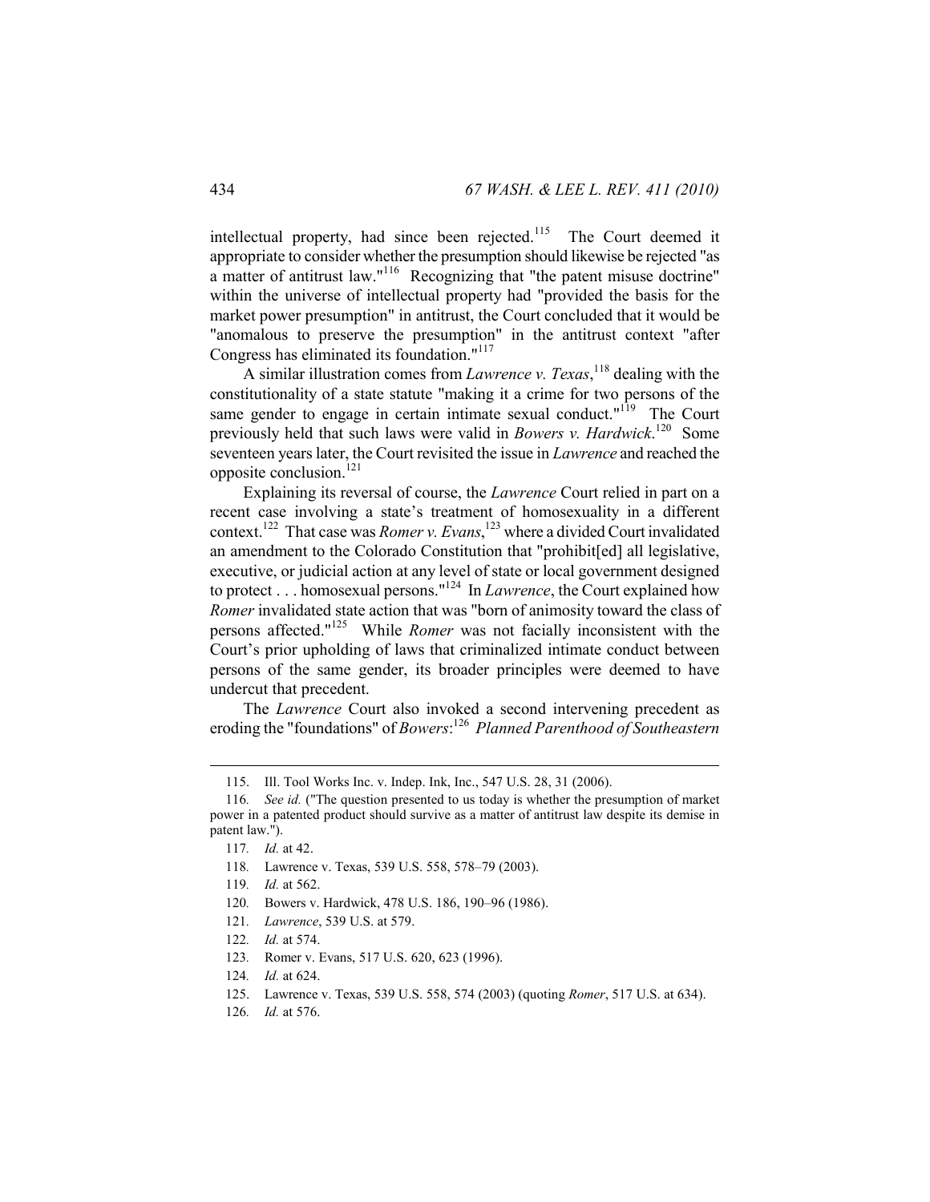intellectual property, had since been rejected.[115] The Court deemed it appropriate to consider whether the presumption should likewise be rejected "as a matter of antitrust law."[116] Recognizing that "the patent misuse doctrine" within the universe of intellectual property had "provided the basis for the market power presumption" in antitrust, the Court concluded that it would be "anomalous to preserve the presumption" in the antitrust context "after Congress has eliminated its foundation."[117]

A similar illustration comes from *Lawrence v. Texas*,[118] dealing with the constitutionality of a state statute "making it a crime for two persons of the same gender to engage in certain intimate sexual conduct."[119] The Court previously held that such laws were valid in *Bowers v. Hardwick*.[120] Some seventeen years later, the Court revisited the issue in *Lawrence* and reached the opposite conclusion.[121]

Explaining its reversal of course, the *Lawrence* Court relied in part on a recent case involving a state's treatment of homosexuality in a different context.[122] That case was *Romer v. Evans*,[123] where a divided Court invalidated an amendment to the Colorado Constitution that "prohibit[ed] all legislative, executive, or judicial action at any level of state or local government designed to protect . . . homosexual persons."[124] In *Lawrence*, the Court explained how *Romer* invalidated state action that was "born of animosity toward the class of persons affected."[125] While *Romer* was not facially inconsistent with the Court's prior upholding of laws that criminalized intimate conduct between persons of the same gender, its broader principles were deemed to have undercut that precedent.

The *Lawrence* Court also invoked a second intervening precedent as eroding the "foundations" of *Bowers*:[126] *Planned Parenthood of Southeastern*

---

115. Ill. Tool Works Inc. v. Indep. Ink, Inc., 547 U.S. 28, 31 (2006).

116. *See id.* ("The question presented to us today is whether the presumption of market power in a patented product should survive as a matter of antitrust law despite its demise in patent law.").

117. *Id.* at 42.

118. Lawrence v. Texas, 539 U.S. 558, 578–79 (2003).

119. *Id.* at 562.

120. Bowers v. Hardwick, 478 U.S. 186, 190–96 (1986).

121. *Lawrence*, 539 U.S. at 579.

122. *Id.* at 574.

123. Romer v. Evans, 517 U.S. 620, 623 (1996).

124. *Id.* at 624.

125. Lawrence v. Texas, 539 U.S. 558, 574 (2003) (quoting *Romer*, 517 U.S. at 634).

126. *Id.* at 576.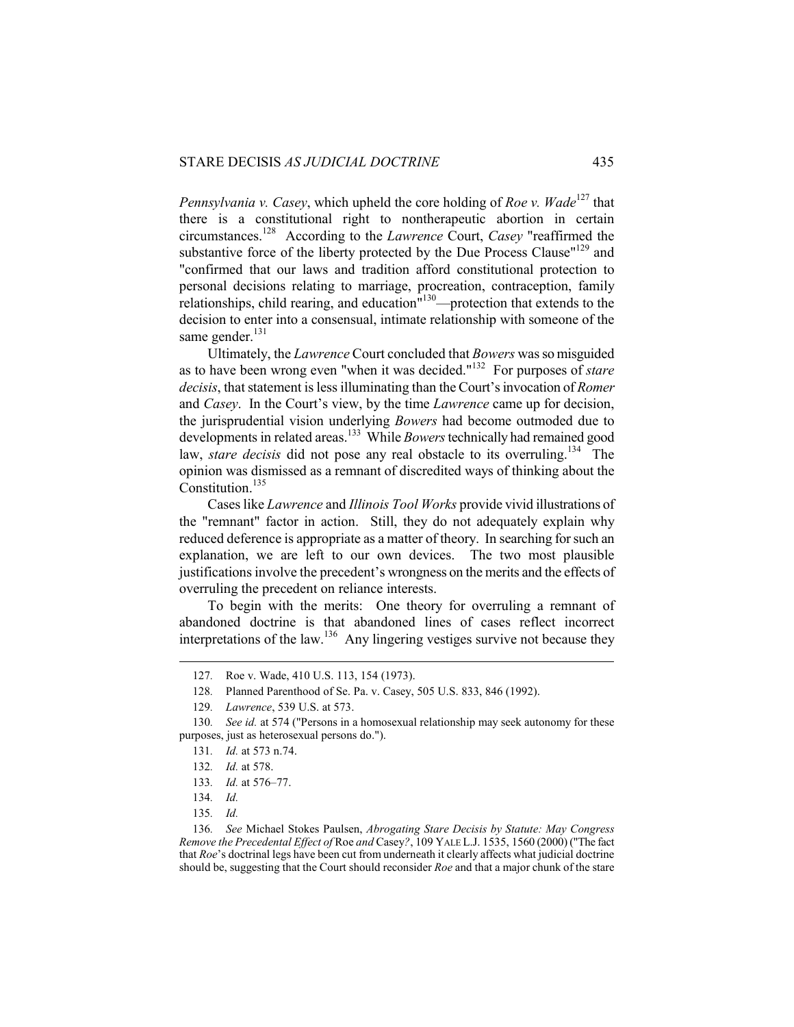*Pennsylvania v. Casey*, which upheld the core holding of *Roe v. Wade*[127] that there is a constitutional right to nontherapeutic abortion in certain circumstances.[128] According to the *Lawrence* Court, *Casey* "reaffirmed the substantive force of the liberty protected by the Due Process Clause"[129] and "confirmed that our laws and tradition afford constitutional protection to personal decisions relating to marriage, procreation, contraception, family relationships, child rearing, and education"[130]—protection that extends to the decision to enter into a consensual, intimate relationship with someone of the same gender.[131]

Ultimately, the *Lawrence* Court concluded that *Bowers* was so misguided as to have been wrong even "when it was decided."[132] For purposes of *stare decisis*, that statement is less illuminating than the Court's invocation of *Romer* and *Casey*. In the Court's view, by the time *Lawrence* came up for decision, the jurisprudential vision underlying *Bowers* had become outmoded due to developments in related areas.[133] While *Bowers* technically had remained good law, *stare decisis* did not pose any real obstacle to its overruling.[134] The opinion was dismissed as a remnant of discredited ways of thinking about the Constitution.[135]

Cases like *Lawrence* and *Illinois Tool Works* provide vivid illustrations of the "remnant" factor in action. Still, they do not adequately explain why reduced deference is appropriate as a matter of theory. In searching for such an explanation, we are left to our own devices. The two most plausible justifications involve the precedent's wrongness on the merits and the effects of overruling the precedent on reliance interests.

To begin with the merits: One theory for overruling a remnant of abandoned doctrine is that abandoned lines of cases reflect incorrect interpretations of the law.[136] Any lingering vestiges survive not because they

---

127. Roe v. Wade, 410 U.S. 113, 154 (1973).

128. Planned Parenthood of Se. Pa. v. Casey, 505 U.S. 833, 846 (1992).

129. *Lawrence*, 539 U.S. at 573.

130. *See id.* at 574 ("Persons in a homosexual relationship may seek autonomy for these purposes, just as heterosexual persons do.").

131. *Id.* at 573 n.74.

132. *Id.* at 578.

133. *Id.* at 576–77.

134. *Id.*

135. *Id.*

136. *See* Michael Stokes Paulsen, *Abrogating Stare Decisis by Statute: May Congress Remove the Precedental Effect of* Roe *and* Casey*?*, 109 YALE L.J. 1535, 1560 (2000) ("The fact that *Roe*'s doctrinal legs have been cut from underneath it clearly affects what judicial doctrine should be, suggesting that the Court should reconsider *Roe* and that a major chunk of the stare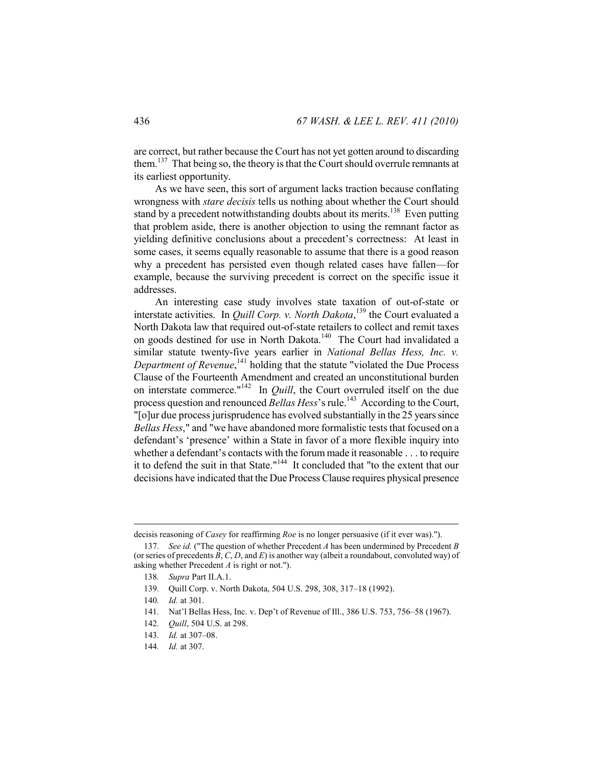are correct, but rather because the Court has not yet gotten around to discarding them.[137] That being so, the theory is that the Court should overrule remnants at its earliest opportunity.

As we have seen, this sort of argument lacks traction because conflating wrongness with *stare decisis* tells us nothing about whether the Court should stand by a precedent notwithstanding doubts about its merits.[138] Even putting that problem aside, there is another objection to using the remnant factor as yielding definitive conclusions about a precedent's correctness: At least in some cases, it seems equally reasonable to assume that there is a good reason why a precedent has persisted even though related cases have fallen—for example, because the surviving precedent is correct on the specific issue it addresses.

An interesting case study involves state taxation of out-of-state or interstate activities. In *Quill Corp. v. North Dakota*,[139] the Court evaluated a North Dakota law that required out-of-state retailers to collect and remit taxes on goods destined for use in North Dakota.[140] The Court had invalidated a similar statute twenty-five years earlier in *National Bellas Hess, Inc. v. Department of Revenue*,[141] holding that the statute "violated the Due Process Clause of the Fourteenth Amendment and created an unconstitutional burden on interstate commerce."[142] In *Quill*, the Court overruled itself on the due process question and renounced *Bellas Hess*'s rule.[143] According to the Court, "[o]ur due process jurisprudence has evolved substantially in the 25 years since *Bellas Hess*," and "we have abandoned more formalistic tests that focused on a defendant's 'presence' within a State in favor of a more flexible inquiry into whether a defendant's contacts with the forum made it reasonable . . . to require it to defend the suit in that State."[144] It concluded that "to the extent that our decisions have indicated that the Due Process Clause requires physical presence

---

decisis reasoning of *Casey* for reaffirming *Roe* is no longer persuasive (if it ever was).").

137. *See id.* ("The question of whether Precedent *A* has been undermined by Precedent *B* (or series of precedents *B*, *C*, *D*, and *E*) is another way (albeit a roundabout, convoluted way) of asking whether Precedent *A* is right or not.").

138. *Supra* Part II.A.1.

139. Quill Corp. v. North Dakota, 504 U.S. 298, 308, 317–18 (1992).

140. *Id.* at 301.

141. Nat'l Bellas Hess, Inc. v. Dep't of Revenue of Ill., 386 U.S. 753, 756–58 (1967).

142. *Quill*, 504 U.S. at 298.

143. *Id.* at 307–08.

144. *Id.* at 307.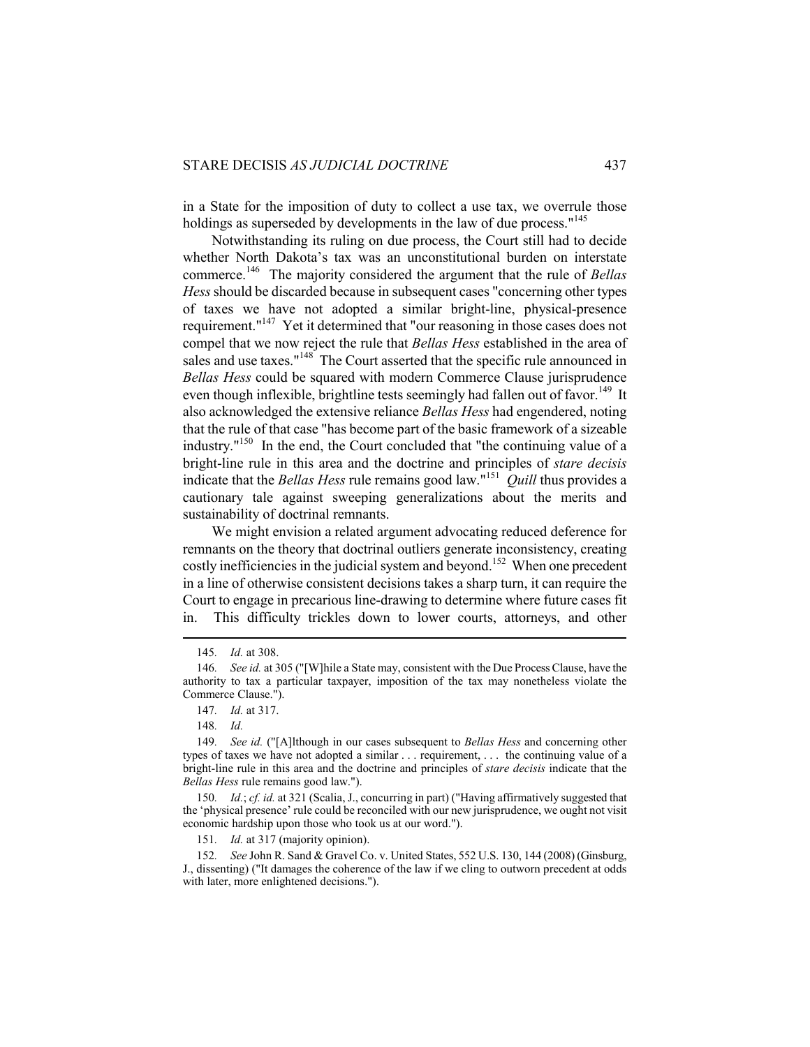in a State for the imposition of duty to collect a use tax, we overrule those holdings as superseded by developments in the law of due process."[145]

Notwithstanding its ruling on due process, the Court still had to decide whether North Dakota's tax was an unconstitutional burden on interstate commerce.[146] The majority considered the argument that the rule of *Bellas Hess* should be discarded because in subsequent cases "concerning other types of taxes we have not adopted a similar bright-line, physical-presence requirement."[147] Yet it determined that "our reasoning in those cases does not compel that we now reject the rule that *Bellas Hess* established in the area of sales and use taxes."[148] The Court asserted that the specific rule announced in *Bellas Hess* could be squared with modern Commerce Clause jurisprudence even though inflexible, brightline tests seemingly had fallen out of favor.[149] It also acknowledged the extensive reliance *Bellas Hess* had engendered, noting that the rule of that case "has become part of the basic framework of a sizeable industry."[150] In the end, the Court concluded that "the continuing value of a bright-line rule in this area and the doctrine and principles of *stare decisis* indicate that the *Bellas Hess* rule remains good law."[151] *Quill* thus provides a cautionary tale against sweeping generalizations about the merits and sustainability of doctrinal remnants.

We might envision a related argument advocating reduced deference for remnants on the theory that doctrinal outliers generate inconsistency, creating costly inefficiencies in the judicial system and beyond.[152] When one precedent in a line of otherwise consistent decisions takes a sharp turn, it can require the Court to engage in precarious line-drawing to determine where future cases fit in. This difficulty trickles down to lower courts, attorneys, and other

---

145. *Id.* at 308.

146. *See id.* at 305 ("[W]hile a State may, consistent with the Due Process Clause, have the authority to tax a particular taxpayer, imposition of the tax may nonetheless violate the Commerce Clause.").

147. *Id.* at 317.

148. *Id.*

149. *See id.* ("[A]lthough in our cases subsequent to *Bellas Hess* and concerning other types of taxes we have not adopted a similar . . . requirement, . . . the continuing value of a bright-line rule in this area and the doctrine and principles of *stare decisis* indicate that the *Bellas Hess* rule remains good law.").

150. *Id.*; *cf. id.* at 321 (Scalia, J., concurring in part) ("Having affirmatively suggested that the 'physical presence' rule could be reconciled with our new jurisprudence, we ought not visit economic hardship upon those who took us at our word.").

151. *Id.* at 317 (majority opinion).

152. *See* John R. Sand & Gravel Co. v. United States, 552 U.S. 130, 144 (2008) (Ginsburg, J., dissenting) ("It damages the coherence of the law if we cling to outworn precedent at odds with later, more enlightened decisions.").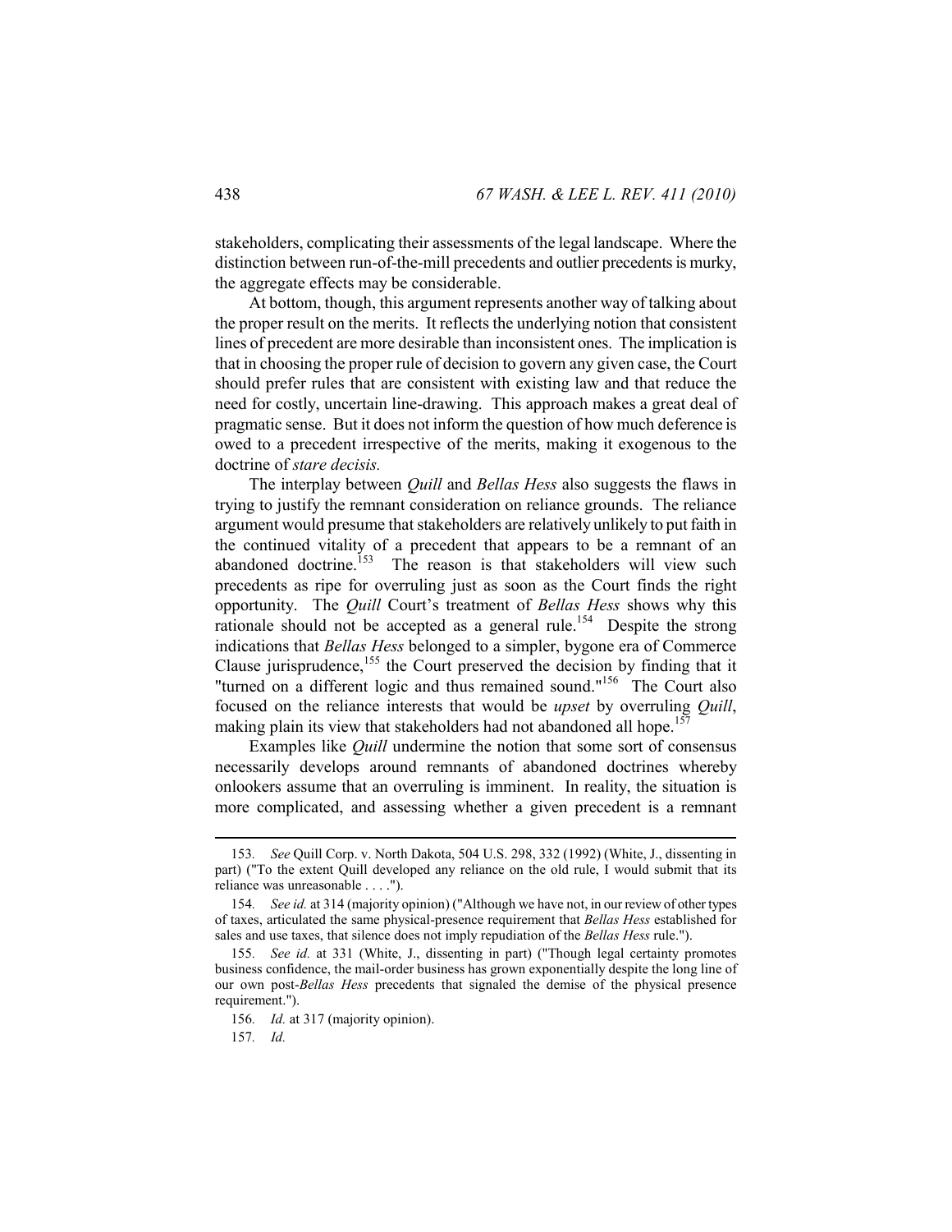stakeholders, complicating their assessments of the legal landscape. Where the distinction between run-of-the-mill precedents and outlier precedents is murky, the aggregate effects may be considerable.

At bottom, though, this argument represents another way of talking about the proper result on the merits. It reflects the underlying notion that consistent lines of precedent are more desirable than inconsistent ones. The implication is that in choosing the proper rule of decision to govern any given case, the Court should prefer rules that are consistent with existing law and that reduce the need for costly, uncertain line-drawing. This approach makes a great deal of pragmatic sense. But it does not inform the question of how much deference is owed to a precedent irrespective of the merits, making it exogenous to the doctrine of *stare decisis.*

The interplay between *Quill* and *Bellas Hess* also suggests the flaws in trying to justify the remnant consideration on reliance grounds. The reliance argument would presume that stakeholders are relatively unlikely to put faith in the continued vitality of a precedent that appears to be a remnant of an abandoned doctrine.[153] The reason is that stakeholders will view such precedents as ripe for overruling just as soon as the Court finds the right opportunity. The *Quill* Court's treatment of *Bellas Hess* shows why this rationale should not be accepted as a general rule.[154] Despite the strong indications that *Bellas Hess* belonged to a simpler, bygone era of Commerce Clause jurisprudence,[155] the Court preserved the decision by finding that it "turned on a different logic and thus remained sound."[156] The Court also focused on the reliance interests that would be *upset* by overruling *Quill*, making plain its view that stakeholders had not abandoned all hope.[157]

Examples like *Quill* undermine the notion that some sort of consensus necessarily develops around remnants of abandoned doctrines whereby onlookers assume that an overruling is imminent. In reality, the situation is more complicated, and assessing whether a given precedent is a remnant

---

153. *See* Quill Corp. v. North Dakota, 504 U.S. 298, 332 (1992) (White, J., dissenting in part) ("To the extent Quill developed any reliance on the old rule, I would submit that its reliance was unreasonable . . . .").

154. *See id.* at 314 (majority opinion) ("Although we have not, in our review of other types of taxes, articulated the same physical-presence requirement that *Bellas Hess* established for sales and use taxes, that silence does not imply repudiation of the *Bellas Hess* rule.").

155. *See id.* at 331 (White, J., dissenting in part) ("Though legal certainty promotes business confidence, the mail-order business has grown exponentially despite the long line of our own post-*Bellas Hess* precedents that signaled the demise of the physical presence requirement.").

156. *Id.* at 317 (majority opinion).

157. *Id.*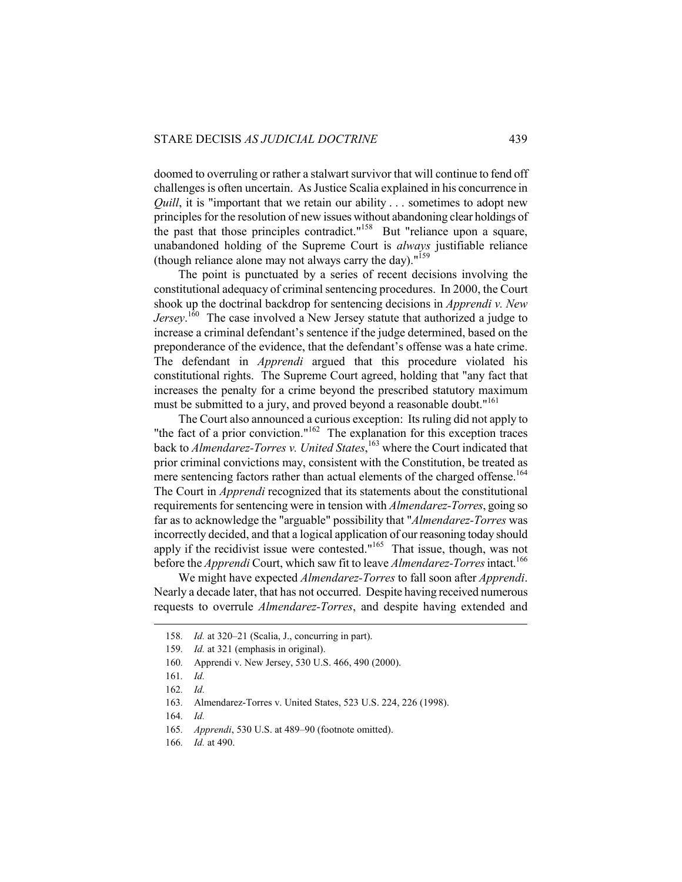doomed to overruling or rather a stalwart survivor that will continue to fend off challenges is often uncertain. As Justice Scalia explained in his concurrence in *Quill*, it is "important that we retain our ability . . . sometimes to adopt new principles for the resolution of new issues without abandoning clear holdings of the past that those principles contradict."[158] But "reliance upon a square, unabandoned holding of the Supreme Court is *always* justifiable reliance (though reliance alone may not always carry the day)."[159]

The point is punctuated by a series of recent decisions involving the constitutional adequacy of criminal sentencing procedures. In 2000, the Court shook up the doctrinal backdrop for sentencing decisions in *Apprendi v. New Jersey*.[160] The case involved a New Jersey statute that authorized a judge to increase a criminal defendant's sentence if the judge determined, based on the preponderance of the evidence, that the defendant's offense was a hate crime. The defendant in *Apprendi* argued that this procedure violated his constitutional rights. The Supreme Court agreed, holding that "any fact that increases the penalty for a crime beyond the prescribed statutory maximum must be submitted to a jury, and proved beyond a reasonable doubt."[161]

The Court also announced a curious exception: Its ruling did not apply to "the fact of a prior conviction."[162] The explanation for this exception traces back to *Almendarez-Torres v. United States*,[163] where the Court indicated that prior criminal convictions may, consistent with the Constitution, be treated as mere sentencing factors rather than actual elements of the charged offense.[164] The Court in *Apprendi* recognized that its statements about the constitutional requirements for sentencing were in tension with *Almendarez-Torres*, going so far as to acknowledge the "arguable" possibility that "*Almendarez-Torres* was incorrectly decided, and that a logical application of our reasoning today should apply if the recidivist issue were contested."[165] That issue, though, was not before the *Apprendi* Court, which saw fit to leave *Almendarez-Torres* intact.[166]

We might have expected *Almendarez-Torres* to fall soon after *Apprendi*. Nearly a decade later, that has not occurred. Despite having received numerous requests to overrule *Almendarez-Torres*, and despite having extended and

---

158. *Id.* at 320–21 (Scalia, J., concurring in part).

159. *Id.* at 321 (emphasis in original).

160. Apprendi v. New Jersey, 530 U.S. 466, 490 (2000).

161. *Id.*

162. *Id.*

163. Almendarez-Torres v. United States, 523 U.S. 224, 226 (1998).

164. *Id.*

165. *Apprendi*, 530 U.S. at 489–90 (footnote omitted).

166. *Id.* at 490.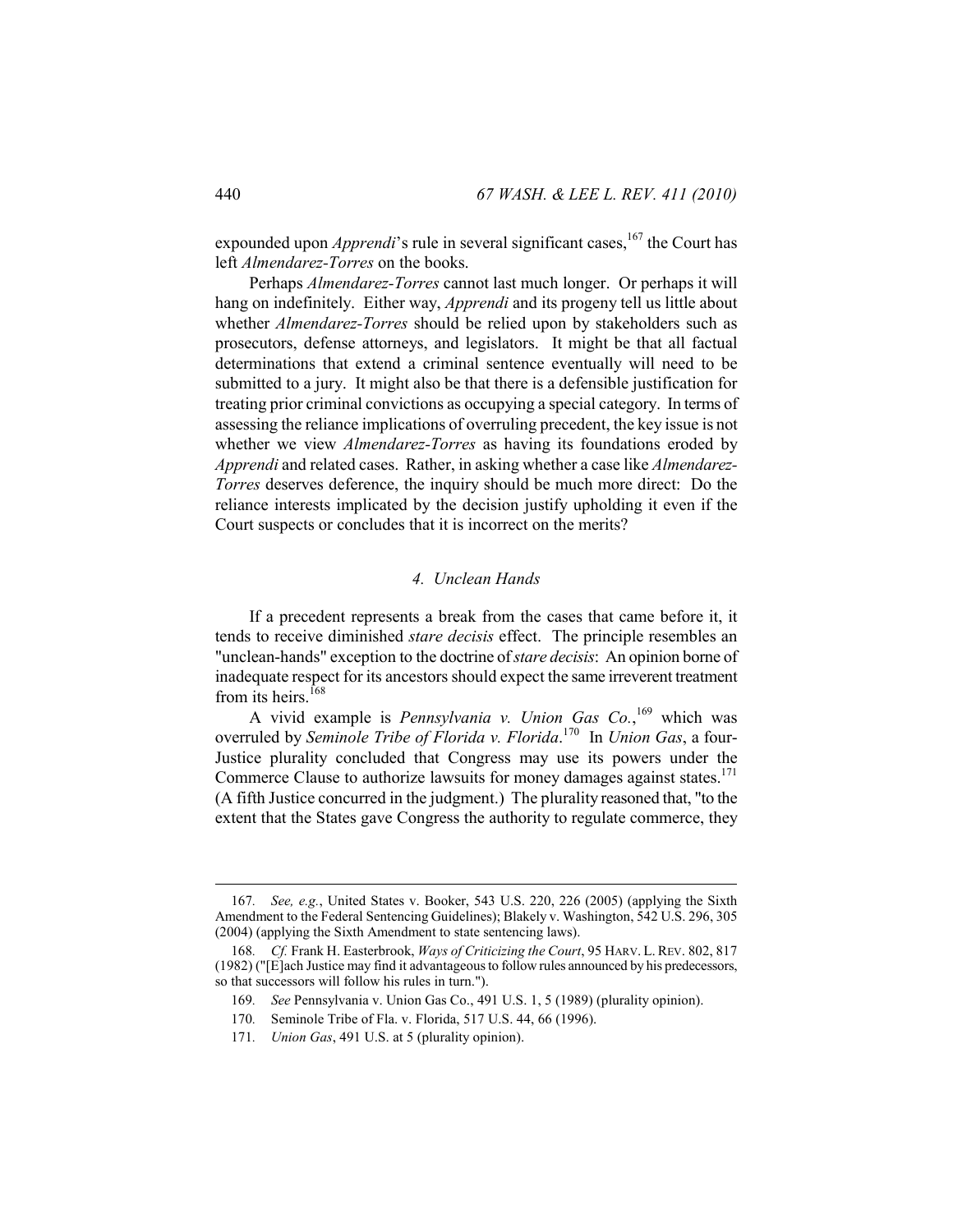expounded upon *Apprendi*'s rule in several significant cases,[167] the Court has left *Almendarez-Torres* on the books.

Perhaps *Almendarez-Torres* cannot last much longer. Or perhaps it will hang on indefinitely. Either way, *Apprendi* and its progeny tell us little about whether *Almendarez-Torres* should be relied upon by stakeholders such as prosecutors, defense attorneys, and legislators. It might be that all factual determinations that extend a criminal sentence eventually will need to be submitted to a jury. It might also be that there is a defensible justification for treating prior criminal convictions as occupying a special category. In terms of assessing the reliance implications of overruling precedent, the key issue is not whether we view *Almendarez-Torres* as having its foundations eroded by *Apprendi* and related cases. Rather, in asking whether a case like *Almendarez-Torres* deserves deference, the inquiry should be much more direct: Do the reliance interests implicated by the decision justify upholding it even if the Court suspects or concludes that it is incorrect on the merits?

#### *4. Unclean Hands*

If a precedent represents a break from the cases that came before it, it tends to receive diminished *stare decisis* effect. The principle resembles an "unclean-hands" exception to the doctrine of *stare decisis*: An opinion borne of inadequate respect for its ancestors should expect the same irreverent treatment from its heirs.[168]

A vivid example is *Pennsylvania v. Union Gas Co.*,[169] which was overruled by *Seminole Tribe of Florida v. Florida*.[170] In *Union Gas*, a four-Justice plurality concluded that Congress may use its powers under the Commerce Clause to authorize lawsuits for money damages against states.[171] (A fifth Justice concurred in the judgment.) The plurality reasoned that, "to the extent that the States gave Congress the authority to regulate commerce, they

---

167. *See, e.g.*, United States v. Booker, 543 U.S. 220, 226 (2005) (applying the Sixth Amendment to the Federal Sentencing Guidelines); Blakely v. Washington, 542 U.S. 296, 305 (2004) (applying the Sixth Amendment to state sentencing laws).

168. *Cf.* Frank H. Easterbrook, *Ways of Criticizing the Court*, 95 HARV. L. REV. 802, 817 (1982) ("[E]ach Justice may find it advantageous to follow rules announced by his predecessors, so that successors will follow his rules in turn.").

169. *See* Pennsylvania v. Union Gas Co., 491 U.S. 1, 5 (1989) (plurality opinion).

170. Seminole Tribe of Fla. v. Florida, 517 U.S. 44, 66 (1996).

171. *Union Gas*, 491 U.S. at 5 (plurality opinion).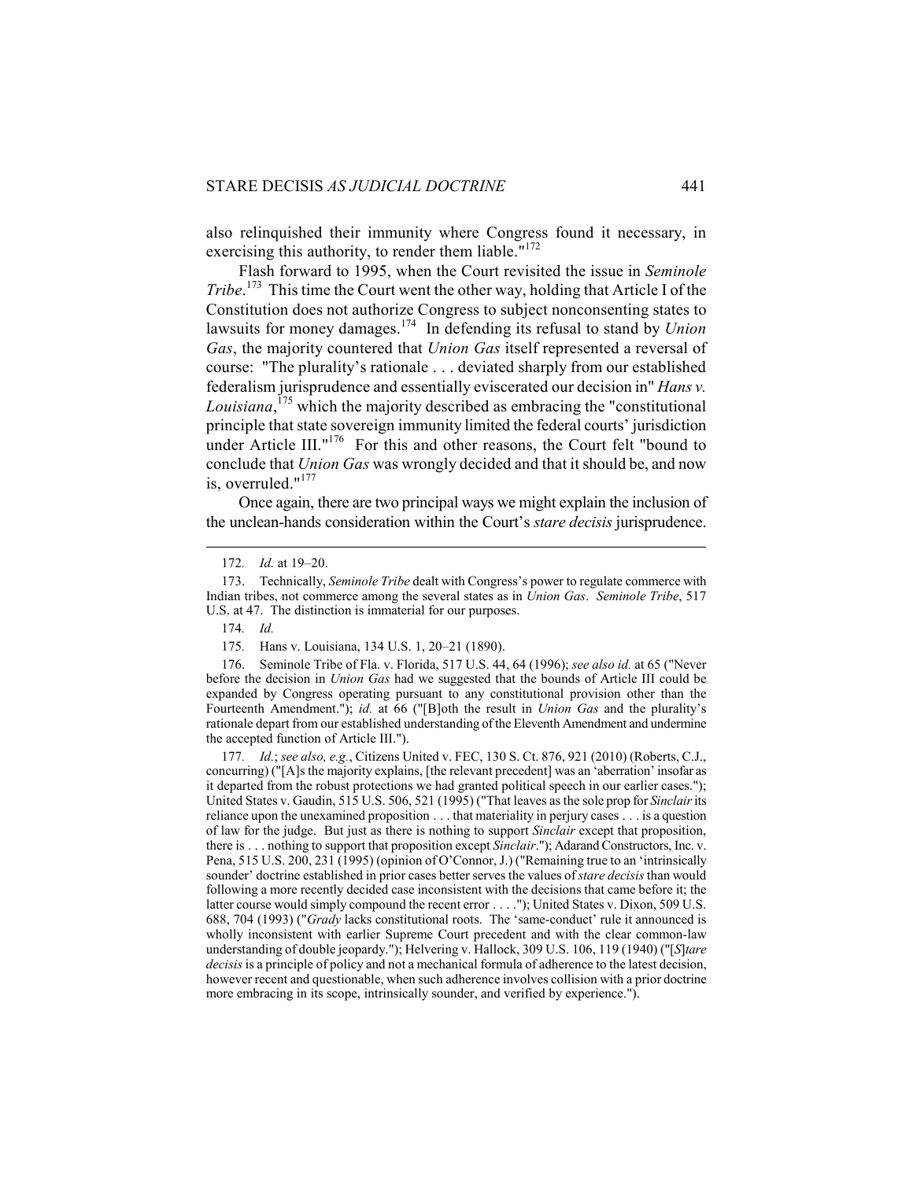also relinquished their immunity where Congress found it necessary, in exercising this authority, to render them liable."[172]

Flash forward to 1995, when the Court revisited the issue in *Seminole Tribe*.[173] This time the Court went the other way, holding that Article I of the Constitution does not authorize Congress to subject nonconsenting states to lawsuits for money damages.[174] In defending its refusal to stand by *Union Gas*, the majority countered that *Union Gas* itself represented a reversal of course: "The plurality's rationale . . . deviated sharply from our established federalism jurisprudence and essentially eviscerated our decision in" *Hans v. Louisiana*,[175] which the majority described as embracing the "constitutional principle that state sovereign immunity limited the federal courts' jurisdiction under Article III."[176] For this and other reasons, the Court felt "bound to conclude that *Union Gas* was wrongly decided and that it should be, and now is, overruled."[177]

Once again, there are two principal ways we might explain the inclusion of the unclean-hands consideration within the Court's *stare decisis* jurisprudence.

---

172. *Id.* at 19–20.

173. Technically, *Seminole Tribe* dealt with Congress's power to regulate commerce with Indian tribes, not commerce among the several states as in *Union Gas*. *Seminole Tribe*, 517 U.S. at 47. The distinction is immaterial for our purposes.

174. *Id.*

175. Hans v. Louisiana, 134 U.S. 1, 20–21 (1890).

176. Seminole Tribe of Fla. v. Florida, 517 U.S. 44, 64 (1996); *see also id.* at 65 ("Never before the decision in *Union Gas* had we suggested that the bounds of Article III could be expanded by Congress operating pursuant to any constitutional provision other than the Fourteenth Amendment."); *id.* at 66 ("[B]oth the result in *Union Gas* and the plurality's rationale depart from our established understanding of the Eleventh Amendment and undermine the accepted function of Article III.").

177. *Id.*; *see also, e.g.*, Citizens United v. FEC, 130 S. Ct. 876, 921 (2010) (Roberts, C.J., concurring) ("[A]s the majority explains, [the relevant precedent] was an 'aberration' insofar as it departed from the robust protections we had granted political speech in our earlier cases."); United States v. Gaudin, 515 U.S. 506, 521 (1995) ("That leaves as the sole prop for *Sinclair* its reliance upon the unexamined proposition . . . that materiality in perjury cases . . . is a question of law for the judge. But just as there is nothing to support *Sinclair* except that proposition, there is . . . nothing to support that proposition except *Sinclair*."); Adarand Constructors, Inc. v. Pena, 515 U.S. 200, 231 (1995) (opinion of O'Connor, J.) ("Remaining true to an 'intrinsically sounder' doctrine established in prior cases better serves the values of *stare decisis* than would following a more recently decided case inconsistent with the decisions that came before it; the latter course would simply compound the recent error . . . ."); United States v. Dixon, 509 U.S. 688, 704 (1993) ("*Grady* lacks constitutional roots. The 'same-conduct' rule it announced is wholly inconsistent with earlier Supreme Court precedent and with the clear common-law understanding of double jeopardy."); Helvering v. Hallock, 309 U.S. 106, 119 (1940) ("[*S*]*tare decisis* is a principle of policy and not a mechanical formula of adherence to the latest decision, however recent and questionable, when such adherence involves collision with a prior doctrine more embracing in its scope, intrinsically sounder, and verified by experience.").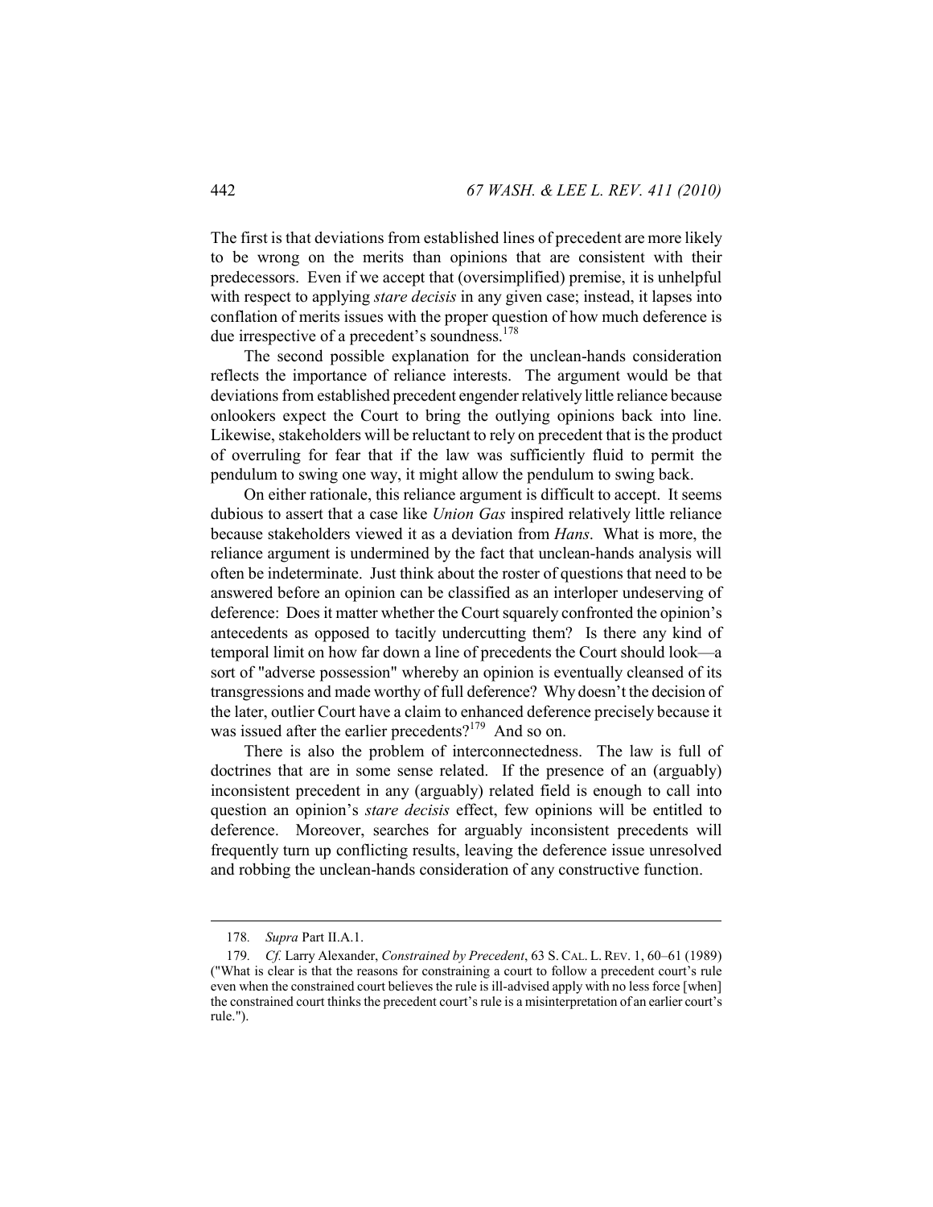The first is that deviations from established lines of precedent are more likely to be wrong on the merits than opinions that are consistent with their predecessors. Even if we accept that (oversimplified) premise, it is unhelpful with respect to applying *stare decisis* in any given case; instead, it lapses into conflation of merits issues with the proper question of how much deference is due irrespective of a precedent's soundness.[178]

The second possible explanation for the unclean-hands consideration reflects the importance of reliance interests. The argument would be that deviations from established precedent engender relatively little reliance because onlookers expect the Court to bring the outlying opinions back into line. Likewise, stakeholders will be reluctant to rely on precedent that is the product of overruling for fear that if the law was sufficiently fluid to permit the pendulum to swing one way, it might allow the pendulum to swing back.

On either rationale, this reliance argument is difficult to accept. It seems dubious to assert that a case like *Union Gas* inspired relatively little reliance because stakeholders viewed it as a deviation from *Hans*. What is more, the reliance argument is undermined by the fact that unclean-hands analysis will often be indeterminate. Just think about the roster of questions that need to be answered before an opinion can be classified as an interloper undeserving of deference: Does it matter whether the Court squarely confronted the opinion's antecedents as opposed to tacitly undercutting them? Is there any kind of temporal limit on how far down a line of precedents the Court should look—a sort of "adverse possession" whereby an opinion is eventually cleansed of its transgressions and made worthy of full deference? Why doesn't the decision of the later, outlier Court have a claim to enhanced deference precisely because it was issued after the earlier precedents?[179] And so on.

There is also the problem of interconnectedness. The law is full of doctrines that are in some sense related. If the presence of an (arguably) inconsistent precedent in any (arguably) related field is enough to call into question an opinion's *stare decisis* effect, few opinions will be entitled to deference. Moreover, searches for arguably inconsistent precedents will frequently turn up conflicting results, leaving the deference issue unresolved and robbing the unclean-hands consideration of any constructive function.

---

178. *Supra* Part II.A.1.

179. *Cf.* Larry Alexander, *Constrained by Precedent*, 63 S. CAL. L. REV. 1, 60–61 (1989) ("What is clear is that the reasons for constraining a court to follow a precedent court's rule even when the constrained court believes the rule is ill-advised apply with no less force [when] the constrained court thinks the precedent court's rule is a misinterpretation of an earlier court's rule.").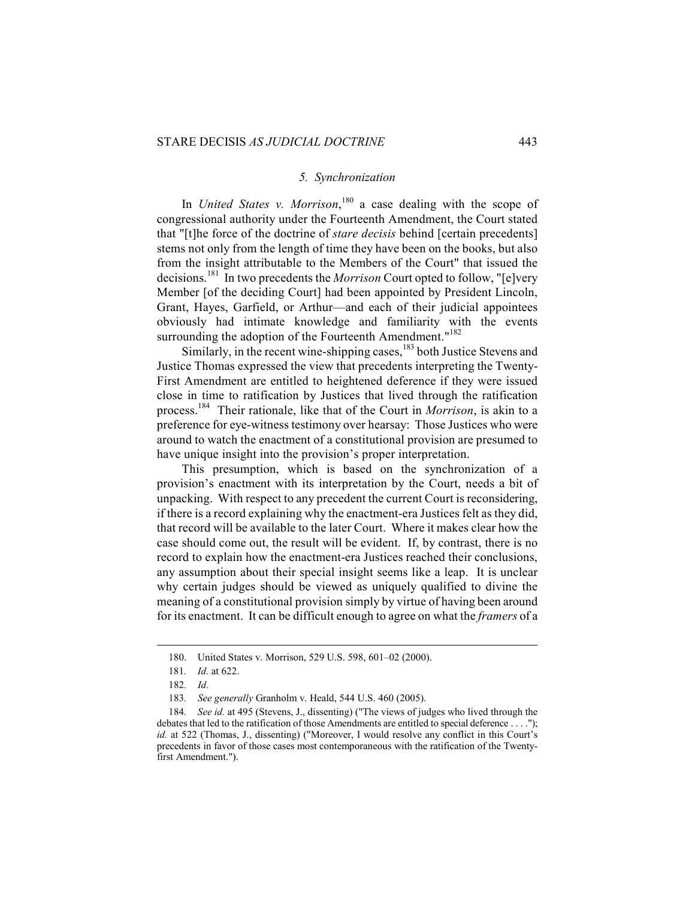### *5. Synchronization*

In *United States v. Morrison*,[180] a case dealing with the scope of congressional authority under the Fourteenth Amendment, the Court stated that "[t]he force of the doctrine of *stare decisis* behind [certain precedents] stems not only from the length of time they have been on the books, but also from the insight attributable to the Members of the Court" that issued the decisions.[181] In two precedents the *Morrison* Court opted to follow, "[e]very Member [of the deciding Court] had been appointed by President Lincoln, Grant, Hayes, Garfield, or Arthur—and each of their judicial appointees obviously had intimate knowledge and familiarity with the events surrounding the adoption of the Fourteenth Amendment."[182]

Similarly, in the recent wine-shipping cases,[183] both Justice Stevens and Justice Thomas expressed the view that precedents interpreting the Twenty-First Amendment are entitled to heightened deference if they were issued close in time to ratification by Justices that lived through the ratification process.[184] Their rationale, like that of the Court in *Morrison*, is akin to a preference for eye-witness testimony over hearsay: Those Justices who were around to watch the enactment of a constitutional provision are presumed to have unique insight into the provision's proper interpretation.

This presumption, which is based on the synchronization of a provision's enactment with its interpretation by the Court, needs a bit of unpacking. With respect to any precedent the current Court is reconsidering, if there is a record explaining why the enactment-era Justices felt as they did, that record will be available to the later Court. Where it makes clear how the case should come out, the result will be evident. If, by contrast, there is no record to explain how the enactment-era Justices reached their conclusions, any assumption about their special insight seems like a leap. It is unclear why certain judges should be viewed as uniquely qualified to divine the meaning of a constitutional provision simply by virtue of having been around for its enactment. It can be difficult enough to agree on what the *framers* of a

---

180. United States v. Morrison, 529 U.S. 598, 601–02 (2000).

181. *Id.* at 622.

182. *Id.*

183. *See generally* Granholm v. Heald, 544 U.S. 460 (2005).

184. *See id.* at 495 (Stevens, J., dissenting) ("The views of judges who lived through the debates that led to the ratification of those Amendments are entitled to special deference . . . ."); *id.* at 522 (Thomas, J., dissenting) ("Moreover, I would resolve any conflict in this Court's precedents in favor of those cases most contemporaneous with the ratification of the Twenty-first Amendment.").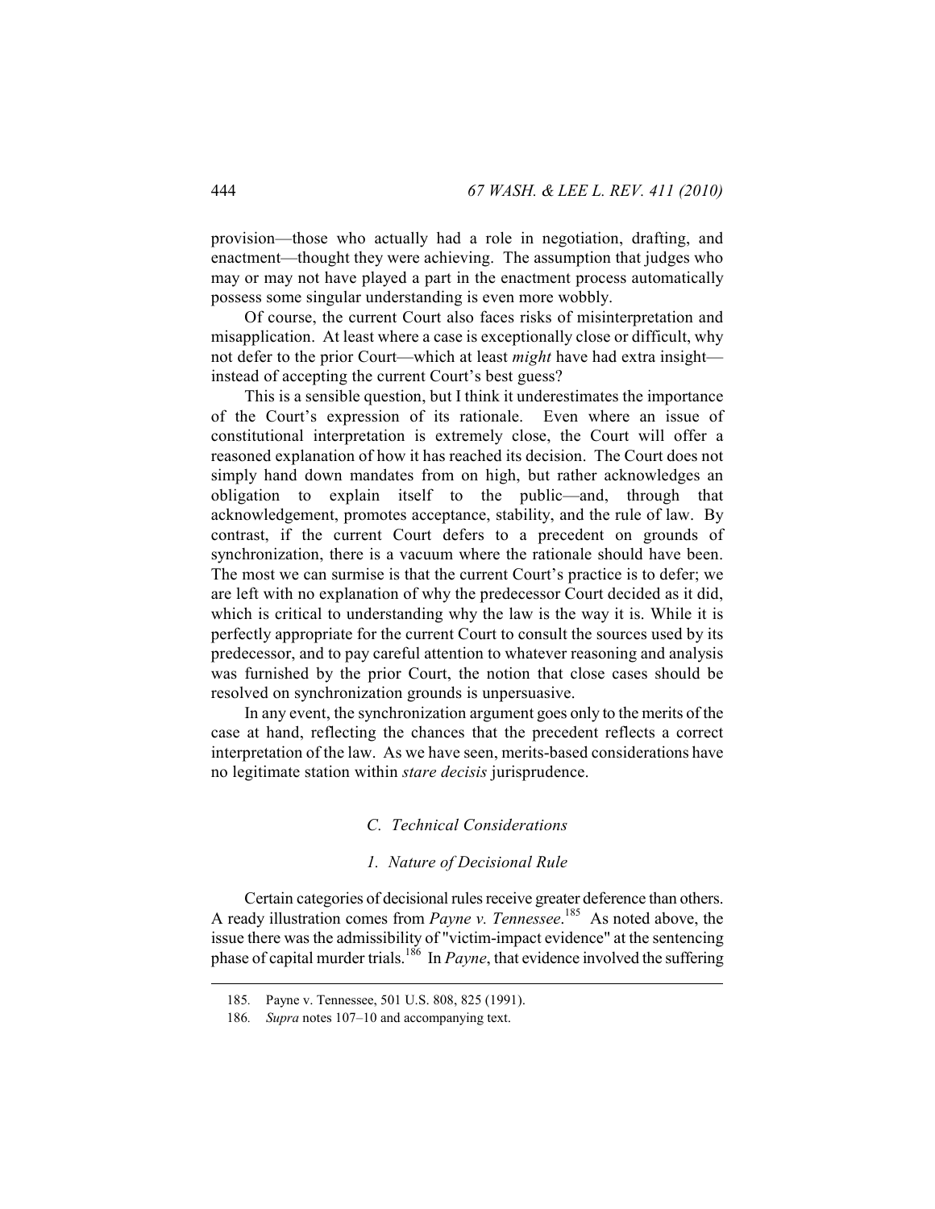provision—those who actually had a role in negotiation, drafting, and enactment—thought they were achieving. The assumption that judges who may or may not have played a part in the enactment process automatically possess some singular understanding is even more wobbly.

Of course, the current Court also faces risks of misinterpretation and misapplication. At least where a case is exceptionally close or difficult, why not defer to the prior Court—which at least *might* have had extra insight—instead of accepting the current Court's best guess?

This is a sensible question, but I think it underestimates the importance of the Court's expression of its rationale. Even where an issue of constitutional interpretation is extremely close, the Court will offer a reasoned explanation of how it has reached its decision. The Court does not simply hand down mandates from on high, but rather acknowledges an obligation to explain itself to the public—and, through that acknowledgement, promotes acceptance, stability, and the rule of law. By contrast, if the current Court defers to a precedent on grounds of synchronization, there is a vacuum where the rationale should have been. The most we can surmise is that the current Court's practice is to defer; we are left with no explanation of why the predecessor Court decided as it did, which is critical to understanding why the law is the way it is. While it is perfectly appropriate for the current Court to consult the sources used by its predecessor, and to pay careful attention to whatever reasoning and analysis was furnished by the prior Court, the notion that close cases should be resolved on synchronization grounds is unpersuasive.

In any event, the synchronization argument goes only to the merits of the case at hand, reflecting the chances that the precedent reflects a correct interpretation of the law. As we have seen, merits-based considerations have no legitimate station within *stare decisis* jurisprudence.

### *C. Technical Considerations*

#### *1. Nature of Decisional Rule*

Certain categories of decisional rules receive greater deference than others. A ready illustration comes from *Payne v. Tennessee*.[185] As noted above, the issue there was the admissibility of "victim-impact evidence" at the sentencing phase of capital murder trials.[186] In *Payne*, that evidence involved the suffering

---

185. Payne v. Tennessee, 501 U.S. 808, 825 (1991).

186. *Supra* notes 107–10 and accompanying text.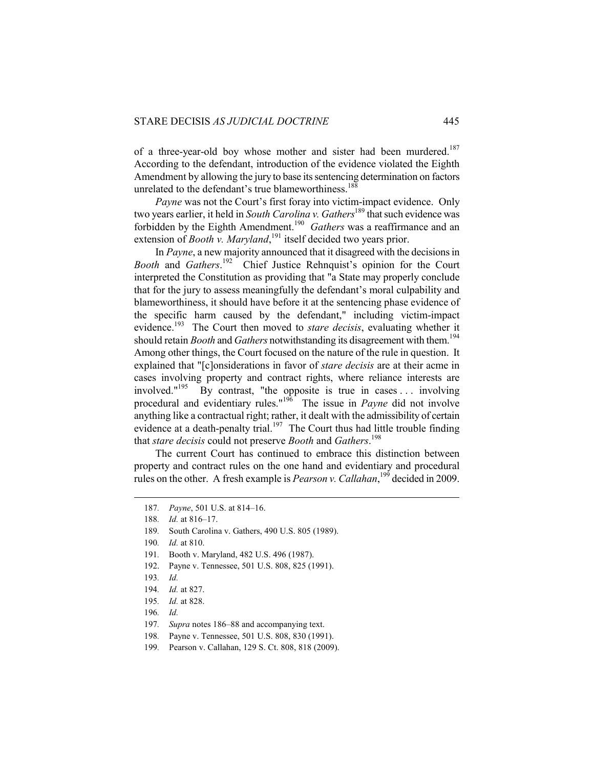of a three-year-old boy whose mother and sister had been murdered.[187] According to the defendant, introduction of the evidence violated the Eighth Amendment by allowing the jury to base its sentencing determination on factors unrelated to the defendant's true blameworthiness.[188]

*Payne* was not the Court's first foray into victim-impact evidence. Only two years earlier, it held in *South Carolina v. Gathers*[189] that such evidence was forbidden by the Eighth Amendment.[190] *Gathers* was a reaffirmance and an extension of *Booth v. Maryland*,[191] itself decided two years prior.

In *Payne*, a new majority announced that it disagreed with the decisions in *Booth* and *Gathers*.[192] Chief Justice Rehnquist's opinion for the Court interpreted the Constitution as providing that "a State may properly conclude that for the jury to assess meaningfully the defendant's moral culpability and blameworthiness, it should have before it at the sentencing phase evidence of the specific harm caused by the defendant," including victim-impact evidence.[193] The Court then moved to *stare decisis*, evaluating whether it should retain *Booth* and *Gathers* notwithstanding its disagreement with them.[194] Among other things, the Court focused on the nature of the rule in question. It explained that "[c]onsiderations in favor of *stare decisis* are at their acme in cases involving property and contract rights, where reliance interests are involved."[195] By contrast, "the opposite is true in cases . . . involving procedural and evidentiary rules."[196] The issue in *Payne* did not involve anything like a contractual right; rather, it dealt with the admissibility of certain evidence at a death-penalty trial.[197] The Court thus had little trouble finding that *stare decisis* could not preserve *Booth* and *Gathers*.[198]

The current Court has continued to embrace this distinction between property and contract rules on the one hand and evidentiary and procedural rules on the other. A fresh example is *Pearson v. Callahan*,[199] decided in 2009.

---

187. *Payne*, 501 U.S. at 814–16.

188. *Id.* at 816–17.

189. South Carolina v. Gathers, 490 U.S. 805 (1989).

190. *Id.* at 810.

191. Booth v. Maryland, 482 U.S. 496 (1987).

192. Payne v. Tennessee, 501 U.S. 808, 825 (1991).

193. *Id.*

194. *Id.* at 827.

195. *Id.* at 828.

196. *Id.*

197. *Supra* notes 186–88 and accompanying text.

198. Payne v. Tennessee, 501 U.S. 808, 830 (1991).

199. Pearson v. Callahan, 129 S. Ct. 808, 818 (2009).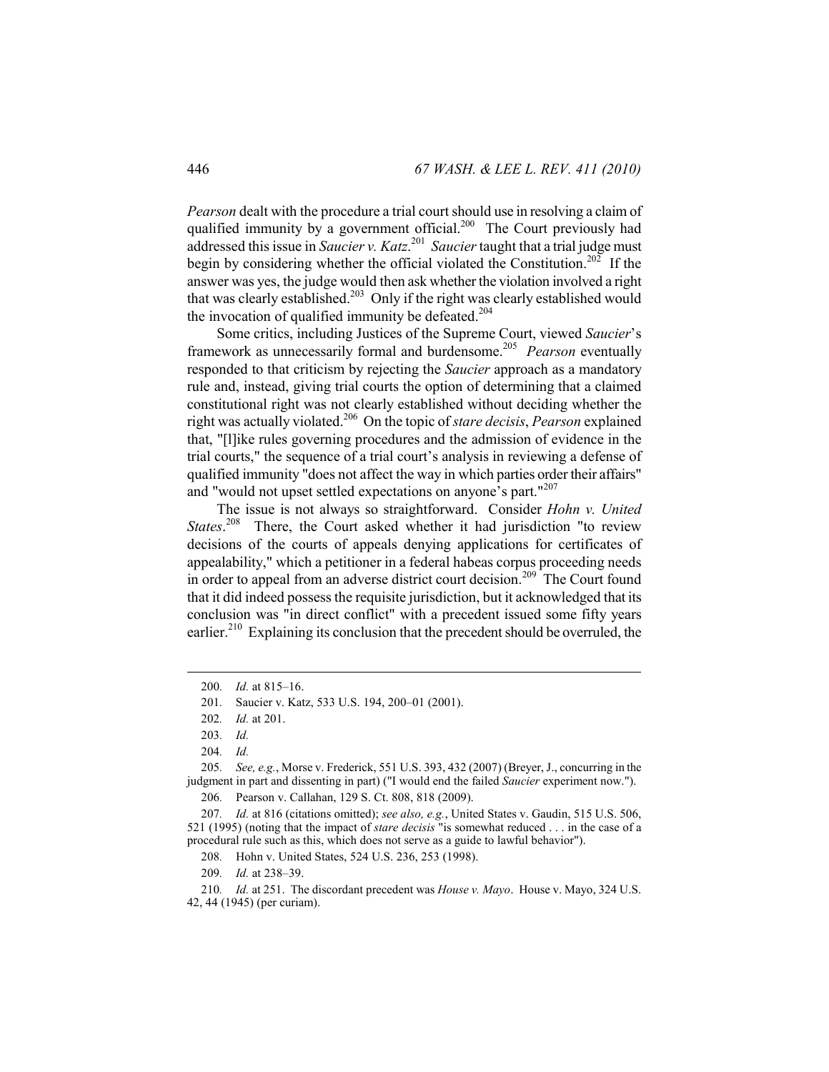*Pearson* dealt with the procedure a trial court should use in resolving a claim of qualified immunity by a government official.[200] The Court previously had addressed this issue in *Saucier v. Katz*.[201] *Saucier* taught that a trial judge must begin by considering whether the official violated the Constitution.[202] If the answer was yes, the judge would then ask whether the violation involved a right that was clearly established.[203] Only if the right was clearly established would the invocation of qualified immunity be defeated.[204]

Some critics, including Justices of the Supreme Court, viewed *Saucier*'s framework as unnecessarily formal and burdensome.[205] *Pearson* eventually responded to that criticism by rejecting the *Saucier* approach as a mandatory rule and, instead, giving trial courts the option of determining that a claimed constitutional right was not clearly established without deciding whether the right was actually violated.[206] On the topic of *stare decisis*, *Pearson* explained that, "[l]ike rules governing procedures and the admission of evidence in the trial courts," the sequence of a trial court's analysis in reviewing a defense of qualified immunity "does not affect the way in which parties order their affairs" and "would not upset settled expectations on anyone's part."[207]

The issue is not always so straightforward. Consider *Hohn v. United States*.[208] There, the Court asked whether it had jurisdiction "to review decisions of the courts of appeals denying applications for certificates of appealability," which a petitioner in a federal habeas corpus proceeding needs in order to appeal from an adverse district court decision.[209] The Court found that it did indeed possess the requisite jurisdiction, but it acknowledged that its conclusion was "in direct conflict" with a precedent issued some fifty years earlier.[210] Explaining its conclusion that the precedent should be overruled, the

---

200. *Id.* at 815–16.

201. Saucier v. Katz, 533 U.S. 194, 200–01 (2001).

202. *Id.* at 201.

203. *Id.*

204. *Id.*

205. *See, e.g.*, Morse v. Frederick, 551 U.S. 393, 432 (2007) (Breyer, J., concurring in the judgment in part and dissenting in part) ("I would end the failed *Saucier* experiment now.").

206. Pearson v. Callahan, 129 S. Ct. 808, 818 (2009).

207. *Id.* at 816 (citations omitted); *see also, e.g.*, United States v. Gaudin, 515 U.S. 506, 521 (1995) (noting that the impact of *stare decisis* "is somewhat reduced . . . in the case of a procedural rule such as this, which does not serve as a guide to lawful behavior").

208. Hohn v. United States, 524 U.S. 236, 253 (1998).

209. *Id.* at 238–39.

210. *Id.* at 251. The discordant precedent was *House v. Mayo*. House v. Mayo, 324 U.S. 42, 44 (1945) (per curiam).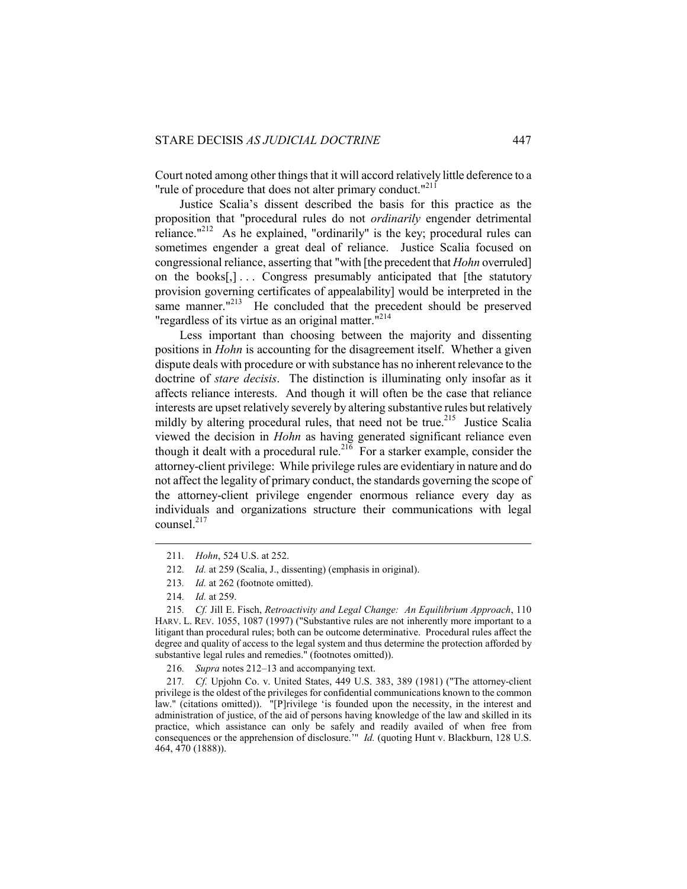Court noted among other things that it will accord relatively little deference to a "rule of procedure that does not alter primary conduct."[211]

Justice Scalia's dissent described the basis for this practice as the proposition that "procedural rules do not *ordinarily* engender detrimental reliance."[212] As he explained, "ordinarily" is the key; procedural rules can sometimes engender a great deal of reliance. Justice Scalia focused on congressional reliance, asserting that "with [the precedent that *Hohn* overruled] on the books[,] . . . Congress presumably anticipated that [the statutory provision governing certificates of appealability] would be interpreted in the same manner."[213] He concluded that the precedent should be preserved "regardless of its virtue as an original matter."[214]

Less important than choosing between the majority and dissenting positions in *Hohn* is accounting for the disagreement itself. Whether a given dispute deals with procedure or with substance has no inherent relevance to the doctrine of *stare decisis*. The distinction is illuminating only insofar as it affects reliance interests. And though it will often be the case that reliance interests are upset relatively severely by altering substantive rules but relatively mildly by altering procedural rules, that need not be true.[215] Justice Scalia viewed the decision in *Hohn* as having generated significant reliance even though it dealt with a procedural rule.[216] For a starker example, consider the attorney-client privilege: While privilege rules are evidentiary in nature and do not affect the legality of primary conduct, the standards governing the scope of the attorney-client privilege engender enormous reliance every day as individuals and organizations structure their communications with legal counsel.[217]

---

211. *Hohn*, 524 U.S. at 252.

212. *Id.* at 259 (Scalia, J., dissenting) (emphasis in original).

213. *Id.* at 262 (footnote omitted).

214. *Id.* at 259.

215. *Cf.* Jill E. Fisch, *Retroactivity and Legal Change: An Equilibrium Approach*, 110 HARV. L. REV. 1055, 1087 (1997) ("Substantive rules are not inherently more important to a litigant than procedural rules; both can be outcome determinative. Procedural rules affect the degree and quality of access to the legal system and thus determine the protection afforded by substantive legal rules and remedies." (footnotes omitted)).

216. *Supra* notes 212–13 and accompanying text.

217. *Cf.* Upjohn Co. v. United States, 449 U.S. 383, 389 (1981) ("The attorney-client privilege is the oldest of the privileges for confidential communications known to the common law." (citations omitted)). "[P]rivilege 'is founded upon the necessity, in the interest and administration of justice, of the aid of persons having knowledge of the law and skilled in its practice, which assistance can only be safely and readily availed of when free from consequences or the apprehension of disclosure.'" *Id.* (quoting Hunt v. Blackburn, 128 U.S. 464, 470 (1888)).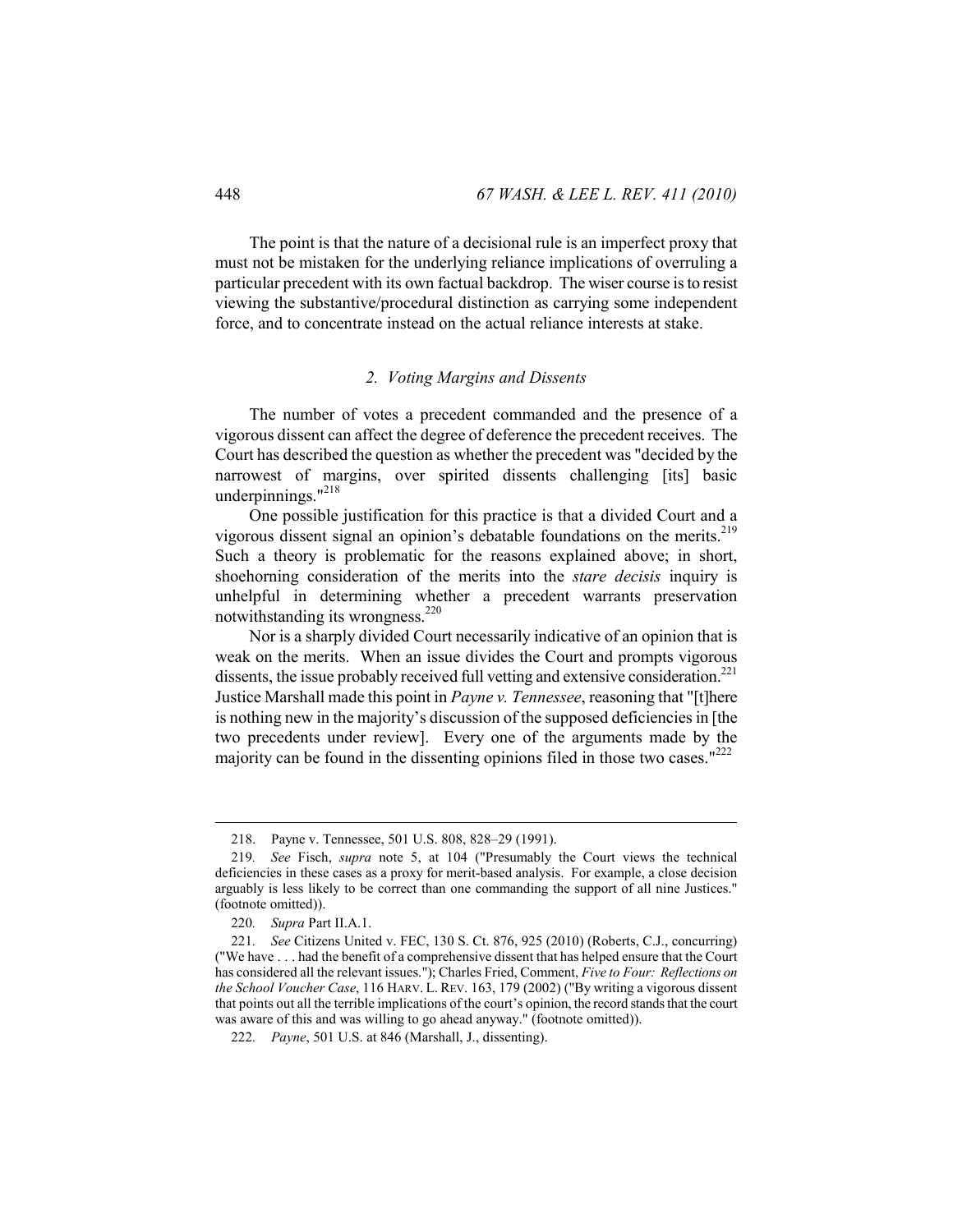The point is that the nature of a decisional rule is an imperfect proxy that must not be mistaken for the underlying reliance implications of overruling a particular precedent with its own factual backdrop. The wiser course is to resist viewing the substantive/procedural distinction as carrying some independent force, and to concentrate instead on the actual reliance interests at stake.

### *2. Voting Margins and Dissents*

The number of votes a precedent commanded and the presence of a vigorous dissent can affect the degree of deference the precedent receives. The Court has described the question as whether the precedent was "decided by the narrowest of margins, over spirited dissents challenging [its] basic underpinnings."[218]

One possible justification for this practice is that a divided Court and a vigorous dissent signal an opinion's debatable foundations on the merits.[219] Such a theory is problematic for the reasons explained above; in short, shoehorning consideration of the merits into the *stare decisis* inquiry is unhelpful in determining whether a precedent warrants preservation notwithstanding its wrongness.[220]

Nor is a sharply divided Court necessarily indicative of an opinion that is weak on the merits. When an issue divides the Court and prompts vigorous dissents, the issue probably received full vetting and extensive consideration.[221] Justice Marshall made this point in *Payne v. Tennessee*, reasoning that "[t]here is nothing new in the majority's discussion of the supposed deficiencies in [the two precedents under review]. Every one of the arguments made by the majority can be found in the dissenting opinions filed in those two cases."[222]

---

218. Payne v. Tennessee, 501 U.S. 808, 828–29 (1991).

219. *See* Fisch, *supra* note 5, at 104 ("Presumably the Court views the technical deficiencies in these cases as a proxy for merit-based analysis. For example, a close decision arguably is less likely to be correct than one commanding the support of all nine Justices." (footnote omitted)).

220. *Supra* Part II.A.1.

221. *See* Citizens United v. FEC, 130 S. Ct. 876, 925 (2010) (Roberts, C.J., concurring) ("We have . . . had the benefit of a comprehensive dissent that has helped ensure that the Court has considered all the relevant issues."); Charles Fried, Comment, *Five to Four: Reflections on the School Voucher Case*, 116 HARV. L. REV. 163, 179 (2002) ("By writing a vigorous dissent that points out all the terrible implications of the court's opinion, the record stands that the court was aware of this and was willing to go ahead anyway." (footnote omitted)).

222. *Payne*, 501 U.S. at 846 (Marshall, J., dissenting).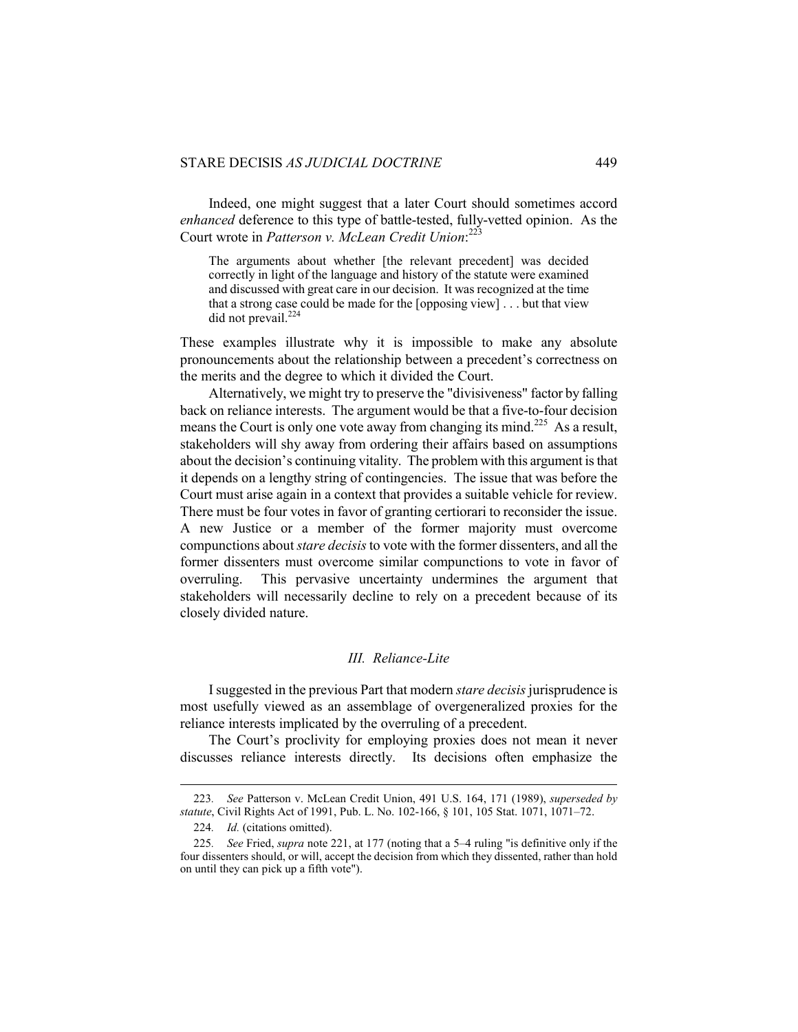Indeed, one might suggest that a later Court should sometimes accord *enhanced* deference to this type of battle-tested, fully-vetted opinion. As the Court wrote in *Patterson v. McLean Credit Union*:[223]

> The arguments about whether [the relevant precedent] was decided correctly in light of the language and history of the statute were examined and discussed with great care in our decision. It was recognized at the time that a strong case could be made for the [opposing view] . . . but that view did not prevail.[224]

These examples illustrate why it is impossible to make any absolute pronouncements about the relationship between a precedent's correctness on the merits and the degree to which it divided the Court.

Alternatively, we might try to preserve the "divisiveness" factor by falling back on reliance interests. The argument would be that a five-to-four decision means the Court is only one vote away from changing its mind.[225] As a result, stakeholders will shy away from ordering their affairs based on assumptions about the decision's continuing vitality. The problem with this argument is that it depends on a lengthy string of contingencies. The issue that was before the Court must arise again in a context that provides a suitable vehicle for review. There must be four votes in favor of granting certiorari to reconsider the issue. A new Justice or a member of the former majority must overcome compunctions about *stare decisis* to vote with the former dissenters, and all the former dissenters must overcome similar compunctions to vote in favor of overruling. This pervasive uncertainty undermines the argument that stakeholders will necessarily decline to rely on a precedent because of its closely divided nature.

## *III. Reliance-Lite*

I suggested in the previous Part that modern *stare decisis* jurisprudence is most usefully viewed as an assemblage of overgeneralized proxies for the reliance interests implicated by the overruling of a precedent.

The Court's proclivity for employing proxies does not mean it never discusses reliance interests directly. Its decisions often emphasize the

---

223. *See* Patterson v. McLean Credit Union, 491 U.S. 164, 171 (1989), *superseded by statute*, Civil Rights Act of 1991, Pub. L. No. 102-166, § 101, 105 Stat. 1071, 1071–72.

224. *Id.* (citations omitted).

225. *See* Fried, *supra* note 221, at 177 (noting that a 5–4 ruling "is definitive only if the four dissenters should, or will, accept the decision from which they dissented, rather than hold on until they can pick up a fifth vote").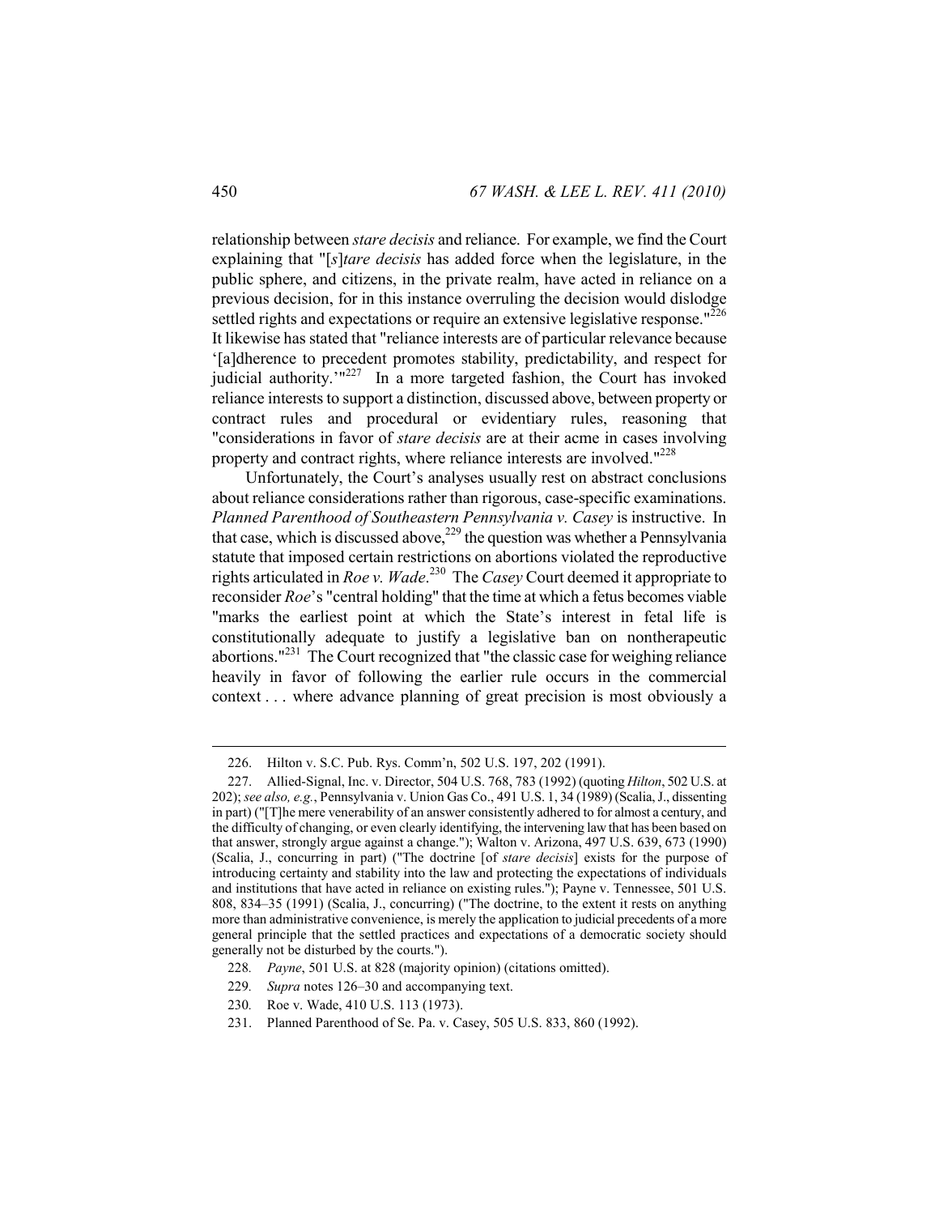relationship between *stare decisis* and reliance. For example, we find the Court explaining that "[*s*]*tare decisis* has added force when the legislature, in the public sphere, and citizens, in the private realm, have acted in reliance on a previous decision, for in this instance overruling the decision would dislodge settled rights and expectations or require an extensive legislative response."[226] It likewise has stated that "reliance interests are of particular relevance because '[a]dherence to precedent promotes stability, predictability, and respect for judicial authority.'"[227] In a more targeted fashion, the Court has invoked reliance interests to support a distinction, discussed above, between property or contract rules and procedural or evidentiary rules, reasoning that "considerations in favor of *stare decisis* are at their acme in cases involving property and contract rights, where reliance interests are involved."[228]

Unfortunately, the Court's analyses usually rest on abstract conclusions about reliance considerations rather than rigorous, case-specific examinations. *Planned Parenthood of Southeastern Pennsylvania v. Casey* is instructive. In that case, which is discussed above,[229] the question was whether a Pennsylvania statute that imposed certain restrictions on abortions violated the reproductive rights articulated in *Roe v. Wade*.[230] The *Casey* Court deemed it appropriate to reconsider *Roe*'s "central holding" that the time at which a fetus becomes viable "marks the earliest point at which the State's interest in fetal life is constitutionally adequate to justify a legislative ban on nontherapeutic abortions."[231] The Court recognized that "the classic case for weighing reliance heavily in favor of following the earlier rule occurs in the commercial context . . . where advance planning of great precision is most obviously a

---

226. Hilton v. S.C. Pub. Rys. Comm'n, 502 U.S. 197, 202 (1991).

227. Allied-Signal, Inc. v. Director, 504 U.S. 768, 783 (1992) (quoting *Hilton*, 502 U.S. at 202); *see also, e.g.*, Pennsylvania v. Union Gas Co., 491 U.S. 1, 34 (1989) (Scalia, J., dissenting in part) ("[T]he mere venerability of an answer consistently adhered to for almost a century, and the difficulty of changing, or even clearly identifying, the intervening law that has been based on that answer, strongly argue against a change."); Walton v. Arizona, 497 U.S. 639, 673 (1990) (Scalia, J., concurring in part) ("The doctrine [of *stare decisis*] exists for the purpose of introducing certainty and stability into the law and protecting the expectations of individuals and institutions that have acted in reliance on existing rules."); Payne v. Tennessee, 501 U.S. 808, 834–35 (1991) (Scalia, J., concurring) ("The doctrine, to the extent it rests on anything more than administrative convenience, is merely the application to judicial precedents of a more general principle that the settled practices and expectations of a democratic society should generally not be disturbed by the courts.").

228. *Payne*, 501 U.S. at 828 (majority opinion) (citations omitted).

229. *Supra* notes 126–30 and accompanying text.

230. Roe v. Wade, 410 U.S. 113 (1973).

231. Planned Parenthood of Se. Pa. v. Casey, 505 U.S. 833, 860 (1992).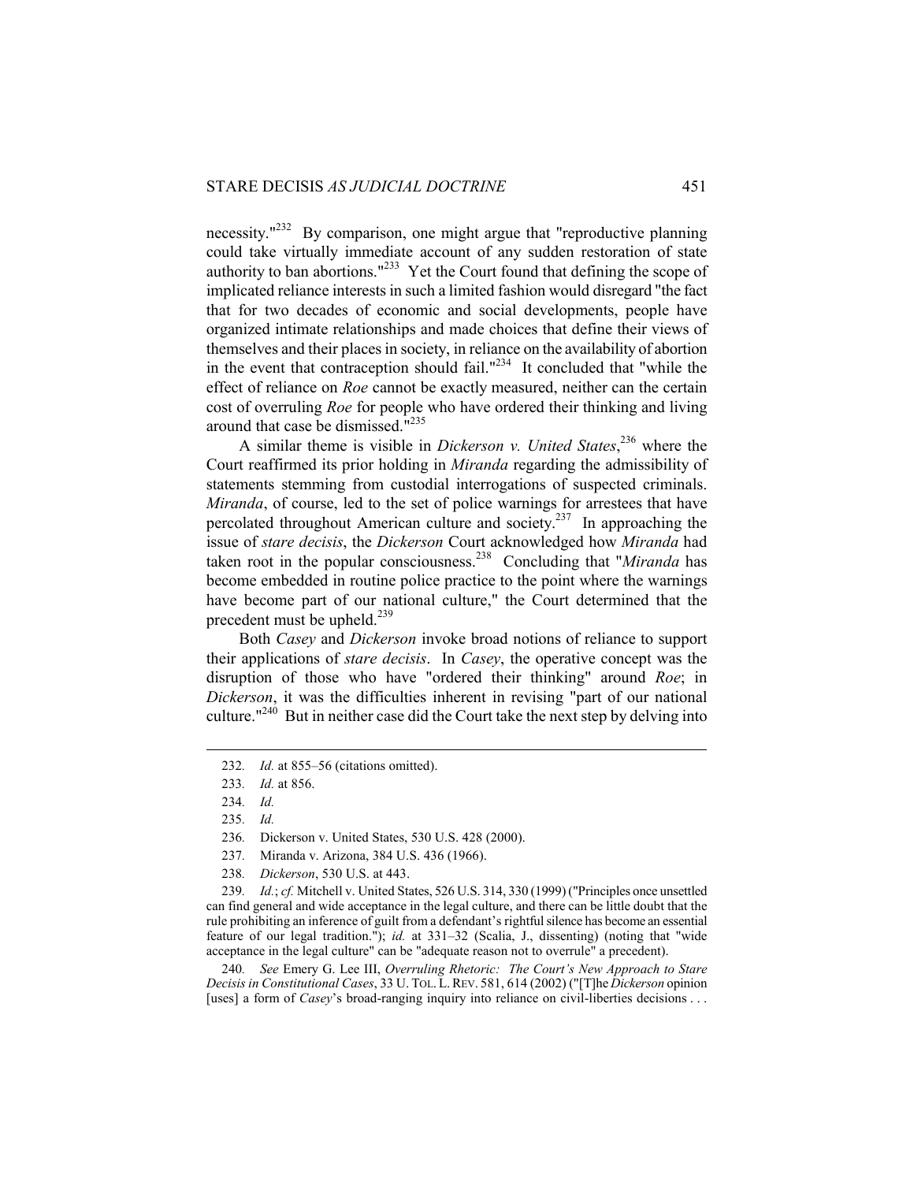necessity."[232] By comparison, one might argue that "reproductive planning could take virtually immediate account of any sudden restoration of state authority to ban abortions."[233] Yet the Court found that defining the scope of implicated reliance interests in such a limited fashion would disregard "the fact that for two decades of economic and social developments, people have organized intimate relationships and made choices that define their views of themselves and their places in society, in reliance on the availability of abortion in the event that contraception should fail."[234] It concluded that "while the effect of reliance on *Roe* cannot be exactly measured, neither can the certain cost of overruling *Roe* for people who have ordered their thinking and living around that case be dismissed."[235]

A similar theme is visible in *Dickerson v. United States*,[236] where the Court reaffirmed its prior holding in *Miranda* regarding the admissibility of statements stemming from custodial interrogations of suspected criminals. *Miranda*, of course, led to the set of police warnings for arrestees that have percolated throughout American culture and society.[237] In approaching the issue of *stare decisis*, the *Dickerson* Court acknowledged how *Miranda* had taken root in the popular consciousness.[238] Concluding that "*Miranda* has become embedded in routine police practice to the point where the warnings have become part of our national culture," the Court determined that the precedent must be upheld.[239]

Both *Casey* and *Dickerson* invoke broad notions of reliance to support their applications of *stare decisis*. In *Casey*, the operative concept was the disruption of those who have "ordered their thinking" around *Roe*; in *Dickerson*, it was the difficulties inherent in revising "part of our national culture."[240] But in neither case did the Court take the next step by delving into

---

232. *Id.* at 855–56 (citations omitted).

233. *Id.* at 856.

234. *Id.*

235. *Id.*

236. Dickerson v. United States, 530 U.S. 428 (2000).

237. Miranda v. Arizona, 384 U.S. 436 (1966).

238. *Dickerson*, 530 U.S. at 443.

239. *Id.*; *cf.* Mitchell v. United States, 526 U.S. 314, 330 (1999) ("Principles once unsettled can find general and wide acceptance in the legal culture, and there can be little doubt that the rule prohibiting an inference of guilt from a defendant's rightful silence has become an essential feature of our legal tradition."); *id.* at 331–32 (Scalia, J., dissenting) (noting that "wide acceptance in the legal culture" can be "adequate reason not to overrule" a precedent).

240. *See* Emery G. Lee III, *Overruling Rhetoric: The Court's New Approach to Stare Decisis in Constitutional Cases*, 33 U. TOL. L. REV. 581, 614 (2002) ("[T]he *Dickerson* opinion [uses] a form of *Casey*'s broad-ranging inquiry into reliance on civil-liberties decisions . . .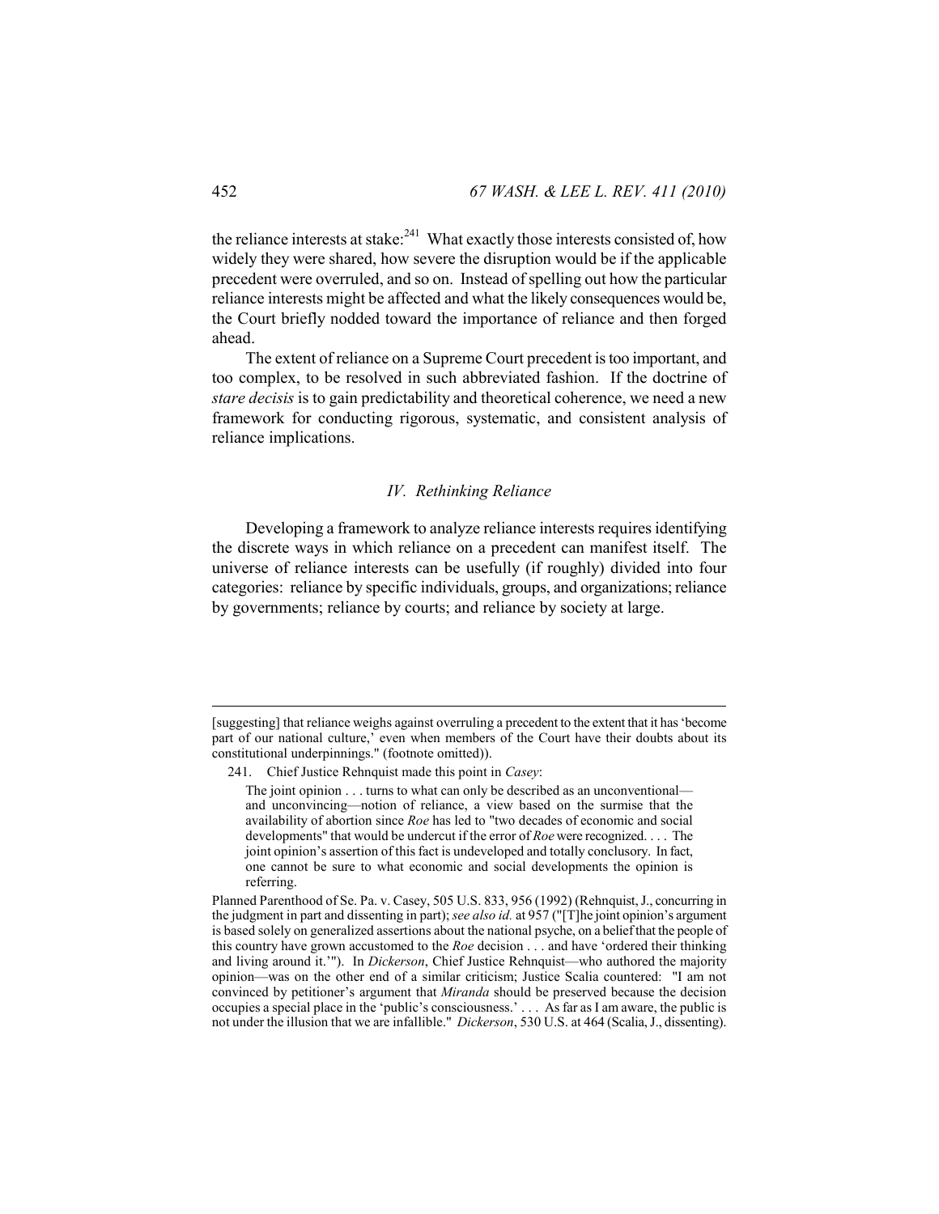the reliance interests at stake:[241] What exactly those interests consisted of, how widely they were shared, how severe the disruption would be if the applicable precedent were overruled, and so on. Instead of spelling out how the particular reliance interests might be affected and what the likely consequences would be, the Court briefly nodded toward the importance of reliance and then forged ahead.

The extent of reliance on a Supreme Court precedent is too important, and too complex, to be resolved in such abbreviated fashion. If the doctrine of *stare decisis* is to gain predictability and theoretical coherence, we need a new framework for conducting rigorous, systematic, and consistent analysis of reliance implications.

### *IV. Rethinking Reliance*

Developing a framework to analyze reliance interests requires identifying the discrete ways in which reliance on a precedent can manifest itself. The universe of reliance interests can be usefully (if roughly) divided into four categories: reliance by specific individuals, groups, and organizations; reliance by governments; reliance by courts; and reliance by society at large.

---

[suggesting] that reliance weighs against overruling a precedent to the extent that it has 'become part of our national culture,' even when members of the Court have their doubts about its constitutional underpinnings." (footnote omitted)).

241. Chief Justice Rehnquist made this point in *Casey*:

> The joint opinion . . . turns to what can only be described as an unconventional—and unconvincing—notion of reliance, a view based on the surmise that the availability of abortion since *Roe* has led to "two decades of economic and social developments" that would be undercut if the error of *Roe* were recognized. . . . The joint opinion's assertion of this fact is undeveloped and totally conclusory. In fact, one cannot be sure to what economic and social developments the opinion is referring.

Planned Parenthood of Se. Pa. v. Casey, 505 U.S. 833, 956 (1992) (Rehnquist, J., concurring in the judgment in part and dissenting in part); *see also id.* at 957 ("[T]he joint opinion's argument is based solely on generalized assertions about the national psyche, on a belief that the people of this country have grown accustomed to the *Roe* decision . . . and have 'ordered their thinking and living around it.'"). In *Dickerson*, Chief Justice Rehnquist—who authored the majority opinion—was on the other end of a similar criticism; Justice Scalia countered: "I am not convinced by petitioner's argument that *Miranda* should be preserved because the decision occupies a special place in the 'public's consciousness.' . . . As far as I am aware, the public is not under the illusion that we are infallible." *Dickerson*, 530 U.S. at 464 (Scalia, J., dissenting).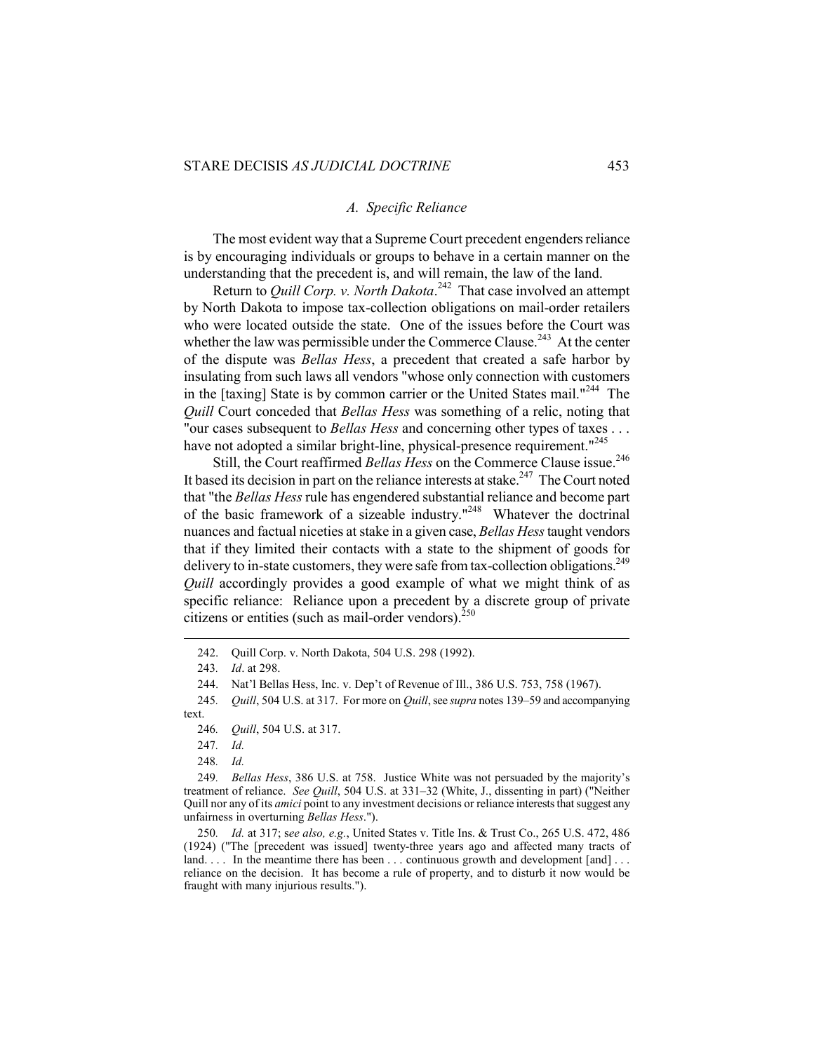### *A. Specific Reliance*

The most evident way that a Supreme Court precedent engenders reliance is by encouraging individuals or groups to behave in a certain manner on the understanding that the precedent is, and will remain, the law of the land.

Return to *Quill Corp. v. North Dakota*.[242] That case involved an attempt by North Dakota to impose tax-collection obligations on mail-order retailers who were located outside the state. One of the issues before the Court was whether the law was permissible under the Commerce Clause.[243] At the center of the dispute was *Bellas Hess*, a precedent that created a safe harbor by insulating from such laws all vendors "whose only connection with customers in the [taxing] State is by common carrier or the United States mail."[244] The *Quill* Court conceded that *Bellas Hess* was something of a relic, noting that "our cases subsequent to *Bellas Hess* and concerning other types of taxes . . . have not adopted a similar bright-line, physical-presence requirement."[245]

Still, the Court reaffirmed *Bellas Hess* on the Commerce Clause issue.[246] It based its decision in part on the reliance interests at stake.[247] The Court noted that "the *Bellas Hess* rule has engendered substantial reliance and become part of the basic framework of a sizeable industry."[248] Whatever the doctrinal nuances and factual niceties at stake in a given case, *Bellas Hess* taught vendors that if they limited their contacts with a state to the shipment of goods for delivery to in-state customers, they were safe from tax-collection obligations.[249] *Quill* accordingly provides a good example of what we might think of as specific reliance: Reliance upon a precedent by a discrete group of private citizens or entities (such as mail-order vendors).[250]

---

242. Quill Corp. v. North Dakota, 504 U.S. 298 (1992).

243. *Id*. at 298.

244. Nat'l Bellas Hess, Inc. v. Dep't of Revenue of Ill., 386 U.S. 753, 758 (1967).

245. *Quill*, 504 U.S. at 317. For more on *Quill*, see *supra* notes 139–59 and accompanying text.

246. *Quill*, 504 U.S. at 317.

247. *Id.*

248. *Id.*

249. *Bellas Hess*, 386 U.S. at 758. Justice White was not persuaded by the majority's treatment of reliance. *See Quill*, 504 U.S. at 331–32 (White, J., dissenting in part) ("Neither Quill nor any of its *amici* point to any investment decisions or reliance interests that suggest any unfairness in overturning *Bellas Hess*.").

250. *Id.* at 317; s*ee also, e.g.*, United States v. Title Ins. & Trust Co., 265 U.S. 472, 486 (1924) ("The [precedent was issued] twenty-three years ago and affected many tracts of land. . . . In the meantime there has been . . . continuous growth and development [and] . . . reliance on the decision. It has become a rule of property, and to disturb it now would be fraught with many injurious results.").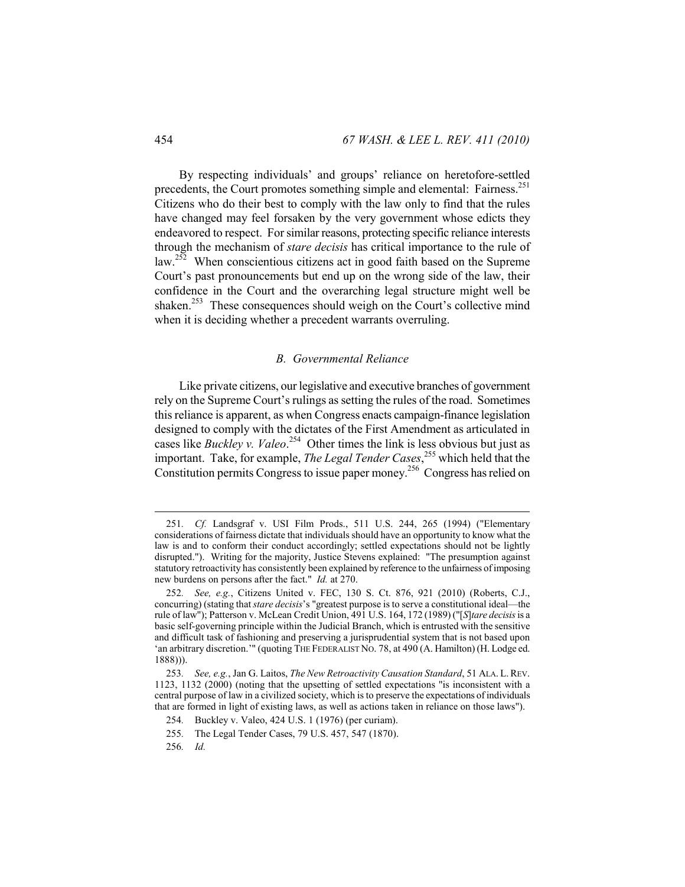By respecting individuals' and groups' reliance on heretofore-settled precedents, the Court promotes something simple and elemental: Fairness.[251] Citizens who do their best to comply with the law only to find that the rules have changed may feel forsaken by the very government whose edicts they endeavored to respect. For similar reasons, protecting specific reliance interests through the mechanism of *stare decisis* has critical importance to the rule of law.[252] When conscientious citizens act in good faith based on the Supreme Court's past pronouncements but end up on the wrong side of the law, their confidence in the Court and the overarching legal structure might well be shaken.[253] These consequences should weigh on the Court's collective mind when it is deciding whether a precedent warrants overruling.

### *B. Governmental Reliance*

Like private citizens, our legislative and executive branches of government rely on the Supreme Court's rulings as setting the rules of the road. Sometimes this reliance is apparent, as when Congress enacts campaign-finance legislation designed to comply with the dictates of the First Amendment as articulated in cases like *Buckley v. Valeo*.[254] Other times the link is less obvious but just as important. Take, for example, *The Legal Tender Cases*,[255] which held that the Constitution permits Congress to issue paper money.[256] Congress has relied on

---

251. *Cf.* Landsgraf v. USI Film Prods., 511 U.S. 244, 265 (1994) ("Elementary considerations of fairness dictate that individuals should have an opportunity to know what the law is and to conform their conduct accordingly; settled expectations should not be lightly disrupted."). Writing for the majority, Justice Stevens explained: "The presumption against statutory retroactivity has consistently been explained by reference to the unfairness of imposing new burdens on persons after the fact." *Id.* at 270.

252. *See, e.g.*, Citizens United v. FEC, 130 S. Ct. 876, 921 (2010) (Roberts, C.J., concurring) (stating that *stare decisis*'s "greatest purpose is to serve a constitutional ideal—the rule of law"); Patterson v. McLean Credit Union, 491 U.S. 164, 172 (1989) ("[*S*]*tare decisis* is a basic self-governing principle within the Judicial Branch, which is entrusted with the sensitive and difficult task of fashioning and preserving a jurisprudential system that is not based upon 'an arbitrary discretion.'" (quoting THE FEDERALIST NO. 78, at 490 (A. Hamilton) (H. Lodge ed. 1888))).

253. *See, e.g.*, Jan G. Laitos, *The New Retroactivity Causation Standard*, 51 ALA. L. REV. 1123, 1132 (2000) (noting that the upsetting of settled expectations "is inconsistent with a central purpose of law in a civilized society, which is to preserve the expectations of individuals that are formed in light of existing laws, as well as actions taken in reliance on those laws").

254. Buckley v. Valeo, 424 U.S. 1 (1976) (per curiam).

255. The Legal Tender Cases, 79 U.S. 457, 547 (1870).

256. *Id.*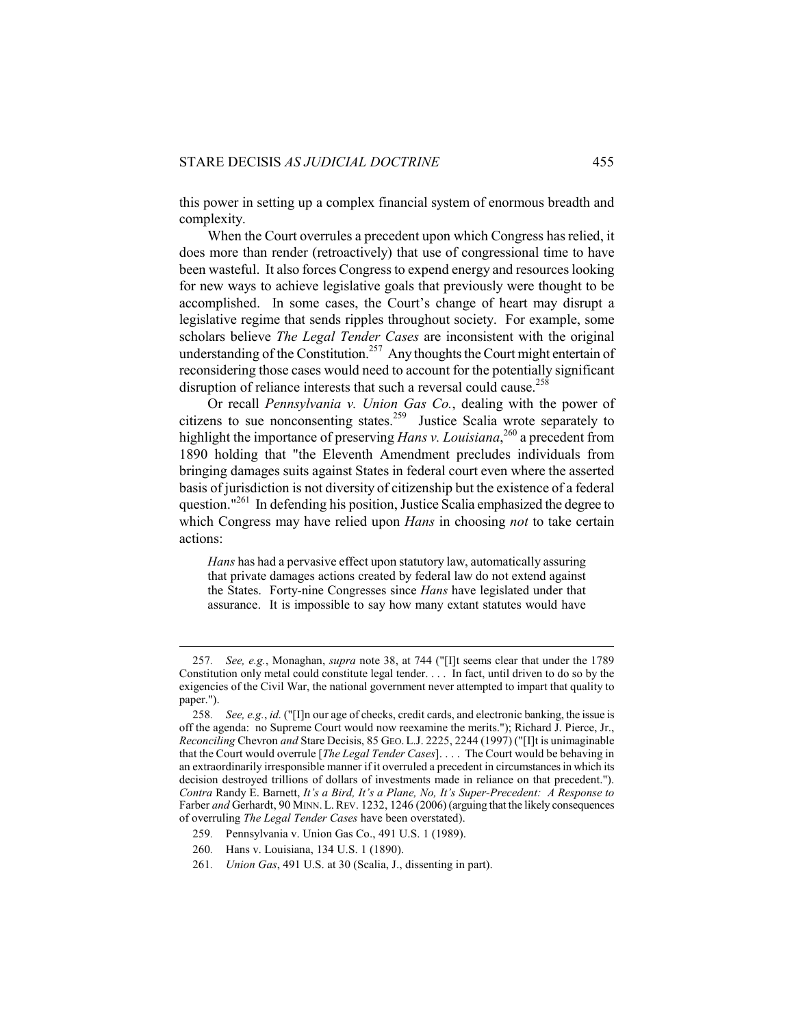this power in setting up a complex financial system of enormous breadth and complexity.

When the Court overrules a precedent upon which Congress has relied, it does more than render (retroactively) that use of congressional time to have been wasteful. It also forces Congress to expend energy and resources looking for new ways to achieve legislative goals that previously were thought to be accomplished. In some cases, the Court's change of heart may disrupt a legislative regime that sends ripples throughout society. For example, some scholars believe *The Legal Tender Cases* are inconsistent with the original understanding of the Constitution.[257] Any thoughts the Court might entertain of reconsidering those cases would need to account for the potentially significant disruption of reliance interests that such a reversal could cause.[258]

Or recall *Pennsylvania v. Union Gas Co.*, dealing with the power of citizens to sue nonconsenting states.[259] Justice Scalia wrote separately to highlight the importance of preserving *Hans v. Louisiana*,[260] a precedent from 1890 holding that "the Eleventh Amendment precludes individuals from bringing damages suits against States in federal court even where the asserted basis of jurisdiction is not diversity of citizenship but the existence of a federal question."[261] In defending his position, Justice Scalia emphasized the degree to which Congress may have relied upon *Hans* in choosing *not* to take certain actions:

> *Hans* has had a pervasive effect upon statutory law, automatically assuring that private damages actions created by federal law do not extend against the States. Forty-nine Congresses since *Hans* have legislated under that assurance. It is impossible to say how many extant statutes would have

---

257. *See, e.g.*, Monaghan, *supra* note 38, at 744 ("[I]t seems clear that under the 1789 Constitution only metal could constitute legal tender. . . . In fact, until driven to do so by the exigencies of the Civil War, the national government never attempted to impart that quality to paper.").

258. *See, e.g.*, *id.* ("[I]n our age of checks, credit cards, and electronic banking, the issue is off the agenda: no Supreme Court would now reexamine the merits."); Richard J. Pierce, Jr., *Reconciling* Chevron *and* Stare Decisis, 85 GEO. L.J. 2225, 2244 (1997) ("[I]t is unimaginable that the Court would overrule [*The Legal Tender Cases*]. . . . The Court would be behaving in an extraordinarily irresponsible manner if it overruled a precedent in circumstances in which its decision destroyed trillions of dollars of investments made in reliance on that precedent."). *Contra* Randy E. Barnett, *It's a Bird, It's a Plane, No, It's Super-Precedent: A Response to* Farber *and* Gerhardt, 90 MINN. L. REV. 1232, 1246 (2006) (arguing that the likely consequences of overruling *The Legal Tender Cases* have been overstated).

259. Pennsylvania v. Union Gas Co., 491 U.S. 1 (1989).

260. Hans v. Louisiana, 134 U.S. 1 (1890).

261. *Union Gas*, 491 U.S. at 30 (Scalia, J., dissenting in part).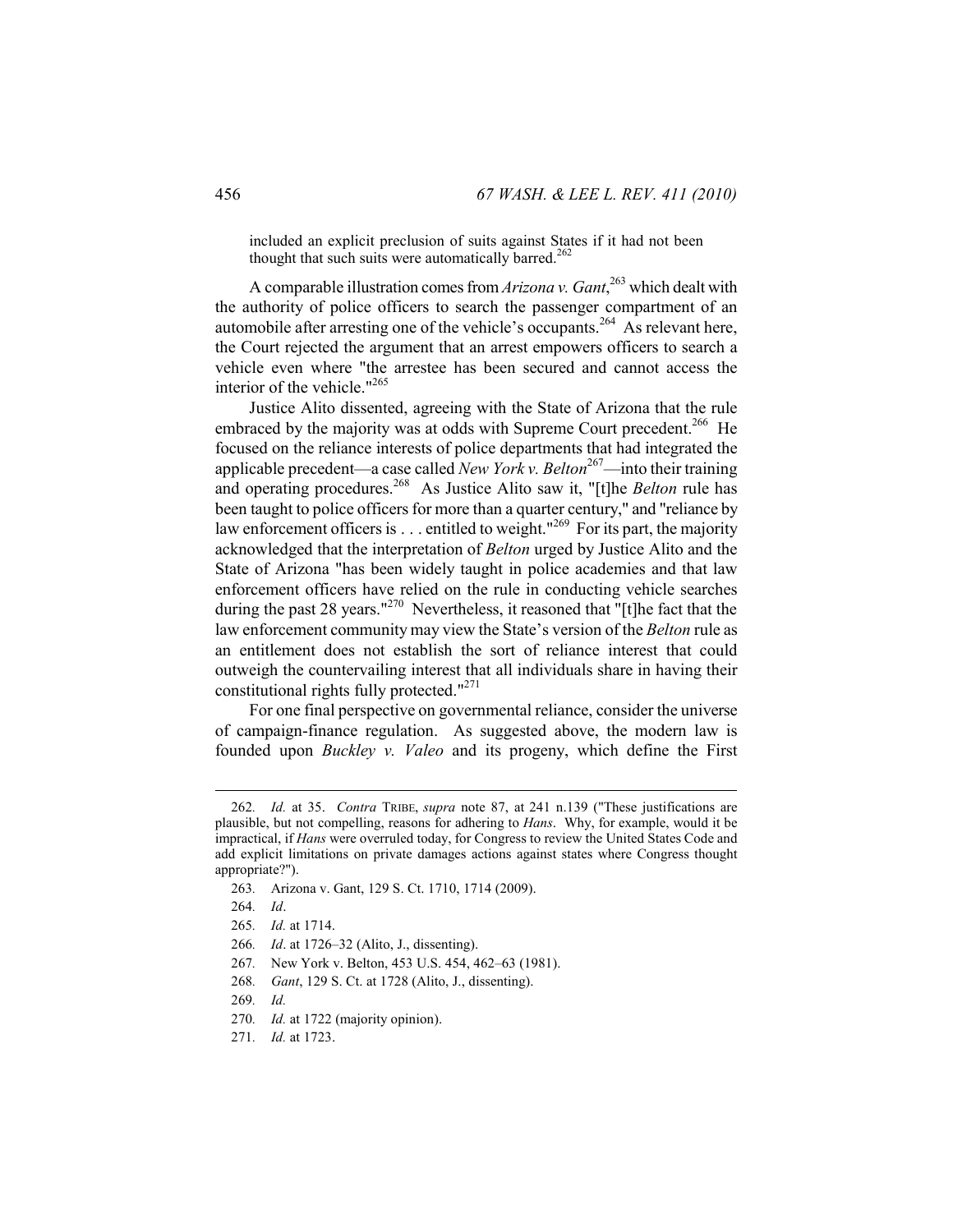included an explicit preclusion of suits against States if it had not been thought that such suits were automatically barred.[262]

A comparable illustration comes from *Arizona v. Gant*,[263] which dealt with the authority of police officers to search the passenger compartment of an automobile after arresting one of the vehicle's occupants.[264] As relevant here, the Court rejected the argument that an arrest empowers officers to search a vehicle even where "the arrestee has been secured and cannot access the interior of the vehicle."[265]

Justice Alito dissented, agreeing with the State of Arizona that the rule embraced by the majority was at odds with Supreme Court precedent.[266] He focused on the reliance interests of police departments that had integrated the applicable precedent—a case called *New York v. Belton*[267]—into their training and operating procedures.[268] As Justice Alito saw it, "[t]he *Belton* rule has been taught to police officers for more than a quarter century," and "reliance by law enforcement officers is . . . entitled to weight."[269] For its part, the majority acknowledged that the interpretation of *Belton* urged by Justice Alito and the State of Arizona "has been widely taught in police academies and that law enforcement officers have relied on the rule in conducting vehicle searches during the past 28 years."[270] Nevertheless, it reasoned that "[t]he fact that the law enforcement community may view the State's version of the *Belton* rule as an entitlement does not establish the sort of reliance interest that could outweigh the countervailing interest that all individuals share in having their constitutional rights fully protected."[271]

For one final perspective on governmental reliance, consider the universe of campaign-finance regulation. As suggested above, the modern law is founded upon *Buckley v. Valeo* and its progeny, which define the First

---

262. *Id.* at 35. *Contra* TRIBE, *supra* note 87, at 241 n.139 ("These justifications are plausible, but not compelling, reasons for adhering to *Hans*. Why, for example, would it be impractical, if *Hans* were overruled today, for Congress to review the United States Code and add explicit limitations on private damages actions against states where Congress thought appropriate?").

263. Arizona v. Gant, 129 S. Ct. 1710, 1714 (2009).

264. *Id*.

265. *Id.* at 1714.

266. *Id*. at 1726–32 (Alito, J., dissenting).

267. New York v. Belton, 453 U.S. 454, 462–63 (1981).

268. *Gant*, 129 S. Ct. at 1728 (Alito, J., dissenting).

269. *Id.*

270. *Id.* at 1722 (majority opinion).

271. *Id.* at 1723.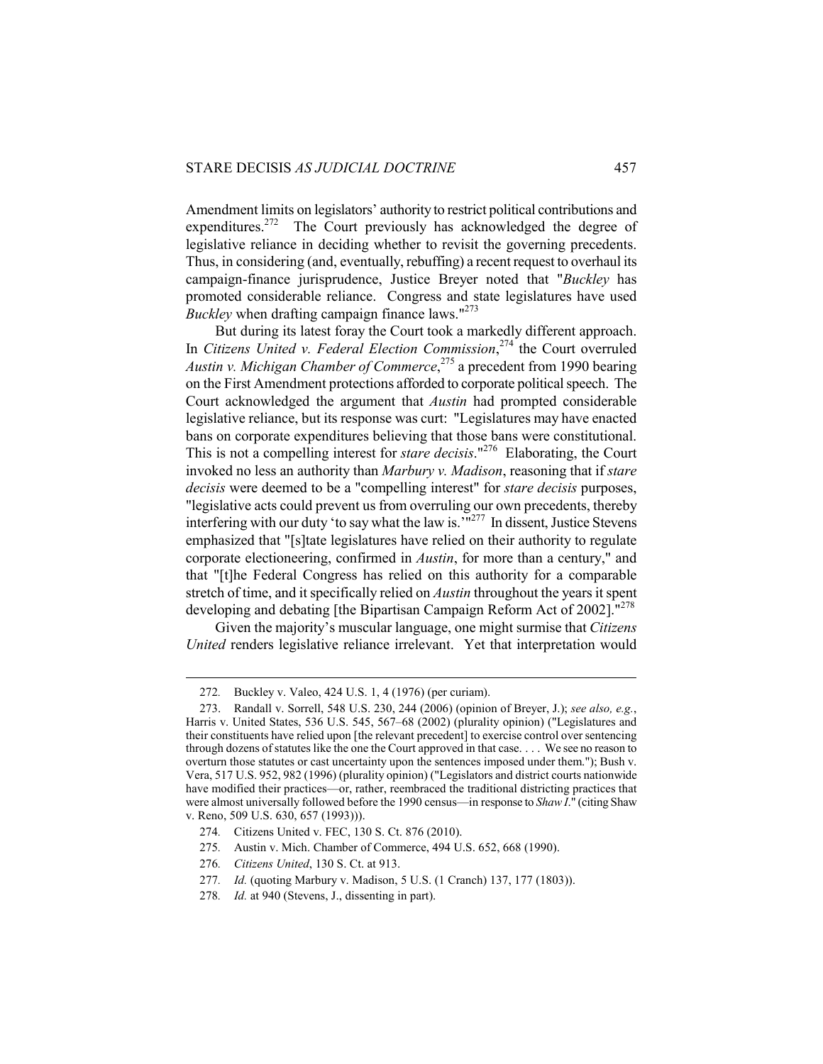Amendment limits on legislators' authority to restrict political contributions and expenditures.[272] The Court previously has acknowledged the degree of legislative reliance in deciding whether to revisit the governing precedents. Thus, in considering (and, eventually, rebuffing) a recent request to overhaul its campaign-finance jurisprudence, Justice Breyer noted that "*Buckley* has promoted considerable reliance. Congress and state legislatures have used *Buckley* when drafting campaign finance laws."[273]

But during its latest foray the Court took a markedly different approach. In *Citizens United v. Federal Election Commission*,[274] the Court overruled *Austin v. Michigan Chamber of Commerce*,[275] a precedent from 1990 bearing on the First Amendment protections afforded to corporate political speech. The Court acknowledged the argument that *Austin* had prompted considerable legislative reliance, but its response was curt: "Legislatures may have enacted bans on corporate expenditures believing that those bans were constitutional. This is not a compelling interest for *stare decisis*."[276] Elaborating, the Court invoked no less an authority than *Marbury v. Madison*, reasoning that if *stare decisis* were deemed to be a "compelling interest" for *stare decisis* purposes, "legislative acts could prevent us from overruling our own precedents, thereby interfering with our duty 'to say what the law is.'"[277] In dissent, Justice Stevens emphasized that "[s]tate legislatures have relied on their authority to regulate corporate electioneering, confirmed in *Austin*, for more than a century," and that "[t]he Federal Congress has relied on this authority for a comparable stretch of time, and it specifically relied on *Austin* throughout the years it spent developing and debating [the Bipartisan Campaign Reform Act of 2002]."[278]

Given the majority's muscular language, one might surmise that *Citizens United* renders legislative reliance irrelevant. Yet that interpretation would

---

272. Buckley v. Valeo, 424 U.S. 1, 4 (1976) (per curiam).

273. Randall v. Sorrell, 548 U.S. 230, 244 (2006) (opinion of Breyer, J.); *see also, e.g.*, Harris v. United States, 536 U.S. 545, 567–68 (2002) (plurality opinion) ("Legislatures and their constituents have relied upon [the relevant precedent] to exercise control over sentencing through dozens of statutes like the one the Court approved in that case. . . . We see no reason to overturn those statutes or cast uncertainty upon the sentences imposed under them."); Bush v. Vera, 517 U.S. 952, 982 (1996) (plurality opinion) ("Legislators and district courts nationwide have modified their practices—or, rather, reembraced the traditional districting practices that were almost universally followed before the 1990 census—in response to *Shaw I*." (citing Shaw v. Reno, 509 U.S. 630, 657 (1993))).

274. Citizens United v. FEC, 130 S. Ct. 876 (2010).

275. Austin v. Mich. Chamber of Commerce, 494 U.S. 652, 668 (1990).

276. *Citizens United*, 130 S. Ct. at 913.

277. *Id.* (quoting Marbury v. Madison, 5 U.S. (1 Cranch) 137, 177 (1803)).

278. *Id.* at 940 (Stevens, J., dissenting in part).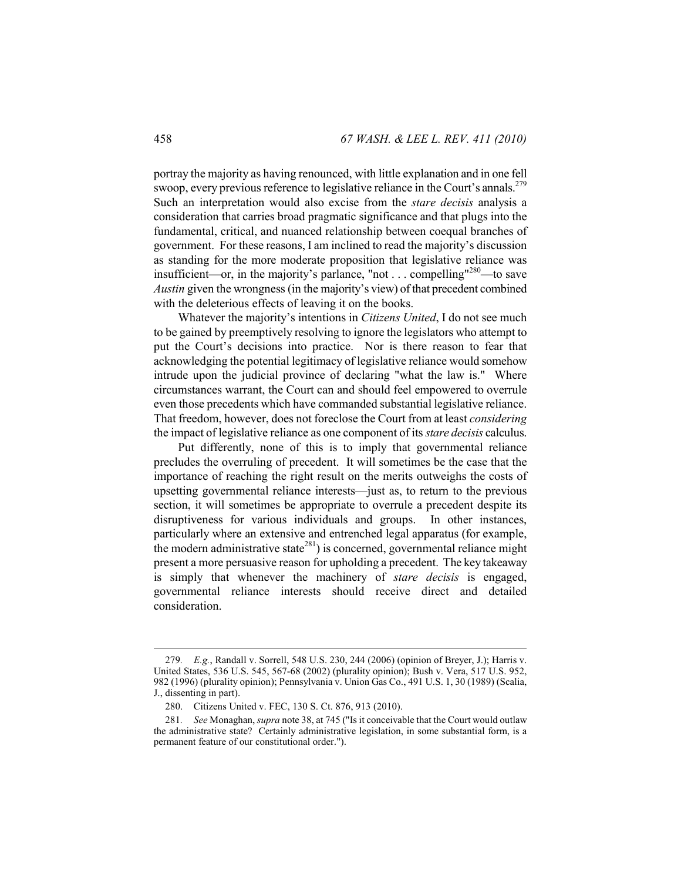portray the majority as having renounced, with little explanation and in one fell swoop, every previous reference to legislative reliance in the Court's annals.[279] Such an interpretation would also excise from the *stare decisis* analysis a consideration that carries broad pragmatic significance and that plugs into the fundamental, critical, and nuanced relationship between coequal branches of government. For these reasons, I am inclined to read the majority's discussion as standing for the more moderate proposition that legislative reliance was insufficient—or, in the majority's parlance, "not . . . compelling"[280]—to save *Austin* given the wrongness (in the majority's view) of that precedent combined with the deleterious effects of leaving it on the books.

Whatever the majority's intentions in *Citizens United*, I do not see much to be gained by preemptively resolving to ignore the legislators who attempt to put the Court's decisions into practice. Nor is there reason to fear that acknowledging the potential legitimacy of legislative reliance would somehow intrude upon the judicial province of declaring "what the law is." Where circumstances warrant, the Court can and should feel empowered to overrule even those precedents which have commanded substantial legislative reliance. That freedom, however, does not foreclose the Court from at least *considering* the impact of legislative reliance as one component of its *stare decisis* calculus.

Put differently, none of this is to imply that governmental reliance precludes the overruling of precedent. It will sometimes be the case that the importance of reaching the right result on the merits outweighs the costs of upsetting governmental reliance interests—just as, to return to the previous section, it will sometimes be appropriate to overrule a precedent despite its disruptiveness for various individuals and groups. In other instances, particularly where an extensive and entrenched legal apparatus (for example, the modern administrative state[281]) is concerned, governmental reliance might present a more persuasive reason for upholding a precedent. The key takeaway is simply that whenever the machinery of *stare decisis* is engaged, governmental reliance interests should receive direct and detailed consideration.

---

279. *E.g.*, Randall v. Sorrell, 548 U.S. 230, 244 (2006) (opinion of Breyer, J.); Harris v. United States, 536 U.S. 545, 567-68 (2002) (plurality opinion); Bush v. Vera, 517 U.S. 952, 982 (1996) (plurality opinion); Pennsylvania v. Union Gas Co., 491 U.S. 1, 30 (1989) (Scalia, J., dissenting in part).

280. Citizens United v. FEC, 130 S. Ct. 876, 913 (2010).

281. *See* Monaghan, *supra* note 38, at 745 ("Is it conceivable that the Court would outlaw the administrative state? Certainly administrative legislation, in some substantial form, is a permanent feature of our constitutional order.").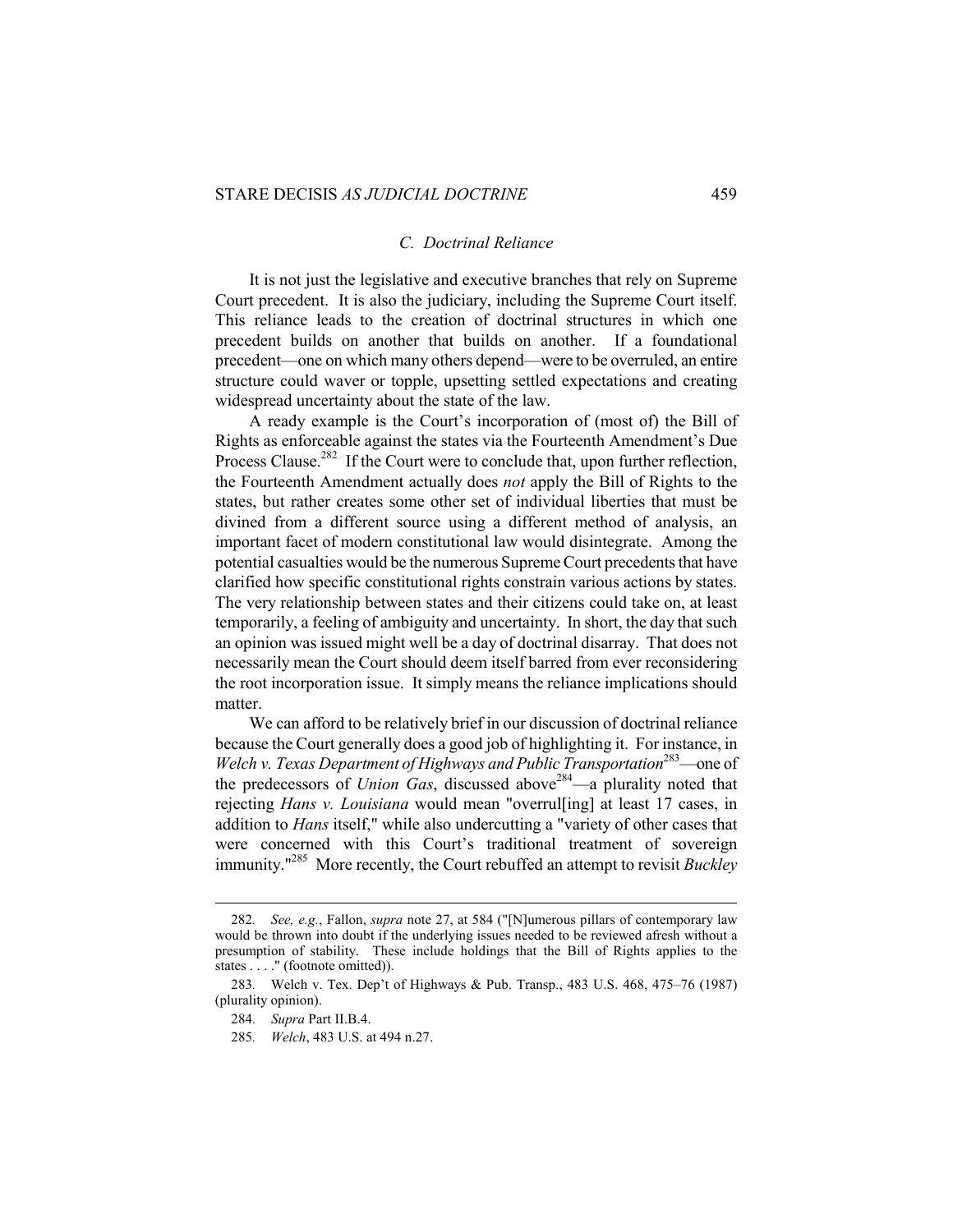### *C. Doctrinal Reliance*

It is not just the legislative and executive branches that rely on Supreme Court precedent. It is also the judiciary, including the Supreme Court itself. This reliance leads to the creation of doctrinal structures in which one precedent builds on another that builds on another. If a foundational precedent—one on which many others depend—were to be overruled, an entire structure could waver or topple, upsetting settled expectations and creating widespread uncertainty about the state of the law.

A ready example is the Court's incorporation of (most of) the Bill of Rights as enforceable against the states via the Fourteenth Amendment's Due Process Clause.[282] If the Court were to conclude that, upon further reflection, the Fourteenth Amendment actually does *not* apply the Bill of Rights to the states, but rather creates some other set of individual liberties that must be divined from a different source using a different method of analysis, an important facet of modern constitutional law would disintegrate. Among the potential casualties would be the numerous Supreme Court precedents that have clarified how specific constitutional rights constrain various actions by states. The very relationship between states and their citizens could take on, at least temporarily, a feeling of ambiguity and uncertainty. In short, the day that such an opinion was issued might well be a day of doctrinal disarray. That does not necessarily mean the Court should deem itself barred from ever reconsidering the root incorporation issue. It simply means the reliance implications should matter.

We can afford to be relatively brief in our discussion of doctrinal reliance because the Court generally does a good job of highlighting it. For instance, in *Welch v. Texas Department of Highways and Public Transportation*[283]—one of the predecessors of *Union Gas*, discussed above[284]—a plurality noted that rejecting *Hans v. Louisiana* would mean "overrul[ing] at least 17 cases, in addition to *Hans* itself," while also undercutting a "variety of other cases that were concerned with this Court's traditional treatment of sovereign immunity."[285] More recently, the Court rebuffed an attempt to revisit *Buckley*

---

282. *See, e.g.*, Fallon, *supra* note 27, at 584 ("[N]umerous pillars of contemporary law would be thrown into doubt if the underlying issues needed to be reviewed afresh without a presumption of stability. These include holdings that the Bill of Rights applies to the states . . . ." (footnote omitted)).

283. Welch v. Tex. Dep't of Highways & Pub. Transp., 483 U.S. 468, 475–76 (1987) (plurality opinion).

284. *Supra* Part II.B.4.

285. *Welch*, 483 U.S. at 494 n.27.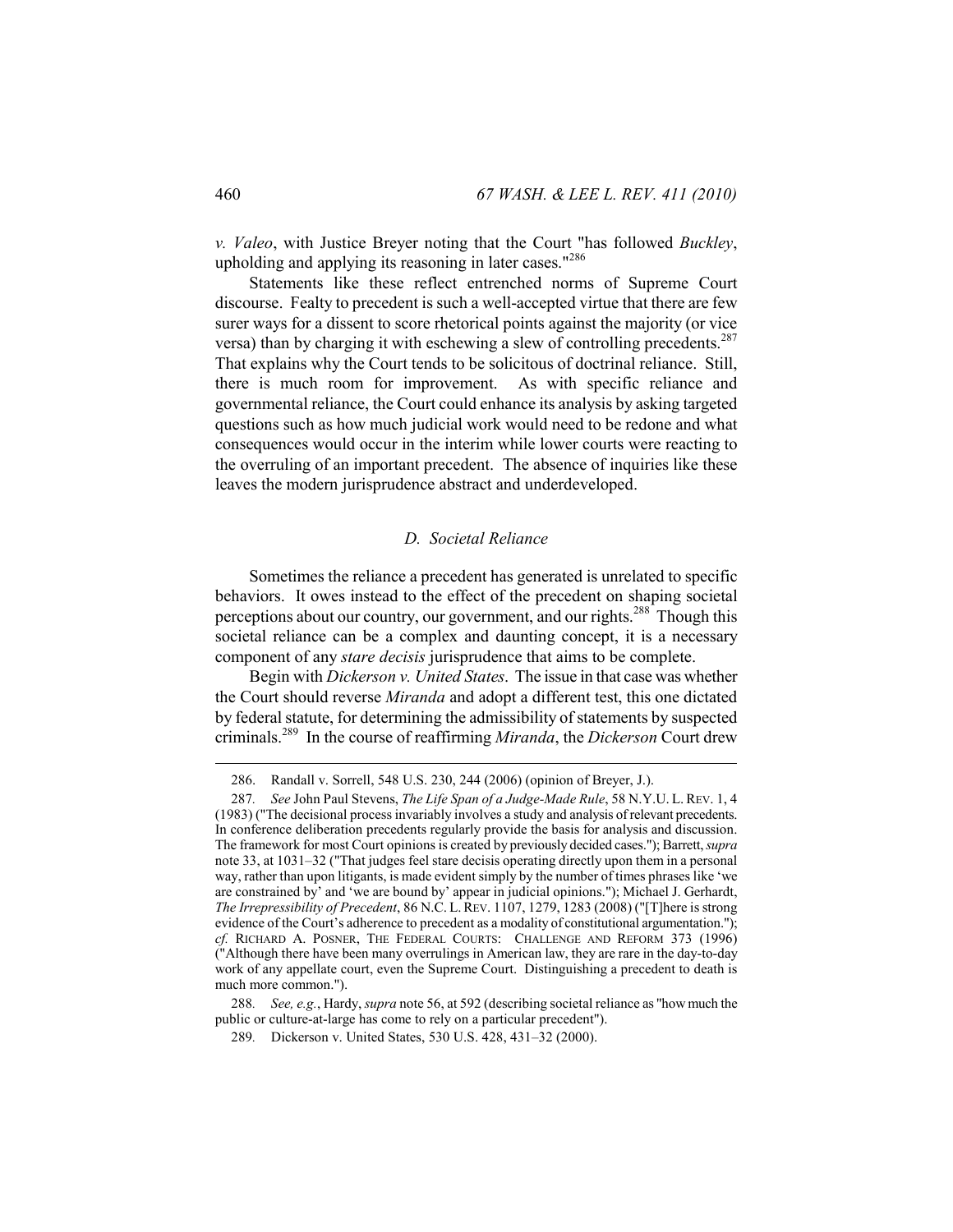*v. Valeo*, with Justice Breyer noting that the Court "has followed *Buckley*, upholding and applying its reasoning in later cases."[286]

Statements like these reflect entrenched norms of Supreme Court discourse. Fealty to precedent is such a well-accepted virtue that there are few surer ways for a dissent to score rhetorical points against the majority (or vice versa) than by charging it with eschewing a slew of controlling precedents.[287] That explains why the Court tends to be solicitous of doctrinal reliance. Still, there is much room for improvement. As with specific reliance and governmental reliance, the Court could enhance its analysis by asking targeted questions such as how much judicial work would need to be redone and what consequences would occur in the interim while lower courts were reacting to the overruling of an important precedent. The absence of inquiries like these leaves the modern jurisprudence abstract and underdeveloped.

### *D. Societal Reliance*

Sometimes the reliance a precedent has generated is unrelated to specific behaviors. It owes instead to the effect of the precedent on shaping societal perceptions about our country, our government, and our rights.[288] Though this societal reliance can be a complex and daunting concept, it is a necessary component of any *stare decisis* jurisprudence that aims to be complete.

Begin with *Dickerson v. United States*. The issue in that case was whether the Court should reverse *Miranda* and adopt a different test, this one dictated by federal statute, for determining the admissibility of statements by suspected criminals.[289] In the course of reaffirming *Miranda*, the *Dickerson* Court drew

---

286. Randall v. Sorrell, 548 U.S. 230, 244 (2006) (opinion of Breyer, J.).

287. *See* John Paul Stevens, *The Life Span of a Judge-Made Rule*, 58 N.Y.U. L. REV. 1, 4 (1983) ("The decisional process invariably involves a study and analysis of relevant precedents. In conference deliberation precedents regularly provide the basis for analysis and discussion. The framework for most Court opinions is created by previously decided cases."); Barrett, *supra* note 33, at 1031–32 ("That judges feel stare decisis operating directly upon them in a personal way, rather than upon litigants, is made evident simply by the number of times phrases like 'we are constrained by' and 'we are bound by' appear in judicial opinions."); Michael J. Gerhardt, *The Irrepressibility of Precedent*, 86 N.C. L. REV. 1107, 1279, 1283 (2008) ("[T]here is strong evidence of the Court's adherence to precedent as a modality of constitutional argumentation."); *cf.* RICHARD A. POSNER, THE FEDERAL COURTS: CHALLENGE AND REFORM 373 (1996) ("Although there have been many overrulings in American law, they are rare in the day-to-day work of any appellate court, even the Supreme Court. Distinguishing a precedent to death is much more common.").

288. *See, e.g.*, Hardy, *supra* note 56, at 592 (describing societal reliance as "how much the public or culture-at-large has come to rely on a particular precedent").

289. Dickerson v. United States, 530 U.S. 428, 431–32 (2000).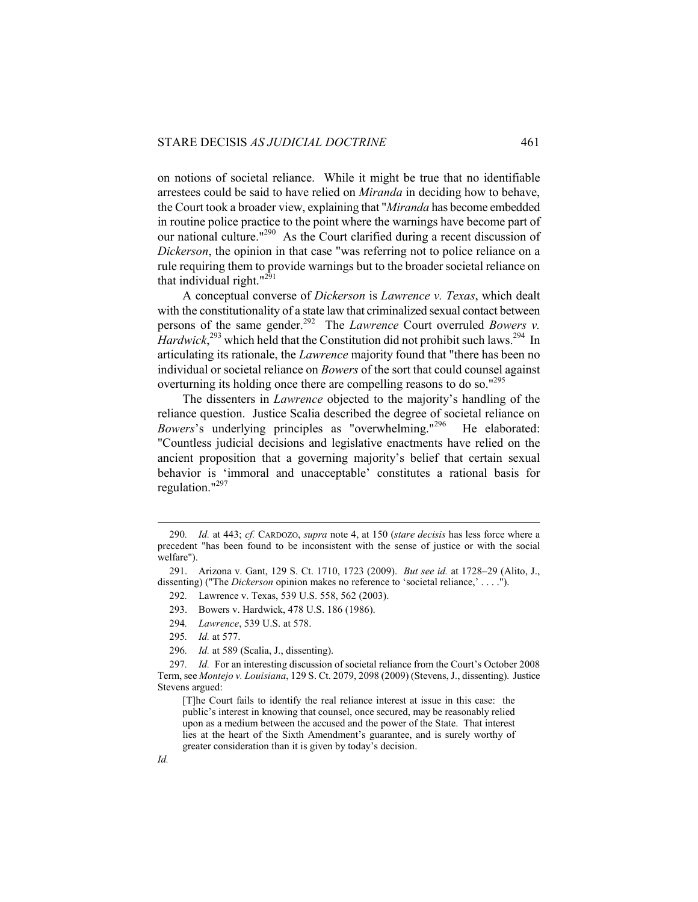on notions of societal reliance. While it might be true that no identifiable arrestees could be said to have relied on *Miranda* in deciding how to behave, the Court took a broader view, explaining that "*Miranda* has become embedded in routine police practice to the point where the warnings have become part of our national culture."[290] As the Court clarified during a recent discussion of *Dickerson*, the opinion in that case "was referring not to police reliance on a rule requiring them to provide warnings but to the broader societal reliance on that individual right."[291]

A conceptual converse of *Dickerson* is *Lawrence v. Texas*, which dealt with the constitutionality of a state law that criminalized sexual contact between persons of the same gender.[292] The *Lawrence* Court overruled *Bowers v. Hardwick*,[293] which held that the Constitution did not prohibit such laws.[294] In articulating its rationale, the *Lawrence* majority found that "there has been no individual or societal reliance on *Bowers* of the sort that could counsel against overturning its holding once there are compelling reasons to do so."[295]

The dissenters in *Lawrence* objected to the majority's handling of the reliance question. Justice Scalia described the degree of societal reliance on *Bowers*'s underlying principles as "overwhelming."[296] He elaborated: "Countless judicial decisions and legislative enactments have relied on the ancient proposition that a governing majority's belief that certain sexual behavior is 'immoral and unacceptable' constitutes a rational basis for regulation."[297]

---

290. *Id.* at 443; *cf.* CARDOZO, *supra* note 4, at 150 (*stare decisis* has less force where a precedent "has been found to be inconsistent with the sense of justice or with the social welfare").

291. Arizona v. Gant, 129 S. Ct. 1710, 1723 (2009). *But see id.* at 1728–29 (Alito, J., dissenting) ("The *Dickerson* opinion makes no reference to 'societal reliance,' . . . .").

292. Lawrence v. Texas, 539 U.S. 558, 562 (2003).

293. Bowers v. Hardwick, 478 U.S. 186 (1986).

294. *Lawrence*, 539 U.S. at 578.

295. *Id.* at 577.

296. *Id.* at 589 (Scalia, J., dissenting).

297. *Id.* For an interesting discussion of societal reliance from the Court's October 2008 Term, see *Montejo v. Louisiana*, 129 S. Ct. 2079, 2098 (2009) (Stevens, J., dissenting). Justice Stevens argued:

> [T]he Court fails to identify the real reliance interest at issue in this case: the public's interest in knowing that counsel, once secured, may be reasonably relied upon as a medium between the accused and the power of the State. That interest lies at the heart of the Sixth Amendment's guarantee, and is surely worthy of greater consideration than it is given by today's decision.

*Id.*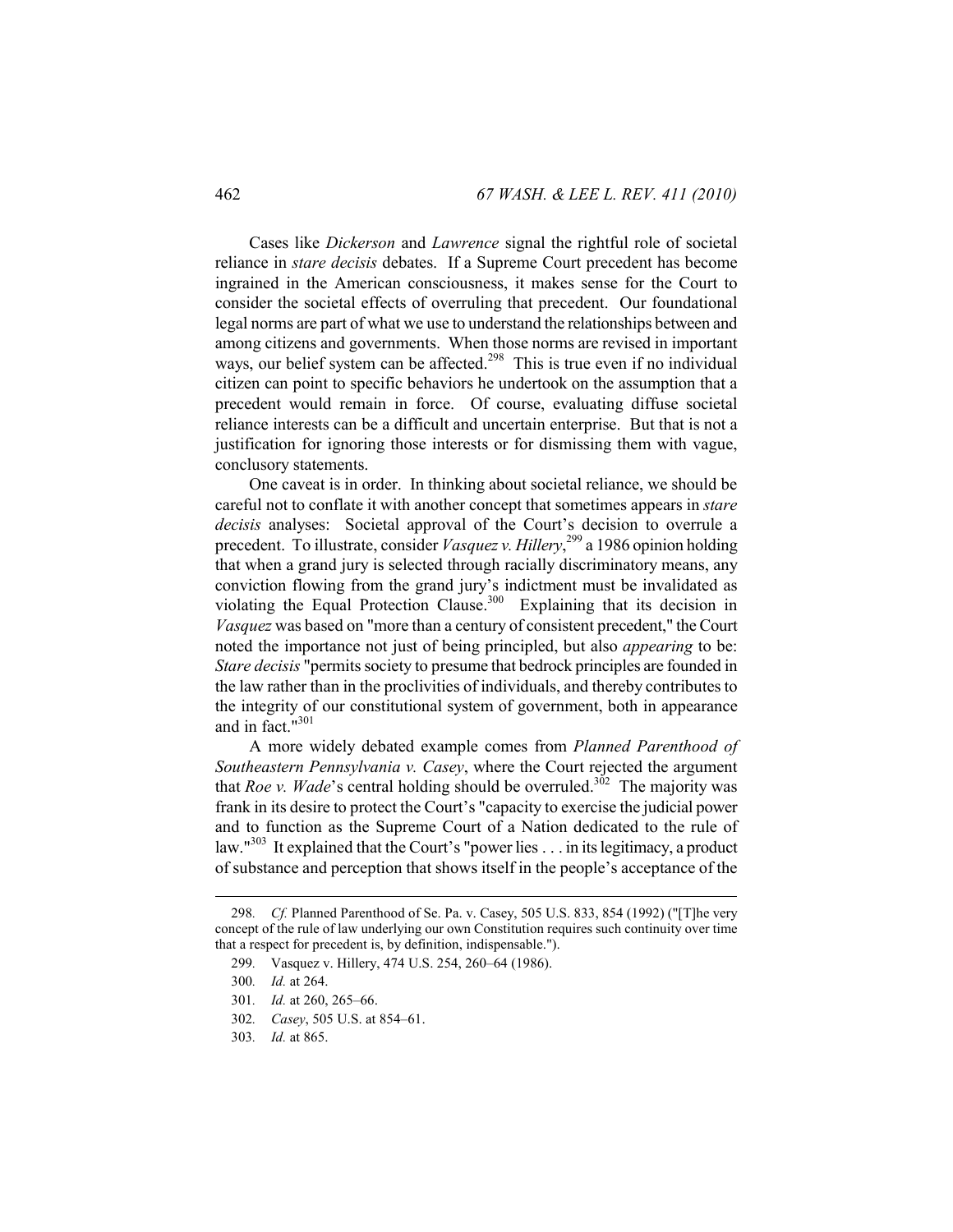Cases like *Dickerson* and *Lawrence* signal the rightful role of societal reliance in *stare decisis* debates. If a Supreme Court precedent has become ingrained in the American consciousness, it makes sense for the Court to consider the societal effects of overruling that precedent. Our foundational legal norms are part of what we use to understand the relationships between and among citizens and governments. When those norms are revised in important ways, our belief system can be affected.[298] This is true even if no individual citizen can point to specific behaviors he undertook on the assumption that a precedent would remain in force. Of course, evaluating diffuse societal reliance interests can be a difficult and uncertain enterprise. But that is not a justification for ignoring those interests or for dismissing them with vague, conclusory statements.

One caveat is in order. In thinking about societal reliance, we should be careful not to conflate it with another concept that sometimes appears in *stare decisis* analyses: Societal approval of the Court's decision to overrule a precedent. To illustrate, consider *Vasquez v. Hillery*,[299] a 1986 opinion holding that when a grand jury is selected through racially discriminatory means, any conviction flowing from the grand jury's indictment must be invalidated as violating the Equal Protection Clause.[300] Explaining that its decision in *Vasquez* was based on "more than a century of consistent precedent," the Court noted the importance not just of being principled, but also *appearing* to be: *Stare decisis* "permits society to presume that bedrock principles are founded in the law rather than in the proclivities of individuals, and thereby contributes to the integrity of our constitutional system of government, both in appearance and in fact."[301]

A more widely debated example comes from *Planned Parenthood of Southeastern Pennsylvania v. Casey*, where the Court rejected the argument that *Roe v. Wade*'s central holding should be overruled.[302] The majority was frank in its desire to protect the Court's "capacity to exercise the judicial power and to function as the Supreme Court of a Nation dedicated to the rule of law."[303] It explained that the Court's "power lies . . . in its legitimacy, a product of substance and perception that shows itself in the people's acceptance of the

---

298. *Cf.* Planned Parenthood of Se. Pa. v. Casey, 505 U.S. 833, 854 (1992) ("[T]he very concept of the rule of law underlying our own Constitution requires such continuity over time that a respect for precedent is, by definition, indispensable.").

299. Vasquez v. Hillery, 474 U.S. 254, 260–64 (1986).

300. *Id.* at 264.

301. *Id.* at 260, 265–66.

302. *Casey*, 505 U.S. at 854–61.

303. *Id.* at 865.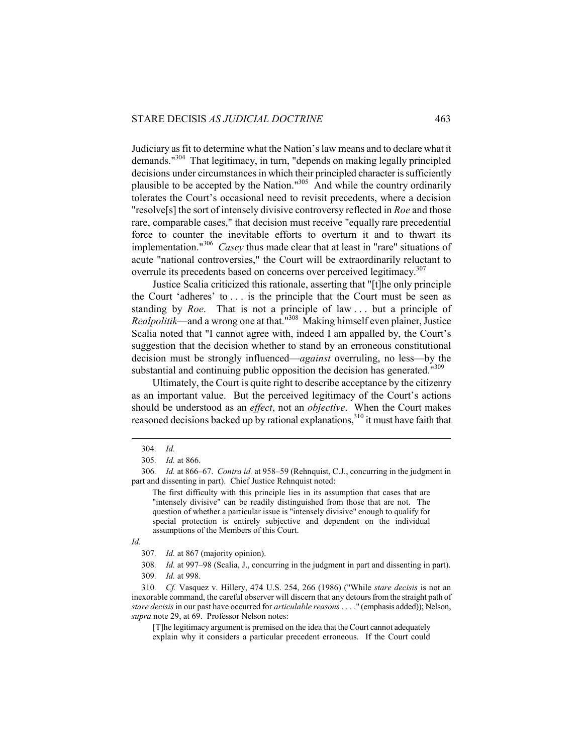Judiciary as fit to determine what the Nation's law means and to declare what it demands."[304] That legitimacy, in turn, "depends on making legally principled decisions under circumstances in which their principled character is sufficiently plausible to be accepted by the Nation."[305] And while the country ordinarily tolerates the Court's occasional need to revisit precedents, where a decision "resolve[s] the sort of intensely divisive controversy reflected in *Roe* and those rare, comparable cases," that decision must receive "equally rare precedential force to counter the inevitable efforts to overturn it and to thwart its implementation."[306] *Casey* thus made clear that at least in "rare" situations of acute "national controversies," the Court will be extraordinarily reluctant to overrule its precedents based on concerns over perceived legitimacy.[307]

Justice Scalia criticized this rationale, asserting that "[t]he only principle the Court 'adheres' to . . . is the principle that the Court must be seen as standing by *Roe*. That is not a principle of law . . . but a principle of *Realpolitik*—and a wrong one at that."[308] Making himself even plainer, Justice Scalia noted that "I cannot agree with, indeed I am appalled by, the Court's suggestion that the decision whether to stand by an erroneous constitutional decision must be strongly influenced—*against* overruling, no less—by the substantial and continuing public opposition the decision has generated."[309]

Ultimately, the Court is quite right to describe acceptance by the citizenry as an important value. But the perceived legitimacy of the Court's actions should be understood as an *effect*, not an *objective*. When the Court makes reasoned decisions backed up by rational explanations,[310] it must have faith that

---

304. *Id.*

305. *Id.* at 866.

306. *Id.* at 866–67. *Contra id.* at 958–59 (Rehnquist, C.J., concurring in the judgment in part and dissenting in part). Chief Justice Rehnquist noted:

> The first difficulty with this principle lies in its assumption that cases that are "intensely divisive" can be readily distinguished from those that are not. The question of whether a particular issue is "intensely divisive" enough to qualify for special protection is entirely subjective and dependent on the individual assumptions of the Members of this Court.

*Id.*

307. *Id.* at 867 (majority opinion).

308. *Id.* at 997–98 (Scalia, J., concurring in the judgment in part and dissenting in part).

309. *Id.* at 998.

310. *Cf.* Vasquez v. Hillery, 474 U.S. 254, 266 (1986) ("While *stare decisis* is not an inexorable command, the careful observer will discern that any detours from the straight path of *stare decisis* in our past have occurred for *articulable reasons* . . . ." (emphasis added)); Nelson, *supra* note 29, at 69. Professor Nelson notes:

> [T]he legitimacy argument is premised on the idea that the Court cannot adequately explain why it considers a particular precedent erroneous. If the Court could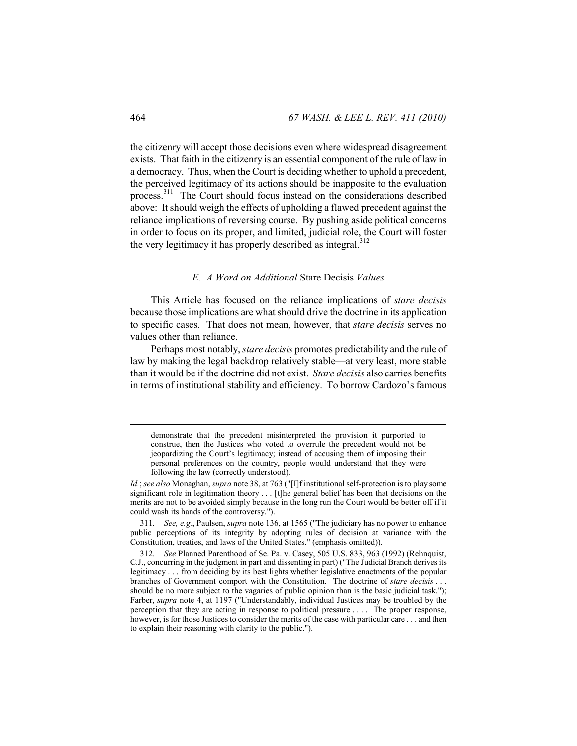the citizenry will accept those decisions even where widespread disagreement exists. That faith in the citizenry is an essential component of the rule of law in a democracy. Thus, when the Court is deciding whether to uphold a precedent, the perceived legitimacy of its actions should be inapposite to the evaluation process.[311] The Court should focus instead on the considerations described above: It should weigh the effects of upholding a flawed precedent against the reliance implications of reversing course. By pushing aside political concerns in order to focus on its proper, and limited, judicial role, the Court will foster the very legitimacy it has properly described as integral.[312]

### *E. A Word on Additional* Stare Decisis *Values*

This Article has focused on the reliance implications of *stare decisis* because those implications are what should drive the doctrine in its application to specific cases. That does not mean, however, that *stare decisis* serves no values other than reliance.

Perhaps most notably, *stare decisis* promotes predictability and the rule of law by making the legal backdrop relatively stable—at very least, more stable than it would be if the doctrine did not exist. *Stare decisis* also carries benefits in terms of institutional stability and efficiency. To borrow Cardozo's famous

---

> demonstrate that the precedent misinterpreted the provision it purported to construe, then the Justices who voted to overrule the precedent would not be jeopardizing the Court's legitimacy; instead of accusing them of imposing their personal preferences on the country, people would understand that they were following the law (correctly understood).

*Id.*; *see also* Monaghan, *supra* note 38, at 763 ("[I]f institutional self-protection is to play some significant role in legitimation theory . . . [t]he general belief has been that decisions on the merits are not to be avoided simply because in the long run the Court would be better off if it could wash its hands of the controversy.").

311. *See, e.g.*, Paulsen, *supra* note 136, at 1565 ("The judiciary has no power to enhance public perceptions of its integrity by adopting rules of decision at variance with the Constitution, treaties, and laws of the United States." (emphasis omitted)).

312. *See* Planned Parenthood of Se. Pa. v. Casey, 505 U.S. 833, 963 (1992) (Rehnquist, C.J., concurring in the judgment in part and dissenting in part) ("The Judicial Branch derives its legitimacy . . . from deciding by its best lights whether legislative enactments of the popular branches of Government comport with the Constitution. The doctrine of *stare decisis* . . . should be no more subject to the vagaries of public opinion than is the basic judicial task."); Farber, *supra* note 4, at 1197 ("Understandably, individual Justices may be troubled by the perception that they are acting in response to political pressure . . . . The proper response, however, is for those Justices to consider the merits of the case with particular care . . . and then to explain their reasoning with clarity to the public.").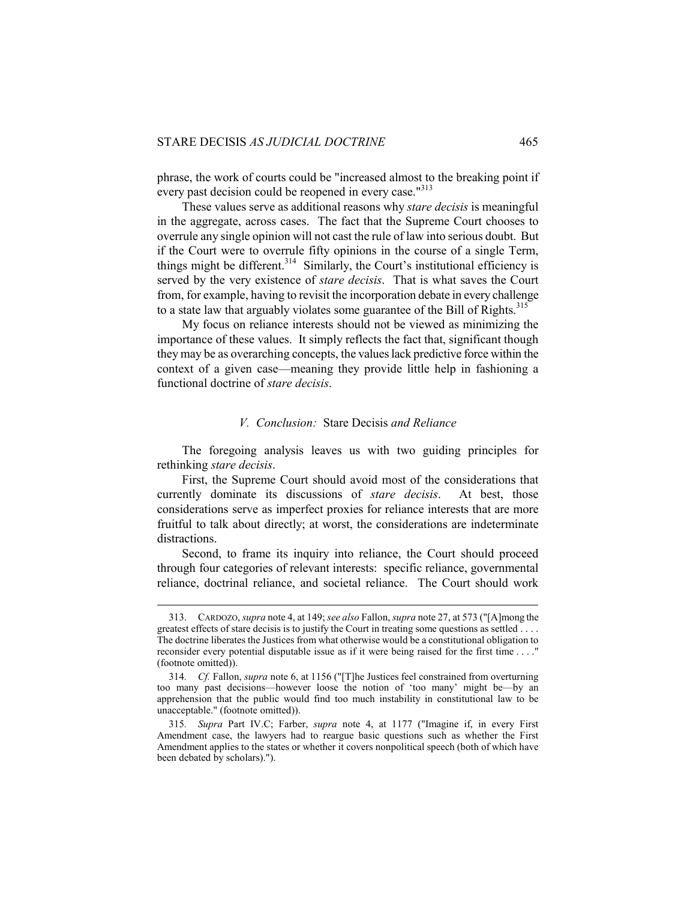phrase, the work of courts could be "increased almost to the breaking point if every past decision could be reopened in every case."[313]

These values serve as additional reasons why *stare decisis* is meaningful in the aggregate, across cases. The fact that the Supreme Court chooses to overrule any single opinion will not cast the rule of law into serious doubt. But if the Court were to overrule fifty opinions in the course of a single Term, things might be different.[314] Similarly, the Court's institutional efficiency is served by the very existence of *stare decisis*. That is what saves the Court from, for example, having to revisit the incorporation debate in every challenge to a state law that arguably violates some guarantee of the Bill of Rights.[315]

My focus on reliance interests should not be viewed as minimizing the importance of these values. It simply reflects the fact that, significant though they may be as overarching concepts, the values lack predictive force within the context of a given case—meaning they provide little help in fashioning a functional doctrine of *stare decisis*.

## *V. Conclusion:* Stare Decisis *and Reliance*

The foregoing analysis leaves us with two guiding principles for rethinking *stare decisis*.

First, the Supreme Court should avoid most of the considerations that currently dominate its discussions of *stare decisis*. At best, those considerations serve as imperfect proxies for reliance interests that are more fruitful to talk about directly; at worst, the considerations are indeterminate distractions.

Second, to frame its inquiry into reliance, the Court should proceed through four categories of relevant interests: specific reliance, governmental reliance, doctrinal reliance, and societal reliance. The Court should work

---

313. CARDOZO, *supra* note 4, at 149; *see also* Fallon, *supra* note 27, at 573 ("[A]mong the greatest effects of stare decisis is to justify the Court in treating some questions as settled . . . . The doctrine liberates the Justices from what otherwise would be a constitutional obligation to reconsider every potential disputable issue as if it were being raised for the first time . . . ." (footnote omitted)).

314. *Cf.* Fallon, *supra* note 6, at 1156 ("[T]he Justices feel constrained from overturning too many past decisions—however loose the notion of 'too many' might be—by an apprehension that the public would find too much instability in constitutional law to be unacceptable." (footnote omitted)).

315. *Supra* Part IV.C; Farber, *supra* note 4, at 1177 ("Imagine if, in every First Amendment case, the lawyers had to reargue basic questions such as whether the First Amendment applies to the states or whether it covers nonpolitical speech (both of which have been debated by scholars).").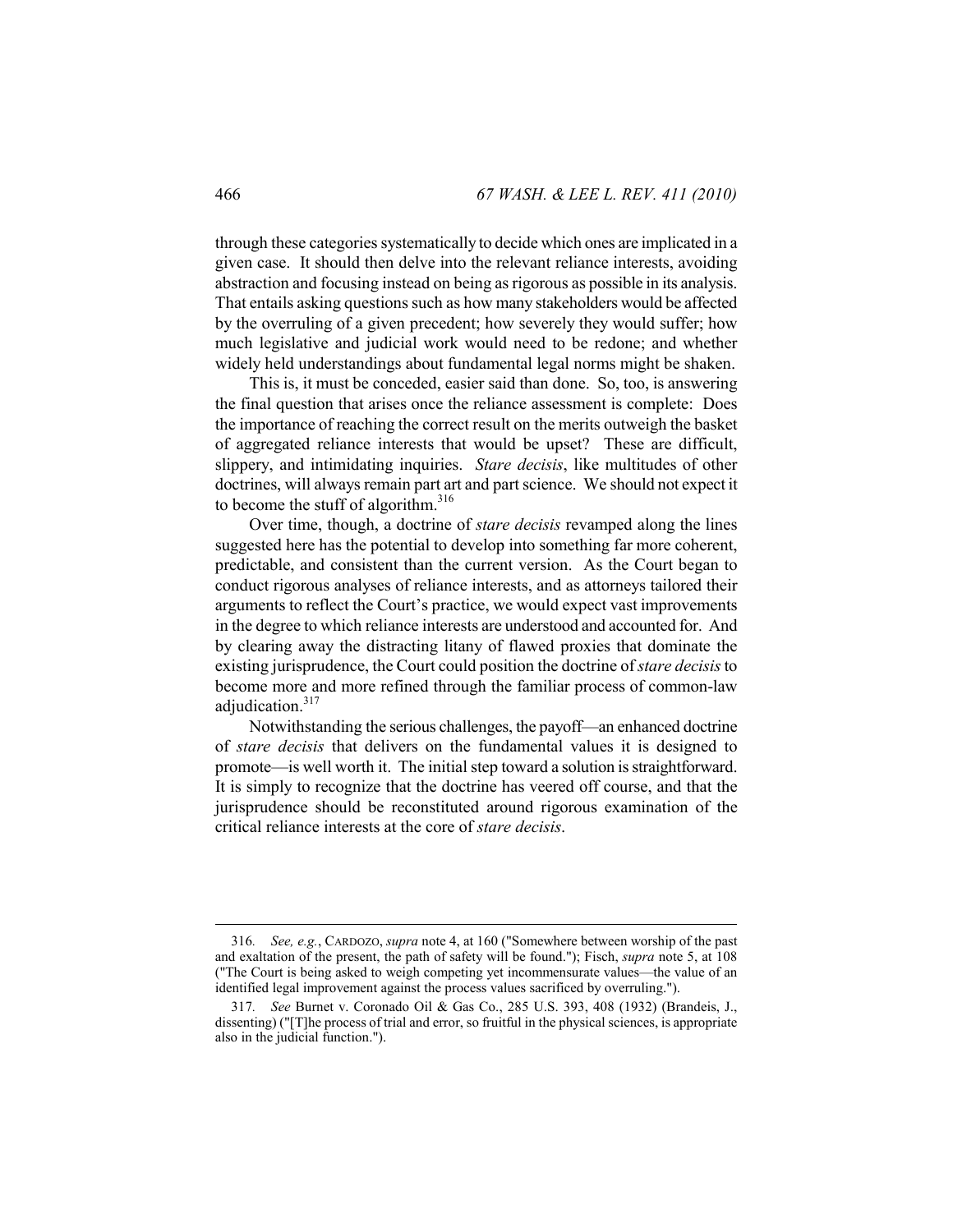through these categories systematically to decide which ones are implicated in a given case. It should then delve into the relevant reliance interests, avoiding abstraction and focusing instead on being as rigorous as possible in its analysis. That entails asking questions such as how many stakeholders would be affected by the overruling of a given precedent; how severely they would suffer; how much legislative and judicial work would need to be redone; and whether widely held understandings about fundamental legal norms might be shaken.

This is, it must be conceded, easier said than done. So, too, is answering the final question that arises once the reliance assessment is complete: Does the importance of reaching the correct result on the merits outweigh the basket of aggregated reliance interests that would be upset? These are difficult, slippery, and intimidating inquiries. *Stare decisis*, like multitudes of other doctrines, will always remain part art and part science. We should not expect it to become the stuff of algorithm.[316]

Over time, though, a doctrine of *stare decisis* revamped along the lines suggested here has the potential to develop into something far more coherent, predictable, and consistent than the current version. As the Court began to conduct rigorous analyses of reliance interests, and as attorneys tailored their arguments to reflect the Court's practice, we would expect vast improvements in the degree to which reliance interests are understood and accounted for. And by clearing away the distracting litany of flawed proxies that dominate the existing jurisprudence, the Court could position the doctrine of *stare decisis* to become more and more refined through the familiar process of common-law adjudication.[317]

Notwithstanding the serious challenges, the payoff—an enhanced doctrine of *stare decisis* that delivers on the fundamental values it is designed to promote—is well worth it. The initial step toward a solution is straightforward. It is simply to recognize that the doctrine has veered off course, and that the jurisprudence should be reconstituted around rigorous examination of the critical reliance interests at the core of *stare decisis*.

---

316. *See, e.g.*, CARDOZO, *supra* note 4, at 160 ("Somewhere between worship of the past and exaltation of the present, the path of safety will be found."); Fisch, *supra* note 5, at 108 ("The Court is being asked to weigh competing yet incommensurate values—the value of an identified legal improvement against the process values sacrificed by overruling.").

317. *See* Burnet v. Coronado Oil & Gas Co., 285 U.S. 393, 408 (1932) (Brandeis, J., dissenting) ("[T]he process of trial and error, so fruitful in the physical sciences, is appropriate also in the judicial function.").